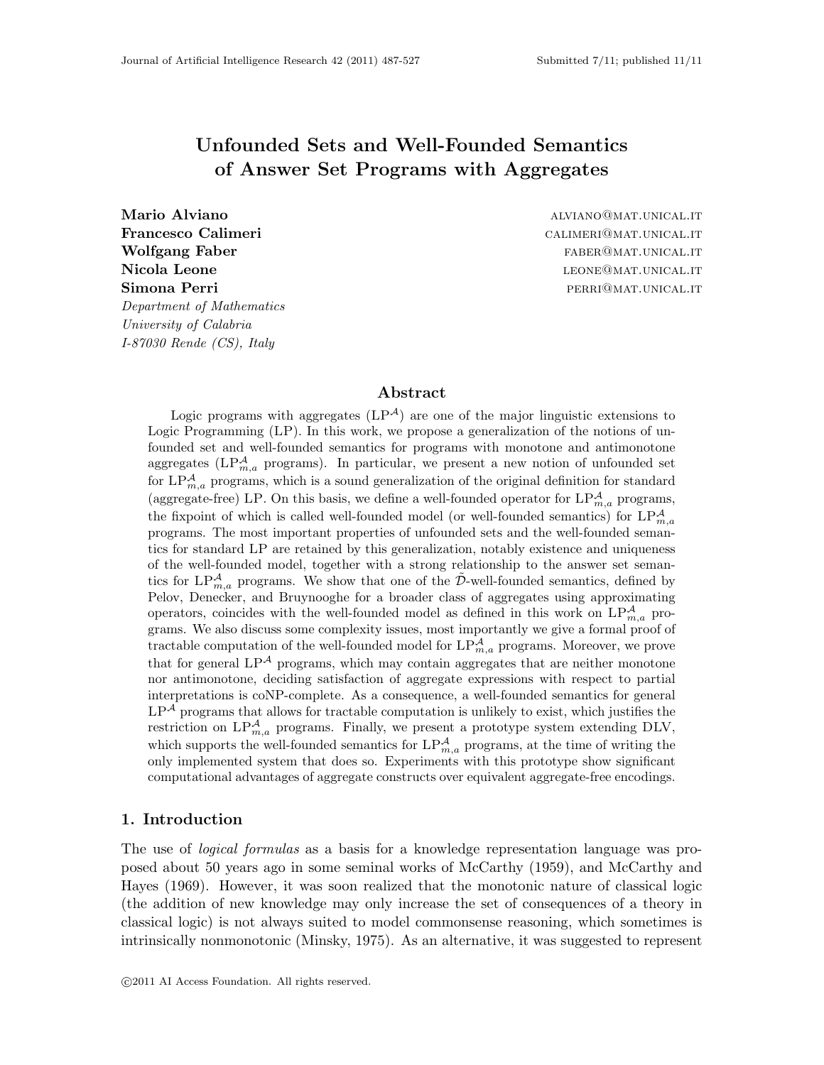# Unfounded Sets and Well-Founded Semantics of Answer Set Programs with Aggregates

**Mario Alviano** alviano@mat.unical.it
**Francesco Calimeri** calimeri@mat.unical.it
**Wolfgang Faber** faber@mat.unical.it
**Nicola Leone** leone@mat.unical.it
**Simona Perri** perri@mat.unical.it

*Department of Mathematics*
*University of Calabria*
*I-87030 Rende (CS), Italy*

## Abstract

Logic programs with aggregates ($\text{LP}^{\mathcal{A}}$) are one of the major linguistic extensions to Logic Programming (LP). In this work, we propose a generalization of the notions of unfounded set and well-founded semantics for programs with monotone and antimonotone aggregates ($\text{LP}^{\mathcal{A}}_{m,a}$ programs). In particular, we present a new notion of unfounded set for $\text{LP}^{\mathcal{A}}_{m,a}$ programs, which is a sound generalization of the original definition for standard (aggregate-free) LP. On this basis, we define a well-founded operator for $\text{LP}^{\mathcal{A}}_{m,a}$ programs, the fixpoint of which is called well-founded model (or well-founded semantics) for $\text{LP}^{\mathcal{A}}_{m,a}$ programs. The most important properties of unfounded sets and the well-founded semantics for standard LP are retained by this generalization, notably existence and uniqueness of the well-founded model, together with a strong relationship to the answer set semantics for $\text{LP}^{\mathcal{A}}_{m,a}$ programs. We show that one of the $\tilde{\mathcal{D}}$-well-founded semantics, defined by Pelov, Denecker, and Bruynooghe for a broader class of aggregates using approximating operators, coincides with the well-founded model as defined in this work on $\text{LP}^{\mathcal{A}}_{m,a}$ programs. We also discuss some complexity issues, most importantly we give a formal proof of tractable computation of the well-founded model for $\text{LP}^{\mathcal{A}}_{m,a}$ programs. Moreover, we prove that for general $\text{LP}^{\mathcal{A}}$ programs, which may contain aggregates that are neither monotone nor antimonotone, deciding satisfaction of aggregate expressions with respect to partial interpretations is coNP-complete. As a consequence, a well-founded semantics for general $\text{LP}^{\mathcal{A}}$ programs that allows for tractable computation is unlikely to exist, which justifies the restriction on $\text{LP}^{\mathcal{A}}_{m,a}$ programs. Finally, we present a prototype system extending DLV, which supports the well-founded semantics for $\text{LP}^{\mathcal{A}}_{m,a}$ programs, at the time of writing the only implemented system that does so. Experiments with this prototype show significant computational advantages of aggregate constructs over equivalent aggregate-free encodings.

## 1. Introduction

The use of *logical formulas* as a basis for a knowledge representation language was proposed about 50 years ago in some seminal works of McCarthy (1959), and McCarthy and Hayes (1969). However, it was soon realized that the monotonic nature of classical logic (the addition of new knowledge may only increase the set of consequences of a theory in classical logic) is not always suited to model commonsense reasoning, which sometimes is intrinsically nonmonotonic (Minsky, 1975). As an alternative, it was suggested to represent

©2011 AI Access Foundation. All rights reserved.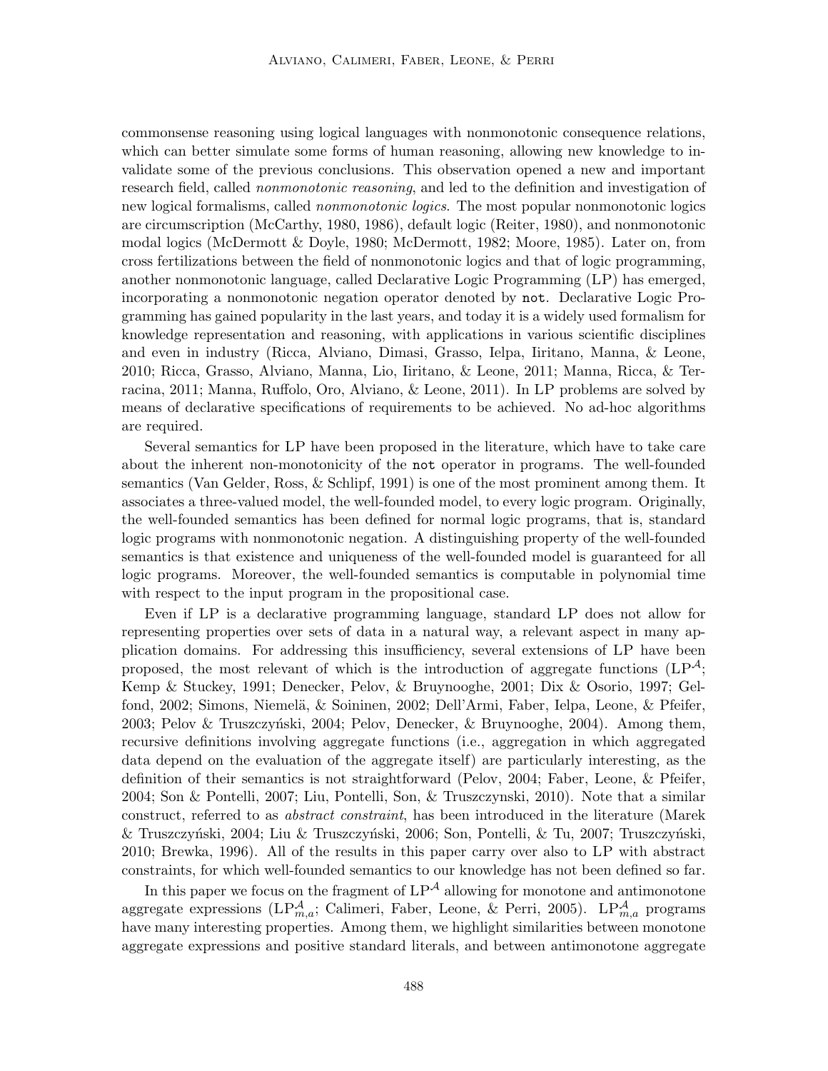commonsense reasoning using logical languages with nonmonotonic consequence relations, which can better simulate some forms of human reasoning, allowing new knowledge to invalidate some of the previous conclusions. This observation opened a new and important research field, called *nonmonotonic reasoning*, and led to the definition and investigation of new logical formalisms, called *nonmonotonic logics*. The most popular nonmonotonic logics are circumscription (McCarthy, 1980, 1986), default logic (Reiter, 1980), and nonmonotonic modal logics (McDermott & Doyle, 1980; McDermott, 1982; Moore, 1985). Later on, from cross fertilizations between the field of nonmonotonic logics and that of logic programming, another nonmonotonic language, called Declarative Logic Programming (LP) has emerged, incorporating a nonmonotonic negation operator denoted by `not`. Declarative Logic Programming has gained popularity in the last years, and today it is a widely used formalism for knowledge representation and reasoning, with applications in various scientific disciplines and even in industry (Ricca, Alviano, Dimasi, Grasso, Ielpa, Iiritano, Manna, & Leone, 2010; Ricca, Grasso, Alviano, Manna, Lio, Iiritano, & Leone, 2011; Manna, Ricca, & Terracina, 2011; Manna, Ruffolo, Oro, Alviano, & Leone, 2011). In LP problems are solved by means of declarative specifications of requirements to be achieved. No ad-hoc algorithms are required.

Several semantics for LP have been proposed in the literature, which have to take care about the inherent non-monotonicity of the `not` operator in programs. The well-founded semantics (Van Gelder, Ross, & Schlipf, 1991) is one of the most prominent among them. It associates a three-valued model, the well-founded model, to every logic program. Originally, the well-founded semantics has been defined for normal logic programs, that is, standard logic programs with nonmonotonic negation. A distinguishing property of the well-founded semantics is that existence and uniqueness of the well-founded model is guaranteed for all logic programs. Moreover, the well-founded semantics is computable in polynomial time with respect to the input program in the propositional case.

Even if LP is a declarative programming language, standard LP does not allow for representing properties over sets of data in a natural way, a relevant aspect in many application domains. For addressing this insufficiency, several extensions of LP have been proposed, the most relevant of which is the introduction of aggregate functions ($\text{LP}^{\mathcal{A}}$; Kemp & Stuckey, 1991; Denecker, Pelov, & Bruynooghe, 2001; Dix & Osorio, 1997; Gelfond, 2002; Simons, Niemelä, & Soininen, 2002; Dell'Armi, Faber, Ielpa, Leone, & Pfeifer, 2003; Pelov & Truszczyński, 2004; Pelov, Denecker, & Bruynooghe, 2004). Among them, recursive definitions involving aggregate functions (i.e., aggregation in which aggregated data depend on the evaluation of the aggregate itself) are particularly interesting, as the definition of their semantics is not straightforward (Pelov, 2004; Faber, Leone, & Pfeifer, 2004; Son & Pontelli, 2007; Liu, Pontelli, Son, & Truszczynski, 2010). Note that a similar construct, referred to as *abstract constraint*, has been introduced in the literature (Marek & Truszczyński, 2004; Liu & Truszczyński, 2006; Son, Pontelli, & Tu, 2007; Truszczyński, 2010; Brewka, 1996). All of the results in this paper carry over also to LP with abstract constraints, for which well-founded semantics to our knowledge has not been defined so far.

In this paper we focus on the fragment of $\text{LP}^{\mathcal{A}}$ allowing for monotone and antimonotone aggregate expressions ($\text{LP}^{\mathcal{A}}_{m,a}$; Calimeri, Faber, Leone, & Perri, 2005). $\text{LP}^{\mathcal{A}}_{m,a}$ programs have many interesting properties. Among them, we highlight similarities between monotone aggregate expressions and positive standard literals, and between antimonotone aggregate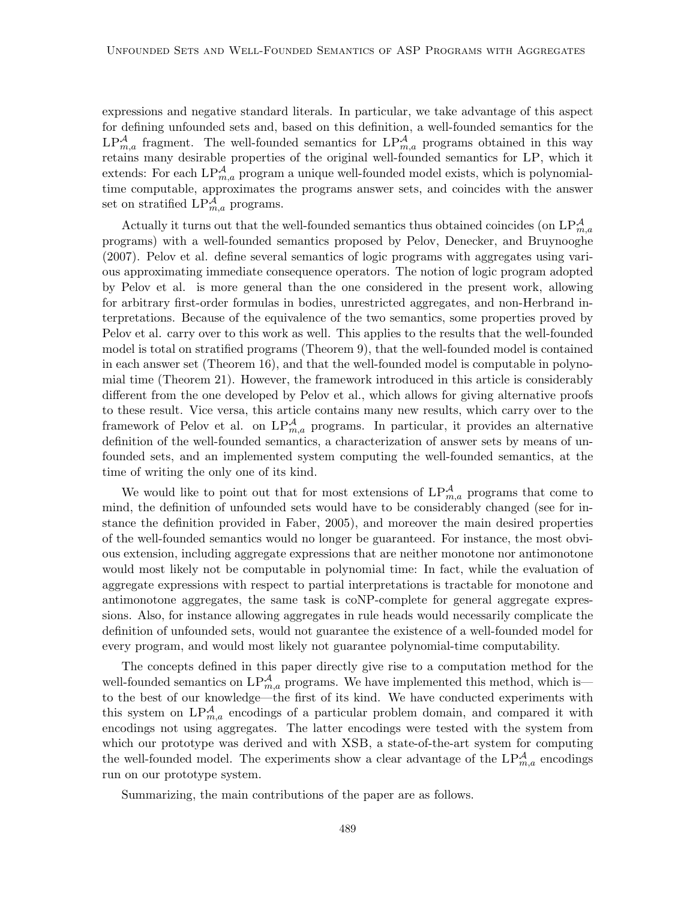expressions and negative standard literals. In particular, we take advantage of this aspect for defining unfounded sets and, based on this definition, a well-founded semantics for the $\text{LP}^{\mathcal{A}}_{m,a}$ fragment. The well-founded semantics for $\text{LP}^{\mathcal{A}}_{m,a}$ programs obtained in this way retains many desirable properties of the original well-founded semantics for LP, which it extends: For each $\text{LP}^{\mathcal{A}}_{m,a}$ program a unique well-founded model exists, which is polynomial-time computable, approximates the programs answer sets, and coincides with the answer set on stratified $\text{LP}^{\mathcal{A}}_{m,a}$ programs.

Actually it turns out that the well-founded semantics thus obtained coincides (on $\text{LP}^{\mathcal{A}}_{m,a}$ programs) with a well-founded semantics proposed by Pelov, Denecker, and Bruynooghe (2007). Pelov et al. define several semantics of logic programs with aggregates using various approximating immediate consequence operators. The notion of logic program adopted by Pelov et al. is more general than the one considered in the present work, allowing for arbitrary first-order formulas in bodies, unrestricted aggregates, and non-Herbrand interpretations. Because of the equivalence of the two semantics, some properties proved by Pelov et al. carry over to this work as well. This applies to the results that the well-founded model is total on stratified programs (Theorem 9), that the well-founded model is contained in each answer set (Theorem 16), and that the well-founded model is computable in polynomial time (Theorem 21). However, the framework introduced in this article is considerably different from the one developed by Pelov et al., which allows for giving alternative proofs to these result. Vice versa, this article contains many new results, which carry over to the framework of Pelov et al. on $\text{LP}^{\mathcal{A}}_{m,a}$ programs. In particular, it provides an alternative definition of the well-founded semantics, a characterization of answer sets by means of unfounded sets, and an implemented system computing the well-founded semantics, at the time of writing the only one of its kind.

We would like to point out that for most extensions of $\text{LP}^{\mathcal{A}}_{m,a}$ programs that come to mind, the definition of unfounded sets would have to be considerably changed (see for instance the definition provided in Faber, 2005), and moreover the main desired properties of the well-founded semantics would no longer be guaranteed. For instance, the most obvious extension, including aggregate expressions that are neither monotone nor antimonotone would most likely not be computable in polynomial time: In fact, while the evaluation of aggregate expressions with respect to partial interpretations is tractable for monotone and antimonotone aggregates, the same task is coNP-complete for general aggregate expressions. Also, for instance allowing aggregates in rule heads would necessarily complicate the definition of unfounded sets, would not guarantee the existence of a well-founded model for every program, and would most likely not guarantee polynomial-time computability.

The concepts defined in this paper directly give rise to a computation method for the well-founded semantics on $\text{LP}^{\mathcal{A}}_{m,a}$ programs. We have implemented this method, which is—to the best of our knowledge—the first of its kind. We have conducted experiments with this system on $\text{LP}^{\mathcal{A}}_{m,a}$ encodings of a particular problem domain, and compared it with encodings not using aggregates. The latter encodings were tested with the system from which our prototype was derived and with XSB, a state-of-the-art system for computing the well-founded model. The experiments show a clear advantage of the $\text{LP}^{\mathcal{A}}_{m,a}$ encodings run on our prototype system.

Summarizing, the main contributions of the paper are as follows.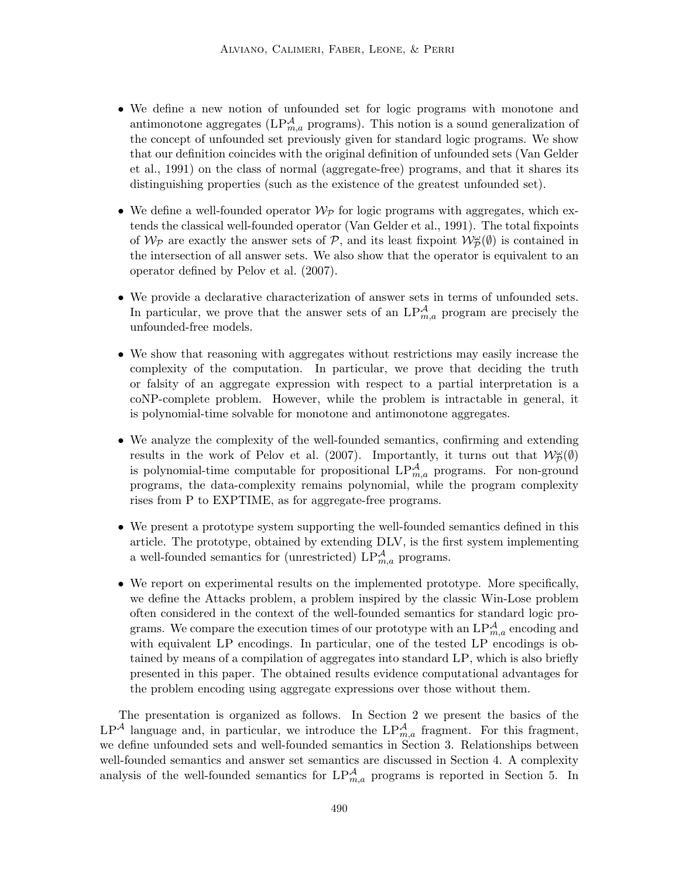- We define a new notion of unfounded set for logic programs with monotone and antimonotone aggregates ($\text{LP}^{\mathcal{A}}_{m,a}$ programs). This notion is a sound generalization of the concept of unfounded set previously given for standard logic programs. We show that our definition coincides with the original definition of unfounded sets (Van Gelder et al., 1991) on the class of normal (aggregate-free) programs, and that it shares its distinguishing properties (such as the existence of the greatest unfounded set).
- We define a well-founded operator $\mathcal{W}_{\mathcal{P}}$ for logic programs with aggregates, which extends the classical well-founded operator (Van Gelder et al., 1991). The total fixpoints of $\mathcal{W}_{\mathcal{P}}$ are exactly the answer sets of $\mathcal{P}$, and its least fixpoint $\mathcal{W}^{\omega}_{\mathcal{P}}(\emptyset)$ is contained in the intersection of all answer sets. We also show that the operator is equivalent to an operator defined by Pelov et al. (2007).
- We provide a declarative characterization of answer sets in terms of unfounded sets. In particular, we prove that the answer sets of an $\text{LP}^{\mathcal{A}}_{m,a}$ program are precisely the unfounded-free models.
- We show that reasoning with aggregates without restrictions may easily increase the complexity of the computation. In particular, we prove that deciding the truth or falsity of an aggregate expression with respect to a partial interpretation is a coNP-complete problem. However, while the problem is intractable in general, it is polynomial-time solvable for monotone and antimonotone aggregates.
- We analyze the complexity of the well-founded semantics, confirming and extending results in the work of Pelov et al. (2007). Importantly, it turns out that $\mathcal{W}^{\omega}_{\mathcal{P}}(\emptyset)$ is polynomial-time computable for propositional $\text{LP}^{\mathcal{A}}_{m,a}$ programs. For non-ground programs, the data-complexity remains polynomial, while the program complexity rises from P to EXPTIME, as for aggregate-free programs.
- We present a prototype system supporting the well-founded semantics defined in this article. The prototype, obtained by extending DLV, is the first system implementing a well-founded semantics for (unrestricted) $\text{LP}^{\mathcal{A}}_{m,a}$ programs.
- We report on experimental results on the implemented prototype. More specifically, we define the Attacks problem, a problem inspired by the classic Win-Lose problem often considered in the context of the well-founded semantics for standard logic programs. We compare the execution times of our prototype with an $\text{LP}^{\mathcal{A}}_{m,a}$ encoding and with equivalent LP encodings. In particular, one of the tested LP encodings is obtained by means of a compilation of aggregates into standard LP, which is also briefly presented in this paper. The obtained results evidence computational advantages for the problem encoding using aggregate expressions over those without them.

The presentation is organized as follows. In Section 2 we present the basics of the $\text{LP}^{\mathcal{A}}$ language and, in particular, we introduce the $\text{LP}^{\mathcal{A}}_{m,a}$ fragment. For this fragment, we define unfounded sets and well-founded semantics in Section 3. Relationships between well-founded semantics and answer set semantics are discussed in Section 4. A complexity analysis of the well-founded semantics for $\text{LP}^{\mathcal{A}}_{m,a}$ programs is reported in Section 5. In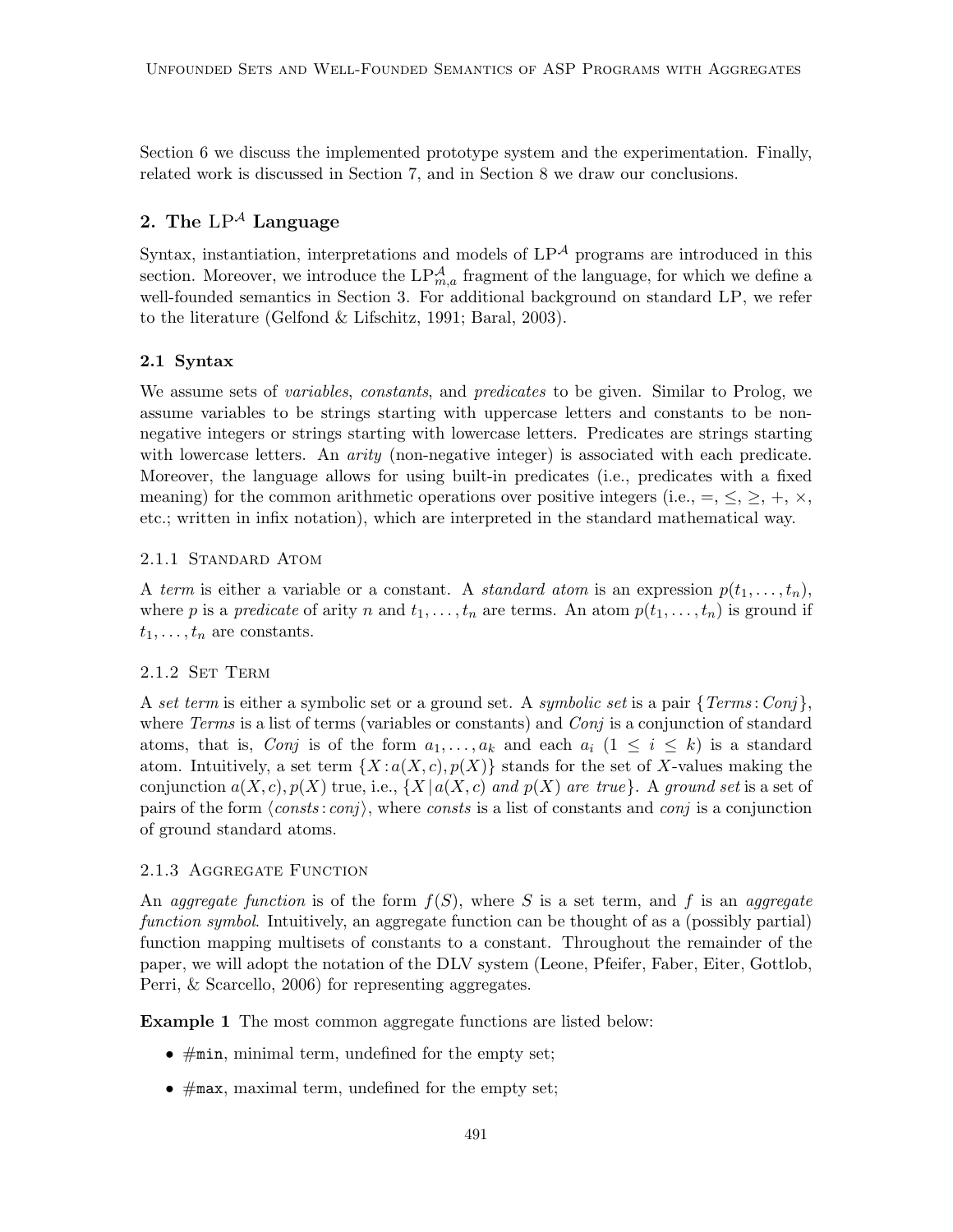Section 6 we discuss the implemented prototype system and the experimentation. Finally, related work is discussed in Section 7, and in Section 8 we draw our conclusions.

## 2. The $\mathrm{LP}^{\mathcal{A}}$ Language

Syntax, instantiation, interpretations and models of $\mathrm{LP}^{\mathcal{A}}$ programs are introduced in this section. Moreover, we introduce the $\mathrm{LP}^{\mathcal{A}}_{m,a}$ fragment of the language, for which we define a well-founded semantics in Section 3. For additional background on standard LP, we refer to the literature (Gelfond & Lifschitz, 1991; Baral, 2003).

### 2.1 Syntax

We assume sets of *variables*, *constants*, and *predicates* to be given. Similar to Prolog, we assume variables to be strings starting with uppercase letters and constants to be non-negative integers or strings starting with lowercase letters. Predicates are strings starting with lowercase letters. An *arity* (non-negative integer) is associated with each predicate. Moreover, the language allows for using built-in predicates (i.e., predicates with a fixed meaning) for the common arithmetic operations over positive integers (i.e., $=$, $\leq$, $\geq$, $+$, $\times$, etc.; written in infix notation), which are interpreted in the standard mathematical way.

#### 2.1.1 Standard Atom

A *term* is either a variable or a constant. A *standard atom* is an expression $p(t_1, \ldots, t_n)$, where $p$ is a *predicate* of arity $n$ and $t_1, \ldots, t_n$ are terms. An atom $p(t_1, \ldots, t_n)$ is ground if $t_1, \ldots, t_n$ are constants.

#### 2.1.2 Set Term

A *set term* is either a symbolic set or a ground set. A *symbolic set* is a pair $\{Terms : Conj\}$, where *Terms* is a list of terms (variables or constants) and *Conj* is a conjunction of standard atoms, that is, *Conj* is of the form $a_1, \ldots, a_k$ and each $a_i$ $(1 \leq i \leq k)$ is a standard atom. Intuitively, a set term $\{X : a(X, c), p(X)\}$ stands for the set of $X$-values making the conjunction $a(X, c), p(X)$ true, i.e., $\{X \mid a(X, c) \textit{ and } p(X) \textit{ are true}\}$. A *ground set* is a set of pairs of the form $\langle consts : conj\rangle$, where *consts* is a list of constants and *conj* is a conjunction of ground standard atoms.

#### 2.1.3 Aggregate Function

An *aggregate function* is of the form $f(S)$, where $S$ is a set term, and $f$ is an *aggregate function symbol*. Intuitively, an aggregate function can be thought of as a (possibly partial) function mapping multisets of constants to a constant. Throughout the remainder of the paper, we will adopt the notation of the DLV system (Leone, Pfeifer, Faber, Eiter, Gottlob, Perri, & Scarcello, 2006) for representing aggregates.

**Example 1** The most common aggregate functions are listed below:

- `#min`, minimal term, undefined for the empty set;
- `#max`, maximal term, undefined for the empty set;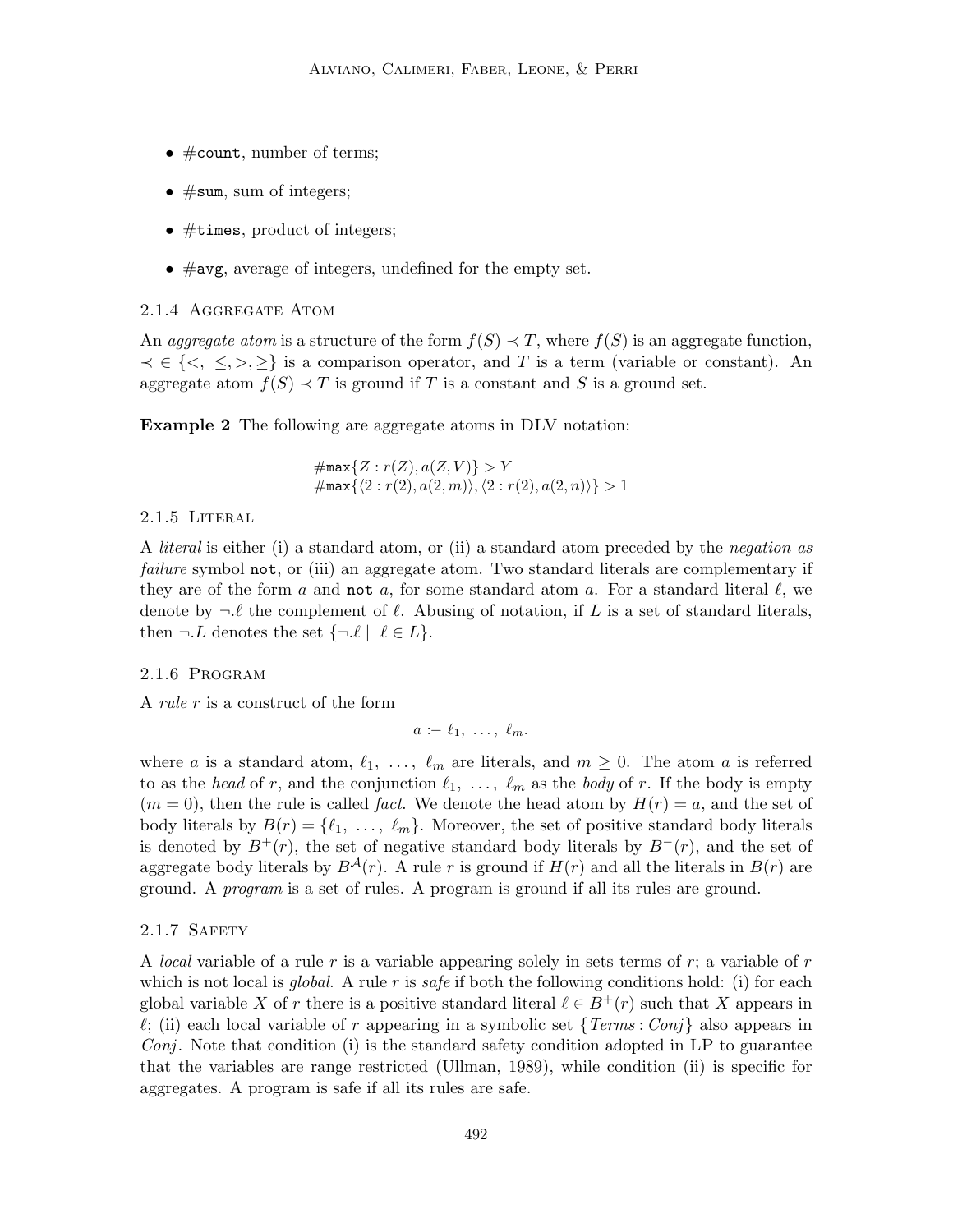- `#count`, number of terms;
- `#sum`, sum of integers;
- `#times`, product of integers;
- `#avg`, average of integers, undefined for the empty set.

#### 2.1.4 Aggregate Atom

An *aggregate atom* is a structure of the form $f(S) \prec T$, where $f(S)$ is an aggregate function, $\prec \in \{<, \leq, >, \geq\}$ is a comparison operator, and $T$ is a term (variable or constant). An aggregate atom $f(S) \prec T$ is ground if $T$ is a constant and $S$ is a ground set.

**Example 2** The following are aggregate atoms in DLV notation:

$$\#\mathtt{max}\{Z : r(Z), a(Z, V)\} > Y$$
$$\#\mathtt{max}\{\langle 2 : r(2), a(2, m)\rangle, \langle 2 : r(2), a(2, n)\rangle\} > 1$$

#### 2.1.5 Literal

A *literal* is either (i) a standard atom, or (ii) a standard atom preceded by the *negation as failure* symbol `not`, or (iii) an aggregate atom. Two standard literals are complementary if they are of the form $a$ and `not` $a$, for some standard atom $a$. For a standard literal $\ell$, we denote by $\neg.\ell$ the complement of $\ell$. Abusing of notation, if $L$ is a set of standard literals, then $\neg.L$ denotes the set $\{\neg.\ell \mid \ell \in L\}$.

#### 2.1.6 Program

A *rule* $r$ is a construct of the form

$$a \text{ :- } \ell_1, \ \ldots, \ \ell_m.$$

where $a$ is a standard atom, $\ell_1, \ \ldots, \ \ell_m$ are literals, and $m \geq 0$. The atom $a$ is referred to as the *head* of $r$, and the conjunction $\ell_1, \ \ldots, \ \ell_m$ as the *body* of $r$. If the body is empty ($m = 0$), then the rule is called *fact*. We denote the head atom by $H(r) = a$, and the set of body literals by $B(r) = \{\ell_1, \ \ldots, \ \ell_m\}$. Moreover, the set of positive standard body literals is denoted by $B^+(r)$, the set of negative standard body literals by $B^-(r)$, and the set of aggregate body literals by $B^{\mathcal{A}}(r)$. A rule $r$ is ground if $H(r)$ and all the literals in $B(r)$ are ground. A *program* is a set of rules. A program is ground if all its rules are ground.

#### 2.1.7 Safety

A *local* variable of a rule $r$ is a variable appearing solely in sets terms of $r$; a variable of $r$ which is not local is *global*. A rule $r$ is *safe* if both the following conditions hold: (i) for each global variable $X$ of $r$ there is a positive standard literal $\ell \in B^+(r)$ such that $X$ appears in $\ell$; (ii) each local variable of $r$ appearing in a symbolic set $\{Terms : Conj\}$ also appears in $Conj$. Note that condition (i) is the standard safety condition adopted in LP to guarantee that the variables are range restricted (Ullman, 1989), while condition (ii) is specific for aggregates. A program is safe if all its rules are safe.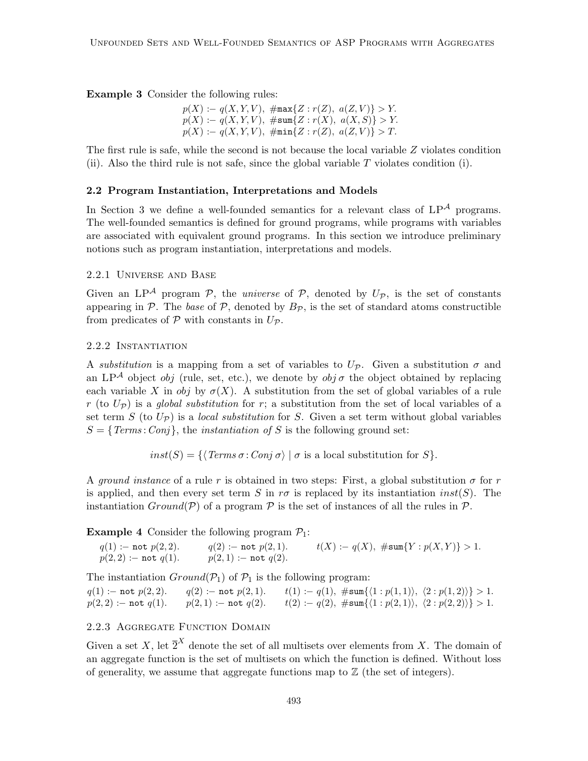**Example 3** Consider the following rules:

$$p(X) \coloneq q(X,Y,V),\ \#\mathtt{max}\{Z : r(Z),\ a(Z,V)\} > Y.$$
$$p(X) \coloneq q(X,Y,V),\ \#\mathtt{sum}\{Z : r(X),\ a(X,S)\} > Y.$$
$$p(X) \coloneq q(X,Y,V),\ \#\mathtt{min}\{Z : r(Z),\ a(Z,V)\} > T.$$

The first rule is safe, while the second is not because the local variable $Z$ violates condition (ii). Also the third rule is not safe, since the global variable $T$ violates condition (i).

### 2.2 Program Instantiation, Interpretations and Models

In Section 3 we define a well-founded semantics for a relevant class of $\text{LP}^{\mathcal{A}}$ programs. The well-founded semantics is defined for ground programs, while programs with variables are associated with equivalent ground programs. In this section we introduce preliminary notions such as program instantiation, interpretations and models.

#### 2.2.1 Universe and Base

Given an $\text{LP}^{\mathcal{A}}$ program $\mathcal{P}$, the *universe* of $\mathcal{P}$, denoted by $U_{\mathcal{P}}$, is the set of constants appearing in $\mathcal{P}$. The *base* of $\mathcal{P}$, denoted by $B_{\mathcal{P}}$, is the set of standard atoms constructible from predicates of $\mathcal{P}$ with constants in $U_{\mathcal{P}}$.

#### 2.2.2 Instantiation

A *substitution* is a mapping from a set of variables to $U_{\mathcal{P}}$. Given a substitution $\sigma$ and an $\text{LP}^{\mathcal{A}}$ object *obj* (rule, set, etc.), we denote by $obj\,\sigma$ the object obtained by replacing each variable $X$ in *obj* by $\sigma(X)$. A substitution from the set of global variables of a rule $r$ (to $U_{\mathcal{P}}$) is a *global substitution* for $r$; a substitution from the set of local variables of a set term $S$ (to $U_{\mathcal{P}}$) is a *local substitution* for $S$. Given a set term without global variables $S = \{Terms : Conj\}$, the *instantiation of* $S$ is the following ground set:

$$inst(S) = \{\langle Terms\,\sigma : Conj\,\sigma\rangle \mid \sigma \text{ is a local substitution for } S\}.$$

A *ground instance* of a rule $r$ is obtained in two steps: First, a global substitution $\sigma$ for $r$ is applied, and then every set term $S$ in $r\sigma$ is replaced by its instantiation $inst(S)$. The instantiation $Ground(\mathcal{P})$ of a program $\mathcal{P}$ is the set of instances of all the rules in $\mathcal{P}$.

**Example 4** Consider the following program $\mathcal{P}_1$:

$q(1) \coloneq \mathtt{not}\ p(2,2).$ $\quad q(2) \coloneq \mathtt{not}\ p(2,1).$ $\quad t(X) \coloneq q(X),\ \#\mathtt{sum}\{Y : p(X,Y)\} > 1.$
$p(2,2) \coloneq \mathtt{not}\ q(1).$ $\quad p(2,1) \coloneq \mathtt{not}\ q(2).$

The instantiation $Ground(\mathcal{P}_1)$ of $\mathcal{P}_1$ is the following program:

$q(1) \coloneq \mathtt{not}\ p(2,2).$ $\quad q(2) \coloneq \mathtt{not}\ p(2,1).$ $\quad t(1) \coloneq q(1),\ \#\mathtt{sum}\{\langle 1 : p(1,1)\rangle,\ \langle 2 : p(1,2)\rangle\} > 1.$
$p(2,2) \coloneq \mathtt{not}\ q(1).$ $\quad p(2,1) \coloneq \mathtt{not}\ q(2).$ $\quad t(2) \coloneq q(2),\ \#\mathtt{sum}\{\langle 1 : p(2,1)\rangle,\ \langle 2 : p(2,2)\rangle\} > 1.$

#### 2.2.3 Aggregate Function Domain

Given a set $X$, let $\overline{2}^X$ denote the set of all multisets over elements from $X$. The domain of an aggregate function is the set of multisets on which the function is defined. Without loss of generality, we assume that aggregate functions map to $\mathbb{Z}$ (the set of integers).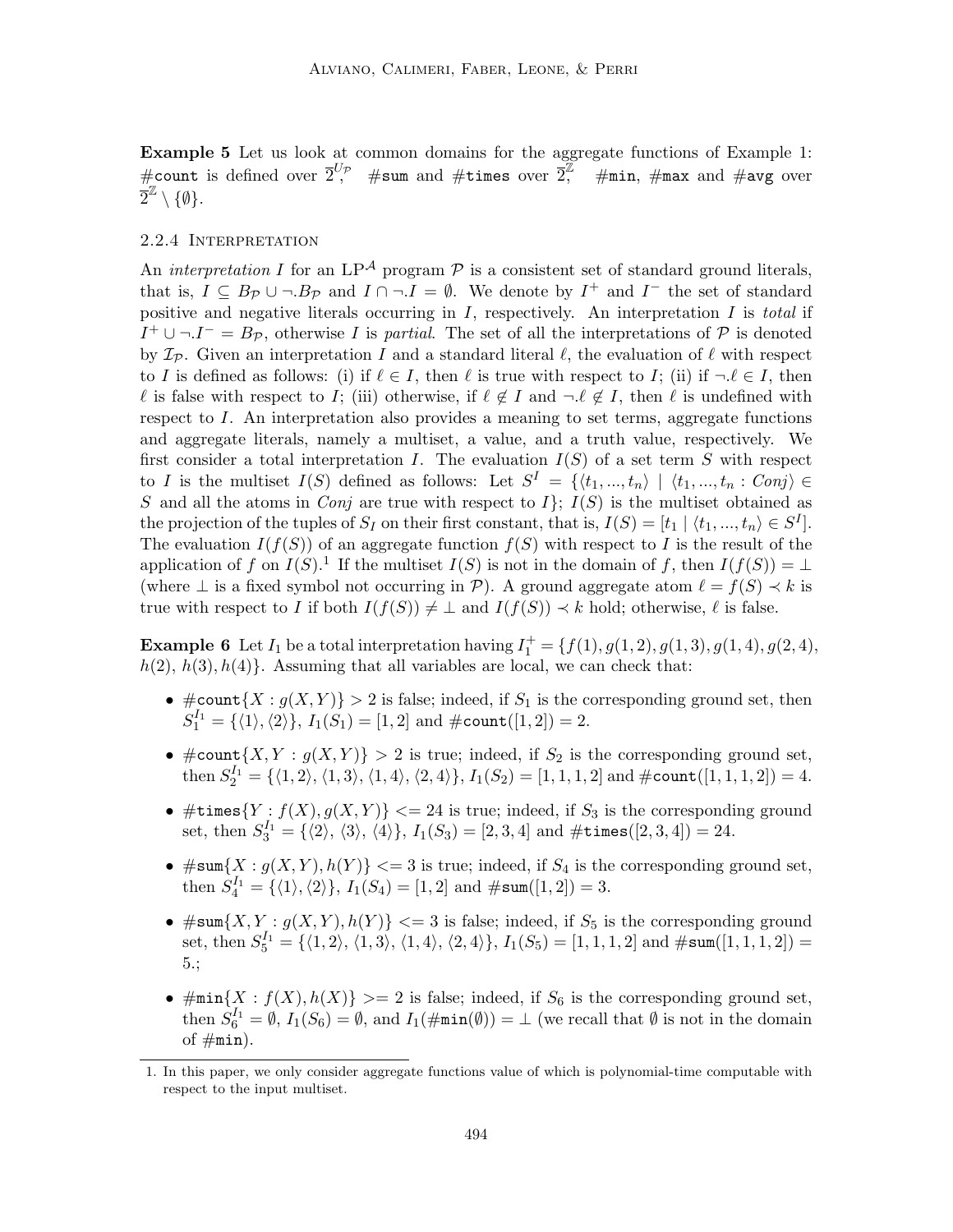**Example 5** Let us look at common domains for the aggregate functions of Example 1: #count is defined over $\overline{2}^{U_{\mathcal{P}}}$, #sum and #times over $\overline{2}^{\mathbb{Z}}$, #min, #max and #avg over $\overline{2}^{\mathbb{Z}} \setminus \{\emptyset\}$.

### 2.2.4 Interpretation

An *interpretation* $I$ for an $\mathrm{LP}^{\mathcal{A}}$ program $\mathcal{P}$ is a consistent set of standard ground literals, that is, $I \subseteq B_{\mathcal{P}} \cup \neg.B_{\mathcal{P}}$ and $I \cap \neg.I = \emptyset$. We denote by $I^+$ and $I^-$ the set of standard positive and negative literals occurring in $I$, respectively. An interpretation $I$ is *total* if $I^+ \cup \neg.I^- = B_{\mathcal{P}}$, otherwise $I$ is *partial*. The set of all the interpretations of $\mathcal{P}$ is denoted by $\mathcal{I}_{\mathcal{P}}$. Given an interpretation $I$ and a standard literal $\ell$, the evaluation of $\ell$ with respect to $I$ is defined as follows: (i) if $\ell \in I$, then $\ell$ is true with respect to $I$; (ii) if $\neg.\ell \in I$, then $\ell$ is false with respect to $I$; (iii) otherwise, if $\ell \notin I$ and $\neg.\ell \notin I$, then $\ell$ is undefined with respect to $I$. An interpretation also provides a meaning to set terms, aggregate functions and aggregate literals, namely a multiset, a value, and a truth value, respectively. We first consider a total interpretation $I$. The evaluation $I(S)$ of a set term $S$ with respect to $I$ is the multiset $I(S)$ defined as follows: Let $S^I = \{\langle t_1, ..., t_n\rangle \mid \langle t_1, ..., t_n : Conj\rangle \in S$ and all the atoms in $Conj$ are true with respect to $I\}$; $I(S)$ is the multiset obtained as the projection of the tuples of $S_I$ on their first constant, that is, $I(S) = [t_1 \mid \langle t_1, ..., t_n\rangle \in S^I]$. The evaluation $I(f(S))$ of an aggregate function $f(S)$ with respect to $I$ is the result of the application of $f$ on $I(S)$.[1] If the multiset $I(S)$ is not in the domain of $f$, then $I(f(S)) = \bot$ (where $\bot$ is a fixed symbol not occurring in $\mathcal{P}$). A ground aggregate atom $\ell = f(S) \prec k$ is true with respect to $I$ if both $I(f(S)) \neq \bot$ and $I(f(S)) \prec k$ hold; otherwise, $\ell$ is false.

**Example 6** Let $I_1$ be a total interpretation having $I_1^+ = \{f(1), g(1,2), g(1,3), g(1,4), g(2,4), h(2), h(3), h(4)\}$. Assuming that all variables are local, we can check that:

- #count$\{X : g(X,Y)\} > 2$ is false; indeed, if $S_1$ is the corresponding ground set, then $S_1^{I_1} = \{\langle 1\rangle, \langle 2\rangle\}$, $I_1(S_1) = [1,2]$ and #count$([1,2]) = 2$.
- #count$\{X, Y : g(X,Y)\} > 2$ is true; indeed, if $S_2$ is the corresponding ground set, then $S_2^{I_1} = \{\langle 1,2\rangle, \langle 1,3\rangle, \langle 1,4\rangle, \langle 2,4\rangle\}$, $I_1(S_2) = [1,1,1,2]$ and #count$([1,1,1,2]) = 4$.
- #times$\{Y : f(X), g(X,Y)\} <= 24$ is true; indeed, if $S_3$ is the corresponding ground set, then $S_3^{I_1} = \{\langle 2\rangle, \langle 3\rangle, \langle 4\rangle\}$, $I_1(S_3) = [2,3,4]$ and #times$([2,3,4]) = 24$.
- #sum$\{X : g(X,Y), h(Y)\} <= 3$ is true; indeed, if $S_4$ is the corresponding ground set, then $S_4^{I_1} = \{\langle 1\rangle, \langle 2\rangle\}$, $I_1(S_4) = [1,2]$ and #sum$([1,2]) = 3$.
- #sum$\{X, Y : g(X,Y), h(Y)\} <= 3$ is false; indeed, if $S_5$ is the corresponding ground set, then $S_5^{I_1} = \{\langle 1,2\rangle, \langle 1,3\rangle, \langle 1,4\rangle, \langle 2,4\rangle\}$, $I_1(S_5) = [1,1,1,2]$ and #sum$([1,1,1,2]) = 5$.;
- #min$\{X : f(X), h(X)\} >= 2$ is false; indeed, if $S_6$ is the corresponding ground set, then $S_6^{I_1} = \emptyset$, $I_1(S_6) = \emptyset$, and $I_1(\#\mathtt{min}(\emptyset)) = \bot$ (we recall that $\emptyset$ is not in the domain of #min).

1. In this paper, we only consider aggregate functions value of which is polynomial-time computable with respect to the input multiset.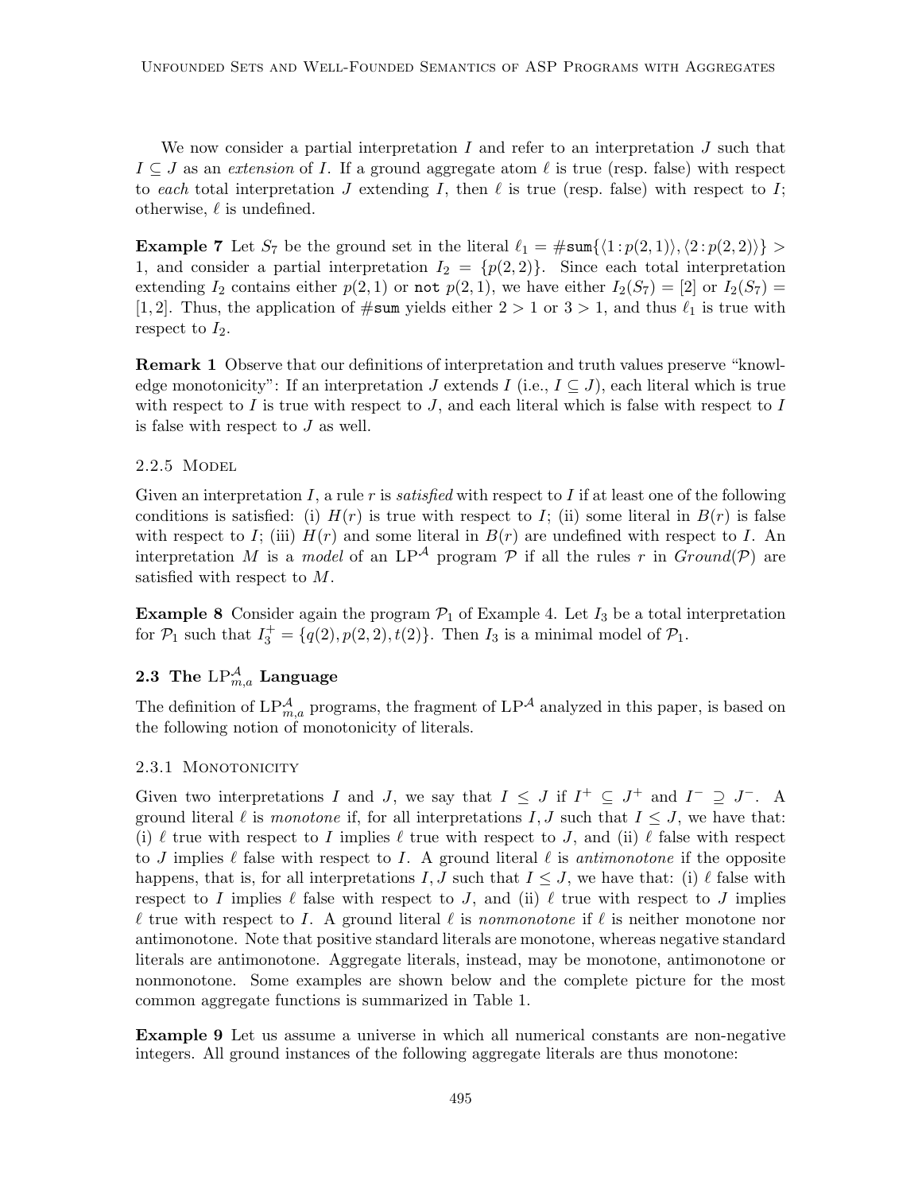We now consider a partial interpretation $I$ and refer to an interpretation $J$ such that $I \subseteq J$ as an *extension* of $I$. If a ground aggregate atom $\ell$ is true (resp. false) with respect to *each* total interpretation $J$ extending $I$, then $\ell$ is true (resp. false) with respect to $I$; otherwise, $\ell$ is undefined.

**Example 7** Let $S_7$ be the ground set in the literal $\ell_1 = \#\mathtt{sum}\{\langle 1 : p(2,1)\rangle, \langle 2 : p(2,2)\rangle\} > 1$, and consider a partial interpretation $I_2 = \{p(2,2)\}$. Since each total interpretation extending $I_2$ contains either $p(2,1)$ or $\mathtt{not}\ p(2,1)$, we have either $I_2(S_7) = [2]$ or $I_2(S_7) = [1,2]$. Thus, the application of $\#\mathtt{sum}$ yields either $2 > 1$ or $3 > 1$, and thus $\ell_1$ is true with respect to $I_2$.

**Remark 1** Observe that our definitions of interpretation and truth values preserve "knowledge monotonicity": If an interpretation $J$ extends $I$ (i.e., $I \subseteq J$), each literal which is true with respect to $I$ is true with respect to $J$, and each literal which is false with respect to $I$ is false with respect to $J$ as well.

#### 2.2.5 Model

Given an interpretation $I$, a rule $r$ is *satisfied* with respect to $I$ if at least one of the following conditions is satisfied: (i) $H(r)$ is true with respect to $I$; (ii) some literal in $B(r)$ is false with respect to $I$; (iii) $H(r)$ and some literal in $B(r)$ are undefined with respect to $I$. An interpretation $M$ is a *model* of an $\mathrm{LP}^{\mathcal{A}}$ program $\mathcal{P}$ if all the rules $r$ in $Ground(\mathcal{P})$ are satisfied with respect to $M$.

**Example 8** Consider again the program $\mathcal{P}_1$ of Example 4. Let $I_3$ be a total interpretation for $\mathcal{P}_1$ such that $I_3^+ = \{q(2), p(2,2), t(2)\}$. Then $I_3$ is a minimal model of $\mathcal{P}_1$.

### 2.3 The $\mathrm{LP}^{\mathcal{A}}_{m,a}$ Language

The definition of $\mathrm{LP}^{\mathcal{A}}_{m,a}$ programs, the fragment of $\mathrm{LP}^{\mathcal{A}}$ analyzed in this paper, is based on the following notion of monotonicity of literals.

#### 2.3.1 Monotonicity

Given two interpretations $I$ and $J$, we say that $I \leq J$ if $I^+ \subseteq J^+$ and $I^- \supseteq J^-$. A ground literal $\ell$ is *monotone* if, for all interpretations $I, J$ such that $I \leq J$, we have that: (i) $\ell$ true with respect to $I$ implies $\ell$ true with respect to $J$, and (ii) $\ell$ false with respect to $J$ implies $\ell$ false with respect to $I$. A ground literal $\ell$ is *antimonotone* if the opposite happens, that is, for all interpretations $I, J$ such that $I \leq J$, we have that: (i) $\ell$ false with respect to $I$ implies $\ell$ false with respect to $J$, and (ii) $\ell$ true with respect to $J$ implies $\ell$ true with respect to $I$. A ground literal $\ell$ is *nonmonotone* if $\ell$ is neither monotone nor antimonotone. Note that positive standard literals are monotone, whereas negative standard literals are antimonotone. Aggregate literals, instead, may be monotone, antimonotone or nonmonotone. Some examples are shown below and the complete picture for the most common aggregate functions is summarized in Table 1.

**Example 9** Let us assume a universe in which all numerical constants are non-negative integers. All ground instances of the following aggregate literals are thus monotone: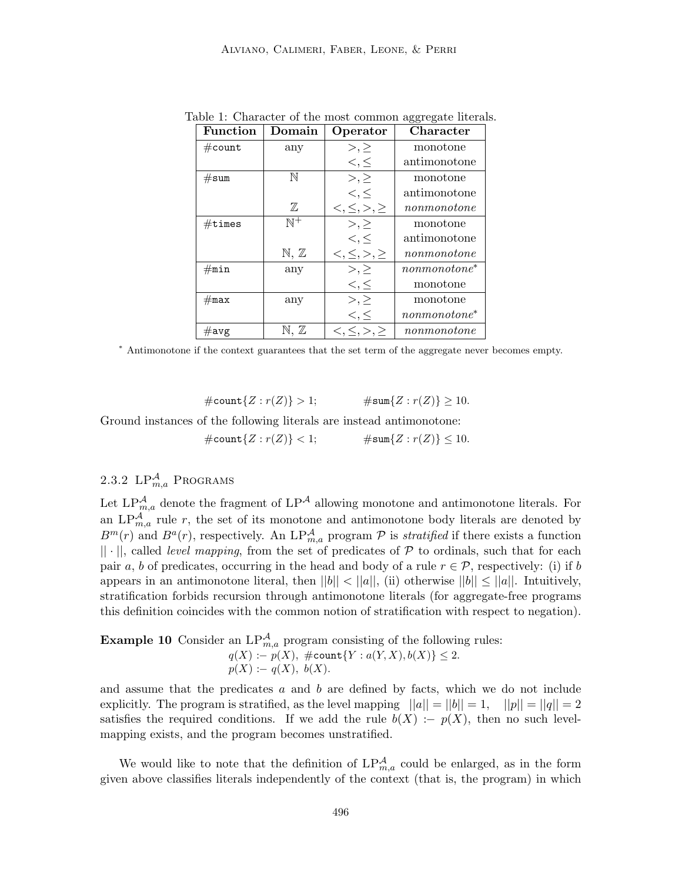Table 1: Character of the most common aggregate literals.

| Function | Domain | Operator | Character |
|---|---|---|---|
| #count | any | $>, \geq$ | monotone |
| | | $<, \leq$ | antimonotone |
| #sum | $\mathbb{N}$ | $>, \geq$ | monotone |
| | | $<, \leq$ | antimonotone |
| | $\mathbb{Z}$ | $<, \leq, >, \geq$ | *nonmonotone* |
| #times | $\mathbb{N}^+$ | $>, \geq$ | monotone |
| | | $<, \leq$ | antimonotone |
| | $\mathbb{N}$, $\mathbb{Z}$ | $<, \leq, >, \geq$ | *nonmonotone* |
| #min | any | $>, \geq$ | *nonmonotone*\* |
| | | $<, \leq$ | monotone |
| #max | any | $>, \geq$ | monotone |
| | | $<, \leq$ | *nonmonotone*\* |
| #avg | $\mathbb{N}$, $\mathbb{Z}$ | $<, \leq, >, \geq$ | *nonmonotone* |

\* Antimonotone if the context guarantees that the set term of the aggregate never becomes empty.

$$\#\texttt{count}\{Z : r(Z)\} > 1; \qquad \#\texttt{sum}\{Z : r(Z)\} \geq 10.$$

Ground instances of the following literals are instead antimonotone:

$$\#\texttt{count}\{Z : r(Z)\} < 1; \qquad \#\texttt{sum}\{Z : r(Z)\} \leq 10.$$

### 2.3.2 $\text{LP}^{\mathcal{A}}_{m,a}$ Programs

Let $\text{LP}^{\mathcal{A}}_{m,a}$ denote the fragment of $\text{LP}^{\mathcal{A}}$ allowing monotone and antimonotone literals. For an $\text{LP}^{\mathcal{A}}_{m,a}$ rule $r$, the set of its monotone and antimonotone body literals are denoted by $B^m(r)$ and $B^a(r)$, respectively. An $\text{LP}^{\mathcal{A}}_{m,a}$ program $\mathcal{P}$ is *stratified* if there exists a function $||\cdot||$, called *level mapping*, from the set of predicates of $\mathcal{P}$ to ordinals, such that for each pair $a$, $b$ of predicates, occurring in the head and body of a rule $r \in \mathcal{P}$, respectively: (i) if $b$ appears in an antimonotone literal, then $||b|| < ||a||$, (ii) otherwise $||b|| \leq ||a||$. Intuitively, stratification forbids recursion through antimonotone literals (for aggregate-free programs this definition coincides with the common notion of stratification with respect to negation).

**Example 10** Consider an $\text{LP}^{\mathcal{A}}_{m,a}$ program consisting of the following rules:

$$q(X) \coloneq p(X),\ \#\texttt{count}\{Y : a(Y,X), b(X)\} \leq 2.$$
$$p(X) \coloneq q(X),\ b(X).$$

and assume that the predicates $a$ and $b$ are defined by facts, which we do not include explicitly. The program is stratified, as the level mapping $||a|| = ||b|| = 1$, $||p|| = ||q|| = 2$ satisfies the required conditions. If we add the rule $b(X) \coloneq p(X)$, then no such level-mapping exists, and the program becomes unstratified.

We would like to note that the definition of $\text{LP}^{\mathcal{A}}_{m,a}$ could be enlarged, as in the form given above classifies literals independently of the context (that is, the program) in which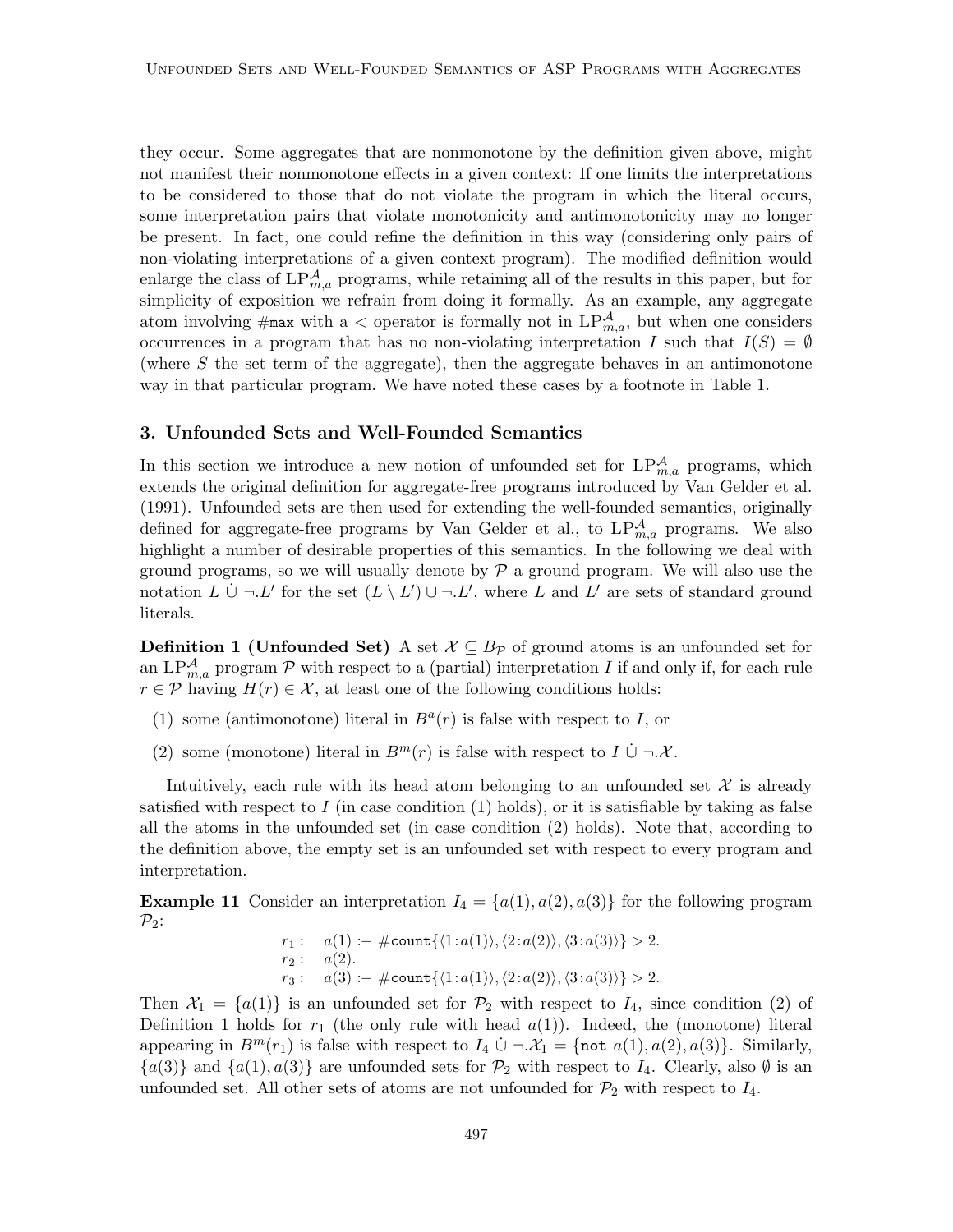they occur. Some aggregates that are nonmonotone by the definition given above, might not manifest their nonmonotone effects in a given context: If one limits the interpretations to be considered to those that do not violate the program in which the literal occurs, some interpretation pairs that violate monotonicity and antimonotonicity may no longer be present. In fact, one could refine the definition in this way (considering only pairs of non-violating interpretations of a given context program). The modified definition would enlarge the class of $\mathrm{LP}^{\mathcal{A}}_{m,a}$ programs, while retaining all of the results in this paper, but for simplicity of exposition we refrain from doing it formally. As an example, any aggregate atom involving #max with a $<$ operator is formally not in $\mathrm{LP}^{\mathcal{A}}_{m,a}$, but when one considers occurrences in a program that has no non-violating interpretation $I$ such that $I(S) = \emptyset$ (where $S$ the set term of the aggregate), then the aggregate behaves in an antimonotone way in that particular program. We have noted these cases by a footnote in Table 1.

## 3. Unfounded Sets and Well-Founded Semantics

In this section we introduce a new notion of unfounded set for $\mathrm{LP}^{\mathcal{A}}_{m,a}$ programs, which extends the original definition for aggregate-free programs introduced by Van Gelder et al. (1991). Unfounded sets are then used for extending the well-founded semantics, originally defined for aggregate-free programs by Van Gelder et al., to $\mathrm{LP}^{\mathcal{A}}_{m,a}$ programs. We also highlight a number of desirable properties of this semantics. In the following we deal with ground programs, so we will usually denote by $\mathcal{P}$ a ground program. We will also use the notation $L \mathbin{\dot\cup} \neg.L'$ for the set $(L \setminus L') \cup \neg.L'$, where $L$ and $L'$ are sets of standard ground literals.

**Definition 1 (Unfounded Set)** A set $\mathcal{X} \subseteq B_{\mathcal{P}}$ of ground atoms is an unfounded set for an $\mathrm{LP}^{\mathcal{A}}_{m,a}$ program $\mathcal{P}$ with respect to a (partial) interpretation $I$ if and only if, for each rule $r \in \mathcal{P}$ having $H(r) \in \mathcal{X}$, at least one of the following conditions holds:

(1) some (antimonotone) literal in $B^a(r)$ is false with respect to $I$, or

(2) some (monotone) literal in $B^m(r)$ is false with respect to $I \mathbin{\dot\cup} \neg.\mathcal{X}$.

Intuitively, each rule with its head atom belonging to an unfounded set $\mathcal{X}$ is already satisfied with respect to $I$ (in case condition (1) holds), or it is satisfiable by taking as false all the atoms in the unfounded set (in case condition (2) holds). Note that, according to the definition above, the empty set is an unfounded set with respect to every program and interpretation.

**Example 11** Consider an interpretation $I_4 = \{a(1), a(2), a(3)\}$ for the following program $\mathcal{P}_2$:

$$
\begin{array}{ll}
r_1: & a(1) \text{ :- } \#\mathtt{count}\{\langle 1 \!:\! a(1)\rangle, \langle 2 \!:\! a(2)\rangle, \langle 3 \!:\! a(3)\rangle\} > 2. \\
r_2: & a(2). \\
r_3: & a(3) \text{ :- } \#\mathtt{count}\{\langle 1 \!:\! a(1)\rangle, \langle 2 \!:\! a(2)\rangle, \langle 3 \!:\! a(3)\rangle\} > 2.
\end{array}
$$

Then $\mathcal{X}_1 = \{a(1)\}$ is an unfounded set for $\mathcal{P}_2$ with respect to $I_4$, since condition (2) of Definition 1 holds for $r_1$ (the only rule with head $a(1)$). Indeed, the (monotone) literal appearing in $B^m(r_1)$ is false with respect to $I_4 \mathbin{\dot\cup} \neg.\mathcal{X}_1 = \{\mathtt{not}\ a(1), a(2), a(3)\}$. Similarly, $\{a(3)\}$ and $\{a(1), a(3)\}$ are unfounded sets for $\mathcal{P}_2$ with respect to $I_4$. Clearly, also $\emptyset$ is an unfounded set. All other sets of atoms are not unfounded for $\mathcal{P}_2$ with respect to $I_4$.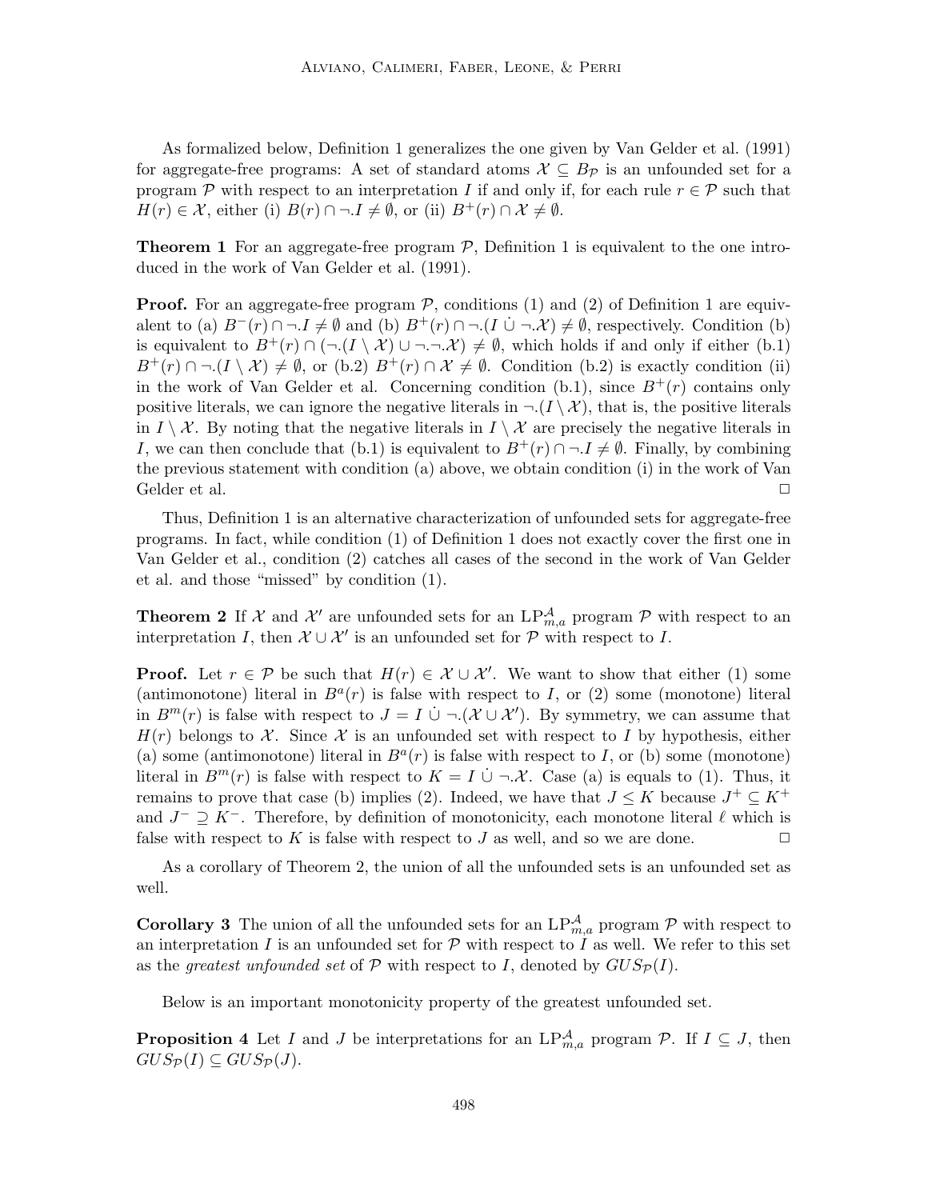As formalized below, Definition 1 generalizes the one given by Van Gelder et al. (1991) for aggregate-free programs: A set of standard atoms $\mathcal{X} \subseteq B_{\mathcal{P}}$ is an unfounded set for a program $\mathcal{P}$ with respect to an interpretation $I$ if and only if, for each rule $r \in \mathcal{P}$ such that $H(r) \in \mathcal{X}$, either (i) $B(r) \cap \neg.I \neq \emptyset$, or (ii) $B^+(r) \cap \mathcal{X} \neq \emptyset$.

**Theorem 1** For an aggregate-free program $\mathcal{P}$, Definition 1 is equivalent to the one introduced in the work of Van Gelder et al. (1991).

**Proof.** For an aggregate-free program $\mathcal{P}$, conditions (1) and (2) of Definition 1 are equivalent to (a) $B^-(r) \cap \neg.I \neq \emptyset$ and (b) $B^+(r) \cap \neg.(I \mathbin{\dot\cup} \neg.\mathcal{X}) \neq \emptyset$, respectively. Condition (b) is equivalent to $B^+(r) \cap (\neg.(I \setminus \mathcal{X}) \cup \neg.\neg.\mathcal{X}) \neq \emptyset$, which holds if and only if either (b.1) $B^+(r) \cap \neg.(I \setminus \mathcal{X}) \neq \emptyset$, or (b.2) $B^+(r) \cap \mathcal{X} \neq \emptyset$. Condition (b.2) is exactly condition (ii) in the work of Van Gelder et al. Concerning condition (b.1), since $B^+(r)$ contains only positive literals, we can ignore the negative literals in $\neg.(I \setminus \mathcal{X})$, that is, the positive literals in $I \setminus \mathcal{X}$. By noting that the negative literals in $I \setminus \mathcal{X}$ are precisely the negative literals in $I$, we can then conclude that (b.1) is equivalent to $B^+(r) \cap \neg.I \neq \emptyset$. Finally, by combining the previous statement with condition (a) above, we obtain condition (i) in the work of Van Gelder et al. $\Box$

Thus, Definition 1 is an alternative characterization of unfounded sets for aggregate-free programs. In fact, while condition (1) of Definition 1 does not exactly cover the first one in Van Gelder et al., condition (2) catches all cases of the second in the work of Van Gelder et al. and those "missed" by condition (1).

**Theorem 2** If $\mathcal{X}$ and $\mathcal{X}'$ are unfounded sets for an $\text{LP}^{\mathcal{A}}_{m,a}$ program $\mathcal{P}$ with respect to an interpretation $I$, then $\mathcal{X} \cup \mathcal{X}'$ is an unfounded set for $\mathcal{P}$ with respect to $I$.

**Proof.** Let $r \in \mathcal{P}$ be such that $H(r) \in \mathcal{X} \cup \mathcal{X}'$. We want to show that either (1) some (antimonotone) literal in $B^a(r)$ is false with respect to $I$, or (2) some (monotone) literal in $B^m(r)$ is false with respect to $J = I \mathbin{\dot\cup} \neg.(\mathcal{X} \cup \mathcal{X}')$. By symmetry, we can assume that $H(r)$ belongs to $\mathcal{X}$. Since $\mathcal{X}$ is an unfounded set with respect to $I$ by hypothesis, either (a) some (antimonotone) literal in $B^a(r)$ is false with respect to $I$, or (b) some (monotone) literal in $B^m(r)$ is false with respect to $K = I \mathbin{\dot\cup} \neg.\mathcal{X}$. Case (a) is equals to (1). Thus, it remains to prove that case (b) implies (2). Indeed, we have that $J \leq K$ because $J^+ \subseteq K^+$ and $J^- \supseteq K^-$. Therefore, by definition of monotonicity, each monotone literal $\ell$ which is false with respect to $K$ is false with respect to $J$ as well, and so we are done. $\Box$

As a corollary of Theorem 2, the union of all the unfounded sets is an unfounded set as well.

**Corollary 3** The union of all the unfounded sets for an $\text{LP}^{\mathcal{A}}_{m,a}$ program $\mathcal{P}$ with respect to an interpretation $I$ is an unfounded set for $\mathcal{P}$ with respect to $I$ as well. We refer to this set as the *greatest unfounded set* of $\mathcal{P}$ with respect to $I$, denoted by $GUS_{\mathcal{P}}(I)$.

Below is an important monotonicity property of the greatest unfounded set.

**Proposition 4** Let $I$ and $J$ be interpretations for an $\text{LP}^{\mathcal{A}}_{m,a}$ program $\mathcal{P}$. If $I \subseteq J$, then $GUS_{\mathcal{P}}(I) \subseteq GUS_{\mathcal{P}}(J)$.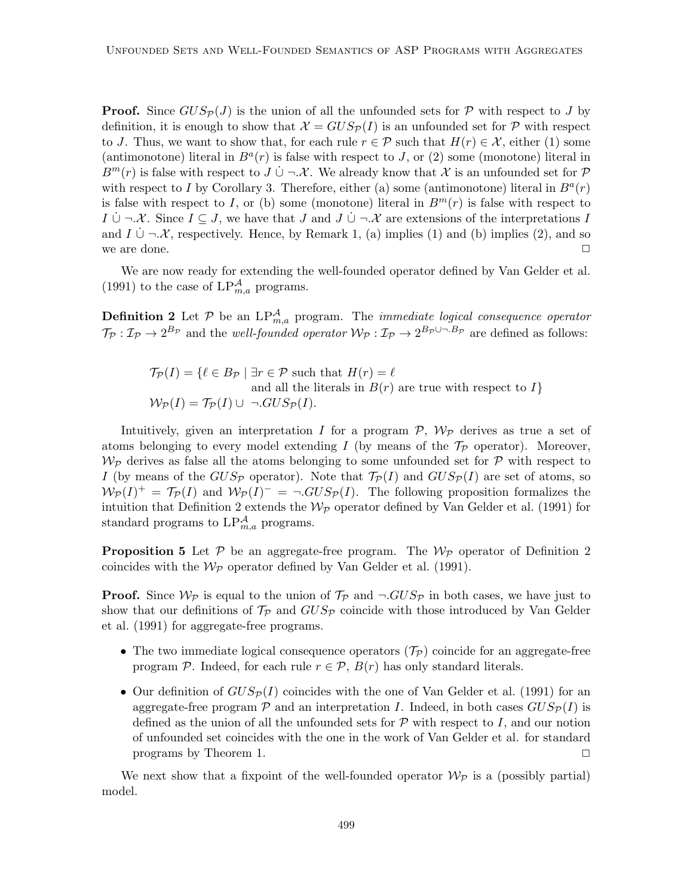**Proof.** Since $GUS_{\mathcal{P}}(J)$ is the union of all the unfounded sets for $\mathcal{P}$ with respect to $J$ by definition, it is enough to show that $\mathcal{X} = GUS_{\mathcal{P}}(I)$ is an unfounded set for $\mathcal{P}$ with respect to $J$. Thus, we want to show that, for each rule $r \in \mathcal{P}$ such that $H(r) \in \mathcal{X}$, either (1) some (antimonotone) literal in $B^a(r)$ is false with respect to $J$, or (2) some (monotone) literal in $B^m(r)$ is false with respect to $J \dot{\cup} \neg.\mathcal{X}$. We already know that $\mathcal{X}$ is an unfounded set for $\mathcal{P}$ with respect to $I$ by Corollary 3. Therefore, either (a) some (antimonotone) literal in $B^a(r)$ is false with respect to $I$, or (b) some (monotone) literal in $B^m(r)$ is false with respect to $I \dot{\cup} \neg.\mathcal{X}$. Since $I \subseteq J$, we have that $J$ and $J \dot{\cup} \neg.\mathcal{X}$ are extensions of the interpretations $I$ and $I \dot{\cup} \neg.\mathcal{X}$, respectively. Hence, by Remark 1, (a) implies (1) and (b) implies (2), and so we are done. □

We are now ready for extending the well-founded operator defined by Van Gelder et al. (1991) to the case of $\mathrm{LP}^{\mathcal{A}}_{m,a}$ programs.

**Definition 2** Let $\mathcal{P}$ be an $\mathrm{LP}^{\mathcal{A}}_{m,a}$ program. The *immediate logical consequence operator* $\mathcal{T}_{\mathcal{P}} : \mathcal{I}_{\mathcal{P}} \to 2^{B_{\mathcal{P}}}$ and the *well-founded operator* $\mathcal{W}_{\mathcal{P}} : \mathcal{I}_{\mathcal{P}} \to 2^{B_{\mathcal{P}} \cup \neg.B_{\mathcal{P}}}$ are defined as follows:

$$
\begin{aligned}
\mathcal{T}_{\mathcal{P}}(I) = \{\ell \in B_{\mathcal{P}} \mid\ & \exists r \in \mathcal{P} \text{ such that } H(r) = \ell \\
& \text{and all the literals in } B(r) \text{ are true with respect to } I\} \\
\mathcal{W}_{\mathcal{P}}(I) = \mathcal{T}_{\mathcal{P}}&(I) \cup \neg.GUS_{\mathcal{P}}(I).
\end{aligned}
$$

Intuitively, given an interpretation $I$ for a program $\mathcal{P}$, $\mathcal{W}_{\mathcal{P}}$ derives as true a set of atoms belonging to every model extending $I$ (by means of the $\mathcal{T}_{\mathcal{P}}$ operator). Moreover, $\mathcal{W}_{\mathcal{P}}$ derives as false all the atoms belonging to some unfounded set for $\mathcal{P}$ with respect to $I$ (by means of the $GUS_{\mathcal{P}}$ operator). Note that $\mathcal{T}_{\mathcal{P}}(I)$ and $GUS_{\mathcal{P}}(I)$ are set of atoms, so $\mathcal{W}_{\mathcal{P}}(I)^+ = \mathcal{T}_{\mathcal{P}}(I)$ and $\mathcal{W}_{\mathcal{P}}(I)^- = \neg.GUS_{\mathcal{P}}(I)$. The following proposition formalizes the intuition that Definition 2 extends the $\mathcal{W}_{\mathcal{P}}$ operator defined by Van Gelder et al. (1991) for standard programs to $\mathrm{LP}^{\mathcal{A}}_{m,a}$ programs.

**Proposition 5** Let $\mathcal{P}$ be an aggregate-free program. The $\mathcal{W}_{\mathcal{P}}$ operator of Definition 2 coincides with the $\mathcal{W}_{\mathcal{P}}$ operator defined by Van Gelder et al. (1991).

**Proof.** Since $\mathcal{W}_{\mathcal{P}}$ is equal to the union of $\mathcal{T}_{\mathcal{P}}$ and $\neg.GUS_{\mathcal{P}}$ in both cases, we have just to show that our definitions of $\mathcal{T}_{\mathcal{P}}$ and $GUS_{\mathcal{P}}$ coincide with those introduced by Van Gelder et al. (1991) for aggregate-free programs.

- The two immediate logical consequence operators ($\mathcal{T}_{\mathcal{P}}$) coincide for an aggregate-free program $\mathcal{P}$. Indeed, for each rule $r \in \mathcal{P}$, $B(r)$ has only standard literals.
- Our definition of $GUS_{\mathcal{P}}(I)$ coincides with the one of Van Gelder et al. (1991) for an aggregate-free program $\mathcal{P}$ and an interpretation $I$. Indeed, in both cases $GUS_{\mathcal{P}}(I)$ is defined as the union of all the unfounded sets for $\mathcal{P}$ with respect to $I$, and our notion of unfounded set coincides with the one in the work of Van Gelder et al. for standard programs by Theorem 1. □

We next show that a fixpoint of the well-founded operator $\mathcal{W}_{\mathcal{P}}$ is a (possibly partial) model.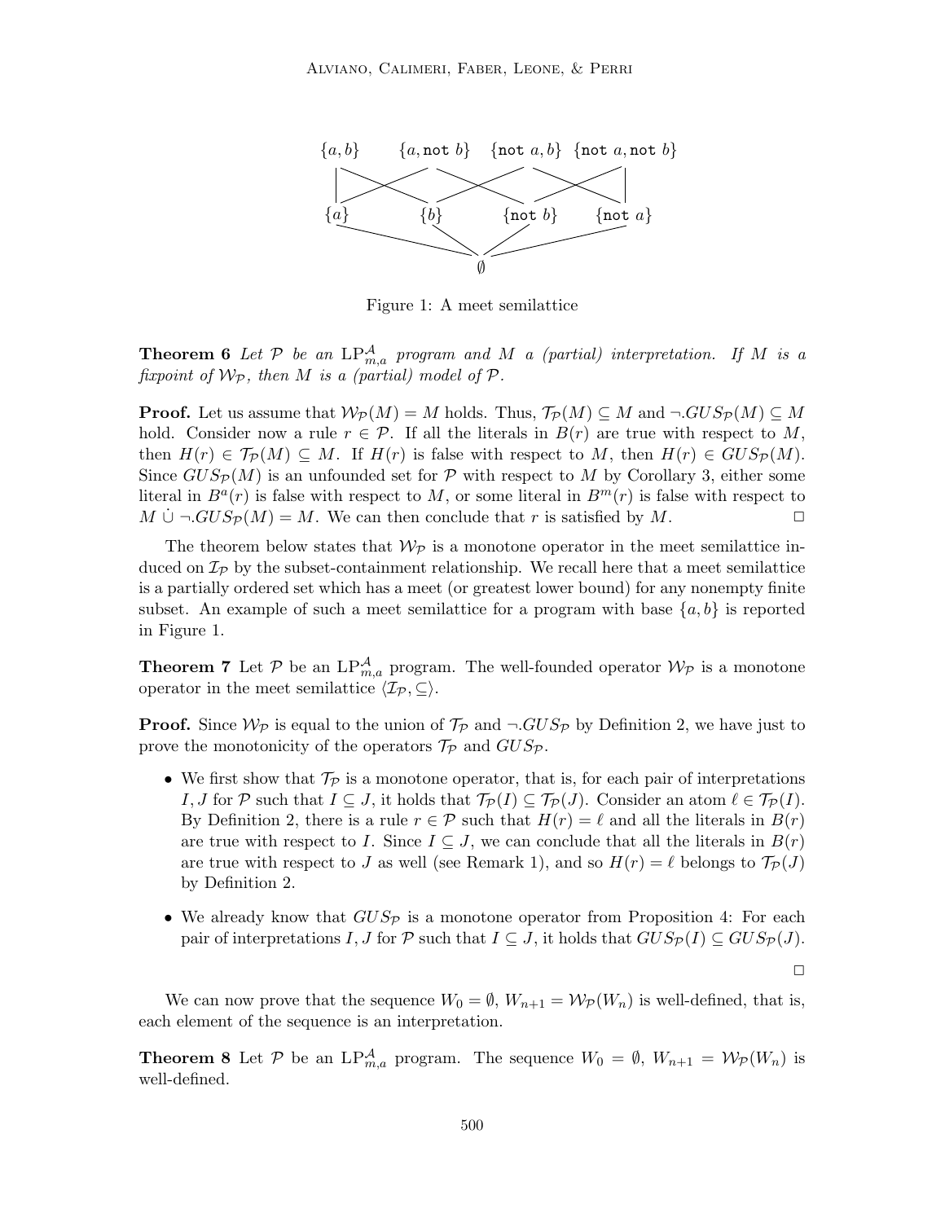Figure 1: A meet semilattice

**Theorem 6** *Let $\mathcal{P}$ be an $\mathrm{LP}^{\mathcal{A}}_{m,a}$ program and $M$ a (partial) interpretation. If $M$ is a fixpoint of $\mathcal{W}_{\mathcal{P}}$, then $M$ is a (partial) model of $\mathcal{P}$.*

**Proof.** Let us assume that $\mathcal{W}_{\mathcal{P}}(M) = M$ holds. Thus, $\mathcal{T}_{\mathcal{P}}(M) \subseteq M$ and $\neg.GUS_{\mathcal{P}}(M) \subseteq M$ hold. Consider now a rule $r \in \mathcal{P}$. If all the literals in $B(r)$ are true with respect to $M$, then $H(r) \in \mathcal{T}_{\mathcal{P}}(M) \subseteq M$. If $H(r)$ is false with respect to $M$, then $H(r) \in GUS_{\mathcal{P}}(M)$. Since $GUS_{\mathcal{P}}(M)$ is an unfounded set for $\mathcal{P}$ with respect to $M$ by Corollary 3, either some literal in $B^a(r)$ is false with respect to $M$, or some literal in $B^m(r)$ is false with respect to $M \mathbin{\dot{\cup}} \neg.GUS_{\mathcal{P}}(M) = M$. We can then conclude that $r$ is satisfied by $M$. ☐

The theorem below states that $\mathcal{W}_{\mathcal{P}}$ is a monotone operator in the meet semilattice induced on $\mathcal{I}_{\mathcal{P}}$ by the subset-containment relationship. We recall here that a meet semilattice is a partially ordered set which has a meet (or greatest lower bound) for any nonempty finite subset. An example of such a meet semilattice for a program with base $\{a, b\}$ is reported in Figure 1.

**Theorem 7** Let $\mathcal{P}$ be an $\mathrm{LP}^{\mathcal{A}}_{m,a}$ program. The well-founded operator $\mathcal{W}_{\mathcal{P}}$ is a monotone operator in the meet semilattice $\langle \mathcal{I}_{\mathcal{P}}, \subseteq \rangle$.

**Proof.** Since $\mathcal{W}_{\mathcal{P}}$ is equal to the union of $\mathcal{T}_{\mathcal{P}}$ and $\neg.GUS_{\mathcal{P}}$ by Definition 2, we have just to prove the monotonicity of the operators $\mathcal{T}_{\mathcal{P}}$ and $GUS_{\mathcal{P}}$.

- We first show that $\mathcal{T}_{\mathcal{P}}$ is a monotone operator, that is, for each pair of interpretations $I, J$ for $\mathcal{P}$ such that $I \subseteq J$, it holds that $\mathcal{T}_{\mathcal{P}}(I) \subseteq \mathcal{T}_{\mathcal{P}}(J)$. Consider an atom $\ell \in \mathcal{T}_{\mathcal{P}}(I)$. By Definition 2, there is a rule $r \in \mathcal{P}$ such that $H(r) = \ell$ and all the literals in $B(r)$ are true with respect to $I$. Since $I \subseteq J$, we can conclude that all the literals in $B(r)$ are true with respect to $J$ as well (see Remark 1), and so $H(r) = \ell$ belongs to $\mathcal{T}_{\mathcal{P}}(J)$ by Definition 2.
- We already know that $GUS_{\mathcal{P}}$ is a monotone operator from Proposition 4: For each pair of interpretations $I, J$ for $\mathcal{P}$ such that $I \subseteq J$, it holds that $GUS_{\mathcal{P}}(I) \subseteq GUS_{\mathcal{P}}(J)$.

☐

We can now prove that the sequence $W_0 = \emptyset$, $W_{n+1} = \mathcal{W}_{\mathcal{P}}(W_n)$ is well-defined, that is, each element of the sequence is an interpretation.

**Theorem 8** Let $\mathcal{P}$ be an $\mathrm{LP}^{\mathcal{A}}_{m,a}$ program. The sequence $W_0 = \emptyset$, $W_{n+1} = \mathcal{W}_{\mathcal{P}}(W_n)$ is well-defined.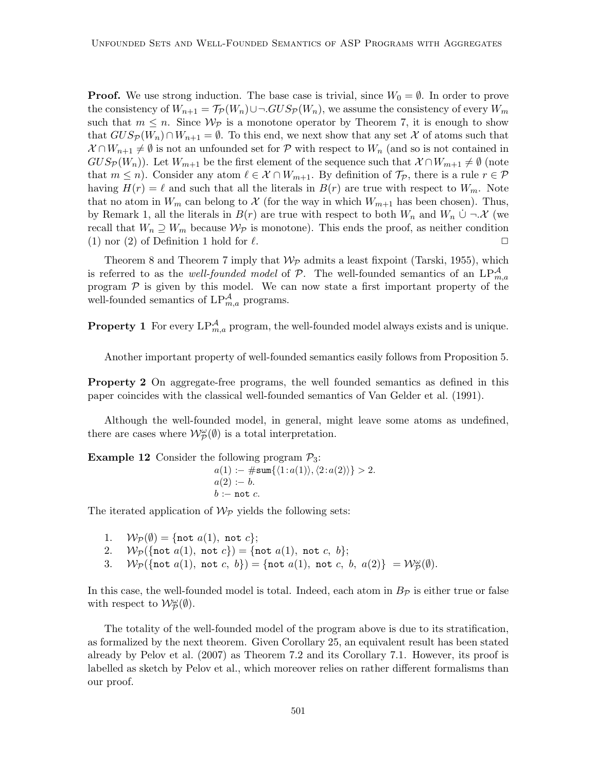**Proof.** We use strong induction. The base case is trivial, since $W_0 = \emptyset$. In order to prove the consistency of $W_{n+1} = \mathcal{T}_\mathcal{P}(W_n) \cup \neg.GUS_\mathcal{P}(W_n)$, we assume the consistency of every $W_m$ such that $m \leq n$. Since $\mathcal{W}_\mathcal{P}$ is a monotone operator by Theorem 7, it is enough to show that $GUS_\mathcal{P}(W_n) \cap W_{n+1} = \emptyset$. To this end, we next show that any set $\mathcal{X}$ of atoms such that $\mathcal{X} \cap W_{n+1} \neq \emptyset$ is not an unfounded set for $\mathcal{P}$ with respect to $W_n$ (and so is not contained in $GUS_\mathcal{P}(W_n)$). Let $W_{m+1}$ be the first element of the sequence such that $\mathcal{X} \cap W_{m+1} \neq \emptyset$ (note that $m \leq n$). Consider any atom $\ell \in \mathcal{X} \cap W_{m+1}$. By definition of $\mathcal{T}_\mathcal{P}$, there is a rule $r \in \mathcal{P}$ having $H(r) = \ell$ and such that all the literals in $B(r)$ are true with respect to $W_m$. Note that no atom in $W_m$ can belong to $\mathcal{X}$ (for the way in which $W_{m+1}$ has been chosen). Thus, by Remark 1, all the literals in $B(r)$ are true with respect to both $W_n$ and $W_n \mathbin{\dot\cup} \neg.\mathcal{X}$ (we recall that $W_n \supseteq W_m$ because $\mathcal{W}_\mathcal{P}$ is monotone). This ends the proof, as neither condition (1) nor (2) of Definition 1 hold for $\ell$. ☐

Theorem 8 and Theorem 7 imply that $\mathcal{W}_\mathcal{P}$ admits a least fixpoint (Tarski, 1955), which is referred to as the *well-founded model* of $\mathcal{P}$. The well-founded semantics of an $\text{LP}^\mathcal{A}_{m,a}$ program $\mathcal{P}$ is given by this model. We can now state a first important property of the well-founded semantics of $\text{LP}^\mathcal{A}_{m,a}$ programs.

**Property 1** For every $\text{LP}^\mathcal{A}_{m,a}$ program, the well-founded model always exists and is unique.

Another important property of well-founded semantics easily follows from Proposition 5.

**Property 2** On aggregate-free programs, the well founded semantics as defined in this paper coincides with the classical well-founded semantics of Van Gelder et al. (1991).

Although the well-founded model, in general, might leave some atoms as undefined, there are cases where $\mathcal{W}^\omega_\mathcal{P}(\emptyset)$ is a total interpretation.

**Example 12** Consider the following program $\mathcal{P}_3$:

$$
\begin{array}{l}
a(1) \text{ :- } \#\mathtt{sum}\{\langle 1 : a(1)\rangle, \langle 2 : a(2)\rangle\} > 2. \\
a(2) \text{ :- } b. \\
b \text{ :- } \mathtt{not}\ c.
\end{array}
$$

The iterated application of $\mathcal{W}_\mathcal{P}$ yields the following sets:

1. $\mathcal{W}_\mathcal{P}(\emptyset) = \{\mathtt{not}\ a(1),\ \mathtt{not}\ c\}$;
2. $\mathcal{W}_\mathcal{P}(\{\mathtt{not}\ a(1),\ \mathtt{not}\ c\}) = \{\mathtt{not}\ a(1),\ \mathtt{not}\ c,\ b\}$;
3. $\mathcal{W}_\mathcal{P}(\{\mathtt{not}\ a(1),\ \mathtt{not}\ c,\ b\}) = \{\mathtt{not}\ a(1),\ \mathtt{not}\ c,\ b,\ a(2)\} = \mathcal{W}^\omega_\mathcal{P}(\emptyset)$.

In this case, the well-founded model is total. Indeed, each atom in $B_\mathcal{P}$ is either true or false with respect to $\mathcal{W}^\omega_\mathcal{P}(\emptyset)$.

The totality of the well-founded model of the program above is due to its stratification, as formalized by the next theorem. Given Corollary 25, an equivalent result has been stated already by Pelov et al. (2007) as Theorem 7.2 and its Corollary 7.1. However, its proof is labelled as sketch by Pelov et al., which moreover relies on rather different formalisms than our proof.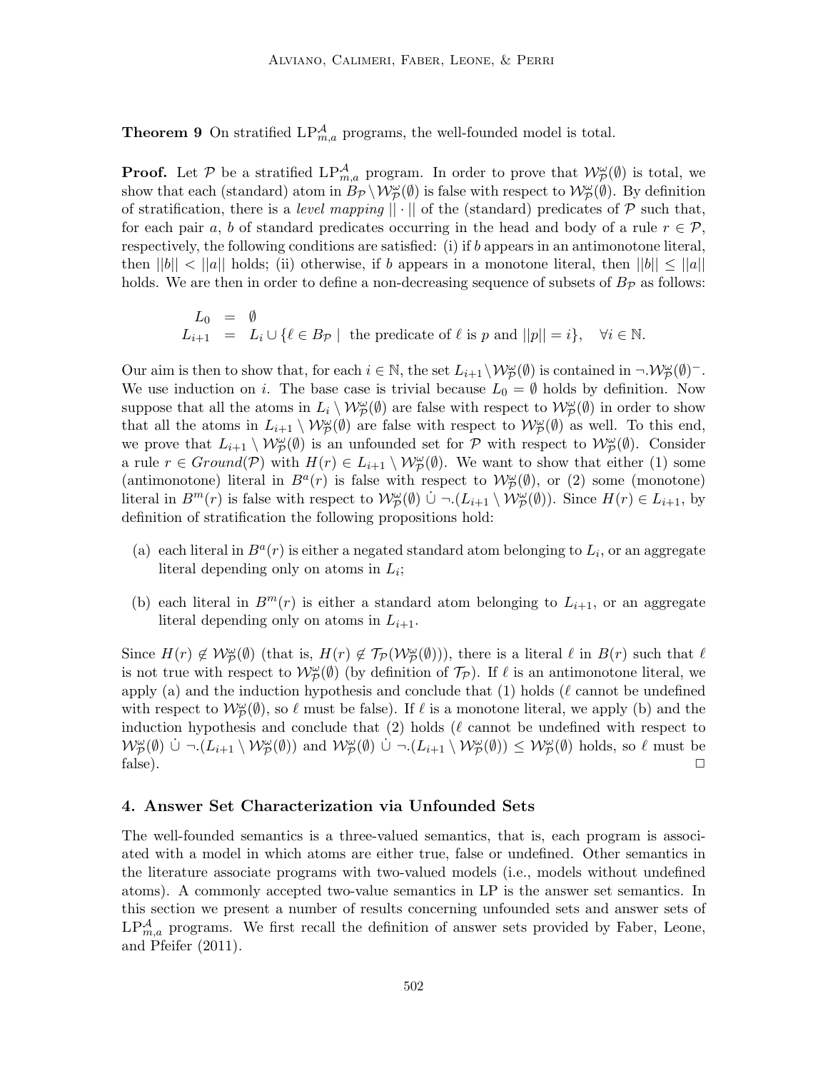**Theorem 9** On stratified $\text{LP}^{\mathcal{A}}_{m,a}$ programs, the well-founded model is total.

**Proof.** Let $\mathcal{P}$ be a stratified $\text{LP}^{\mathcal{A}}_{m,a}$ program. In order to prove that $\mathcal{W}^{\omega}_{\mathcal{P}}(\emptyset)$ is total, we show that each (standard) atom in $B_{\mathcal{P}} \setminus \mathcal{W}^{\omega}_{\mathcal{P}}(\emptyset)$ is false with respect to $\mathcal{W}^{\omega}_{\mathcal{P}}(\emptyset)$. By definition of stratification, there is a *level mapping* $||\cdot||$ of the (standard) predicates of $\mathcal{P}$ such that, for each pair $a$, $b$ of standard predicates occurring in the head and body of a rule $r \in \mathcal{P}$, respectively, the following conditions are satisfied: (i) if $b$ appears in an antimonotone literal, then $||b|| < ||a||$ holds; (ii) otherwise, if $b$ appears in a monotone literal, then $||b|| \leq ||a||$ holds. We are then in order to define a non-decreasing sequence of subsets of $B_{\mathcal{P}}$ as follows:

$$
\begin{aligned}
L_0 &= \emptyset \\
L_{i+1} &= L_i \cup \{\ell \in B_{\mathcal{P}} \mid \text{ the predicate of } \ell \text{ is } p \text{ and } ||p|| = i\}, \quad \forall i \in \mathbb{N}.
\end{aligned}
$$

Our aim is then to show that, for each $i \in \mathbb{N}$, the set $L_{i+1} \setminus \mathcal{W}^{\omega}_{\mathcal{P}}(\emptyset)$ is contained in $\neg.\mathcal{W}^{\omega}_{\mathcal{P}}(\emptyset)^{-}$. We use induction on $i$. The base case is trivial because $L_0 = \emptyset$ holds by definition. Now suppose that all the atoms in $L_i \setminus \mathcal{W}^{\omega}_{\mathcal{P}}(\emptyset)$ are false with respect to $\mathcal{W}^{\omega}_{\mathcal{P}}(\emptyset)$ in order to show that all the atoms in $L_{i+1} \setminus \mathcal{W}^{\omega}_{\mathcal{P}}(\emptyset)$ are false with respect to $\mathcal{W}^{\omega}_{\mathcal{P}}(\emptyset)$ as well. To this end, we prove that $L_{i+1} \setminus \mathcal{W}^{\omega}_{\mathcal{P}}(\emptyset)$ is an unfounded set for $\mathcal{P}$ with respect to $\mathcal{W}^{\omega}_{\mathcal{P}}(\emptyset)$. Consider a rule $r \in Ground(\mathcal{P})$ with $H(r) \in L_{i+1} \setminus \mathcal{W}^{\omega}_{\mathcal{P}}(\emptyset)$. We want to show that either (1) some (antimonotone) literal in $B^a(r)$ is false with respect to $\mathcal{W}^{\omega}_{\mathcal{P}}(\emptyset)$, or (2) some (monotone) literal in $B^m(r)$ is false with respect to $\mathcal{W}^{\omega}_{\mathcal{P}}(\emptyset) \mathbin{\dot\cup} \neg.(L_{i+1} \setminus \mathcal{W}^{\omega}_{\mathcal{P}}(\emptyset))$. Since $H(r) \in L_{i+1}$, by definition of stratification the following propositions hold:

(a) each literal in $B^a(r)$ is either a negated standard atom belonging to $L_i$, or an aggregate literal depending only on atoms in $L_i$;

(b) each literal in $B^m(r)$ is either a standard atom belonging to $L_{i+1}$, or an aggregate literal depending only on atoms in $L_{i+1}$.

Since $H(r) \notin \mathcal{W}^{\omega}_{\mathcal{P}}(\emptyset)$ (that is, $H(r) \notin \mathcal{T}_{\mathcal{P}}(\mathcal{W}^{\omega}_{\mathcal{P}}(\emptyset))$), there is a literal $\ell$ in $B(r)$ such that $\ell$ is not true with respect to $\mathcal{W}^{\omega}_{\mathcal{P}}(\emptyset)$ (by definition of $\mathcal{T}_{\mathcal{P}}$). If $\ell$ is an antimonotone literal, we apply (a) and the induction hypothesis and conclude that (1) holds ($\ell$ cannot be undefined with respect to $\mathcal{W}^{\omega}_{\mathcal{P}}(\emptyset)$, so $\ell$ must be false). If $\ell$ is a monotone literal, we apply (b) and the induction hypothesis and conclude that (2) holds ($\ell$ cannot be undefined with respect to $\mathcal{W}^{\omega}_{\mathcal{P}}(\emptyset) \mathbin{\dot\cup} \neg.(L_{i+1} \setminus \mathcal{W}^{\omega}_{\mathcal{P}}(\emptyset))$ and $\mathcal{W}^{\omega}_{\mathcal{P}}(\emptyset) \mathbin{\dot\cup} \neg.(L_{i+1} \setminus \mathcal{W}^{\omega}_{\mathcal{P}}(\emptyset)) \leq \mathcal{W}^{\omega}_{\mathcal{P}}(\emptyset)$ holds, so $\ell$ must be false). $\square$

## 4. Answer Set Characterization via Unfounded Sets

The well-founded semantics is a three-valued semantics, that is, each program is associated with a model in which atoms are either true, false or undefined. Other semantics in the literature associate programs with two-valued models (i.e., models without undefined atoms). A commonly accepted two-value semantics in LP is the answer set semantics. In this section we present a number of results concerning unfounded sets and answer sets of $\text{LP}^{\mathcal{A}}_{m,a}$ programs. We first recall the definition of answer sets provided by Faber, Leone, and Pfeifer (2011).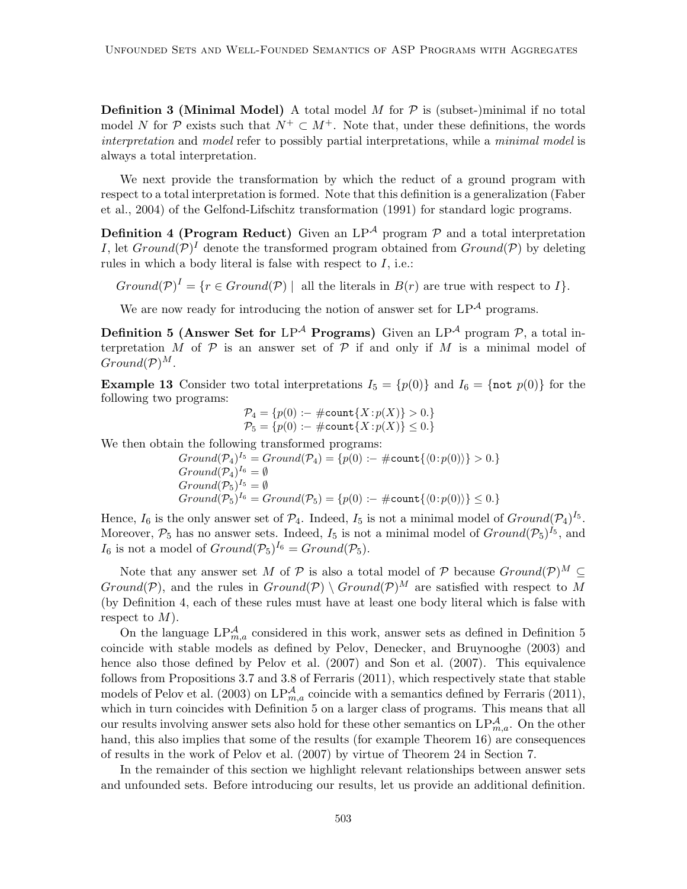**Definition 3 (Minimal Model)** A total model $M$ for $\mathcal{P}$ is (subset-)minimal if no total model $N$ for $\mathcal{P}$ exists such that $N^+ \subset M^+$. Note that, under these definitions, the words *interpretation* and *model* refer to possibly partial interpretations, while a *minimal model* is always a total interpretation.

We next provide the transformation by which the reduct of a ground program with respect to a total interpretation is formed. Note that this definition is a generalization (Faber et al., 2004) of the Gelfond-Lifschitz transformation (1991) for standard logic programs.

**Definition 4 (Program Reduct)** Given an $\text{LP}^{\mathcal{A}}$ program $\mathcal{P}$ and a total interpretation $I$, let $Ground(\mathcal{P})^I$ denote the transformed program obtained from $Ground(\mathcal{P})$ by deleting rules in which a body literal is false with respect to $I$, i.e.:

$$Ground(\mathcal{P})^I = \{r \in Ground(\mathcal{P}) \mid \text{ all the literals in } B(r) \text{ are true with respect to } I\}.$$

We are now ready for introducing the notion of answer set for $\text{LP}^{\mathcal{A}}$ programs.

**Definition 5 (Answer Set for $\text{LP}^{\mathcal{A}}$ Programs)** Given an $\text{LP}^{\mathcal{A}}$ program $\mathcal{P}$, a total interpretation $M$ of $\mathcal{P}$ is an answer set of $\mathcal{P}$ if and only if $M$ is a minimal model of $Ground(\mathcal{P})^M$.

**Example 13** Consider two total interpretations $I_5 = \{p(0)\}$ and $I_6 = \{\texttt{not}\ p(0)\}$ for the following two programs:

$$\mathcal{P}_4 = \{p(0) \text{ :- } \#\texttt{count}\{X : p(X)\} > 0.\}$$
$$\mathcal{P}_5 = \{p(0) \text{ :- } \#\texttt{count}\{X : p(X)\} \leq 0.\}$$

We then obtain the following transformed programs:

$$Ground(\mathcal{P}_4)^{I_5} = Ground(\mathcal{P}_4) = \{p(0) \text{ :- } \#\texttt{count}\{\langle 0 : p(0)\rangle\} > 0.\}$$
$$Ground(\mathcal{P}_4)^{I_6} = \emptyset$$
$$Ground(\mathcal{P}_5)^{I_5} = \emptyset$$
$$Ground(\mathcal{P}_5)^{I_6} = Ground(\mathcal{P}_5) = \{p(0) \text{ :- } \#\texttt{count}\{\langle 0 : p(0)\rangle\} \leq 0.\}$$

Hence, $I_6$ is the only answer set of $\mathcal{P}_4$. Indeed, $I_5$ is not a minimal model of $Ground(\mathcal{P}_4)^{I_5}$. Moreover, $\mathcal{P}_5$ has no answer sets. Indeed, $I_5$ is not a minimal model of $Ground(\mathcal{P}_5)^{I_5}$, and $I_6$ is not a model of $Ground(\mathcal{P}_5)^{I_6} = Ground(\mathcal{P}_5)$.

Note that any answer set $M$ of $\mathcal{P}$ is also a total model of $\mathcal{P}$ because $Ground(\mathcal{P})^M \subseteq Ground(\mathcal{P})$, and the rules in $Ground(\mathcal{P}) \setminus Ground(\mathcal{P})^M$ are satisfied with respect to $M$ (by Definition 4, each of these rules must have at least one body literal which is false with respect to $M$).

On the language $\text{LP}^{\mathcal{A}}_{m,a}$ considered in this work, answer sets as defined in Definition 5 coincide with stable models as defined by Pelov, Denecker, and Bruynooghe (2003) and hence also those defined by Pelov et al. (2007) and Son et al. (2007). This equivalence follows from Propositions 3.7 and 3.8 of Ferraris (2011), which respectively state that stable models of Pelov et al. (2003) on $\text{LP}^{\mathcal{A}}_{m,a}$ coincide with a semantics defined by Ferraris (2011), which in turn coincides with Definition 5 on a larger class of programs. This means that all our results involving answer sets also hold for these other semantics on $\text{LP}^{\mathcal{A}}_{m,a}$. On the other hand, this also implies that some of the results (for example Theorem 16) are consequences of results in the work of Pelov et al. (2007) by virtue of Theorem 24 in Section 7.

In the remainder of this section we highlight relevant relationships between answer sets and unfounded sets. Before introducing our results, let us provide an additional definition.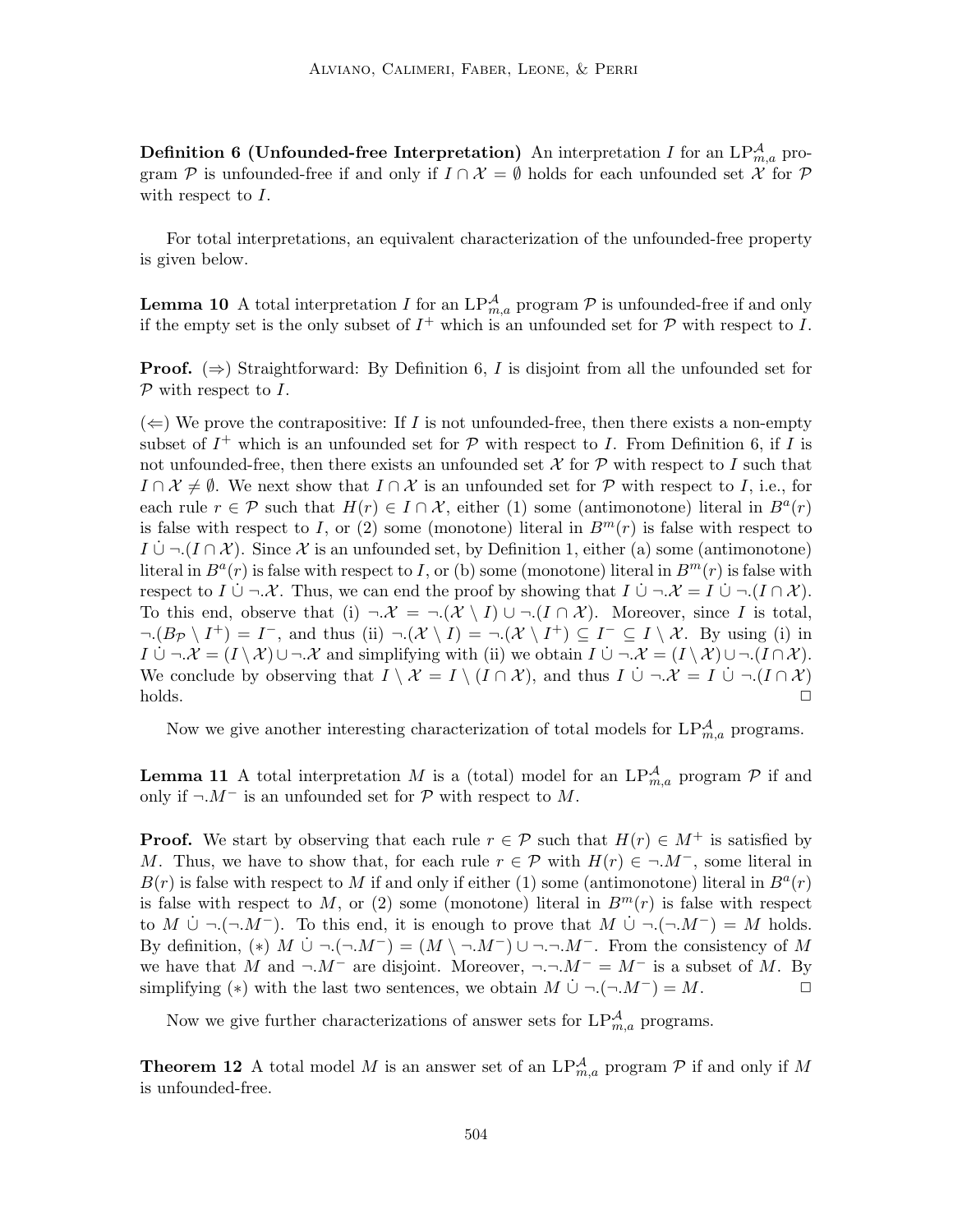**Definition 6 (Unfounded-free Interpretation)** An interpretation $I$ for an $\mathrm{LP}^{\mathcal{A}}_{m,a}$ program $\mathcal{P}$ is unfounded-free if and only if $I \cap \mathcal{X} = \emptyset$ holds for each unfounded set $\mathcal{X}$ for $\mathcal{P}$ with respect to $I$.

For total interpretations, an equivalent characterization of the unfounded-free property is given below.

**Lemma 10** A total interpretation $I$ for an $\mathrm{LP}^{\mathcal{A}}_{m,a}$ program $\mathcal{P}$ is unfounded-free if and only if the empty set is the only subset of $I^+$ which is an unfounded set for $\mathcal{P}$ with respect to $I$.

**Proof.** ($\Rightarrow$) Straightforward: By Definition 6, $I$ is disjoint from all the unfounded set for $\mathcal{P}$ with respect to $I$.

($\Leftarrow$) We prove the contrapositive: If $I$ is not unfounded-free, then there exists a non-empty subset of $I^+$ which is an unfounded set for $\mathcal{P}$ with respect to $I$. From Definition 6, if $I$ is not unfounded-free, then there exists an unfounded set $\mathcal{X}$ for $\mathcal{P}$ with respect to $I$ such that $I \cap \mathcal{X} \neq \emptyset$. We next show that $I \cap \mathcal{X}$ is an unfounded set for $\mathcal{P}$ with respect to $I$, i.e., for each rule $r \in \mathcal{P}$ such that $H(r) \in I \cap \mathcal{X}$, either (1) some (antimonotone) literal in $B^a(r)$ is false with respect to $I$, or (2) some (monotone) literal in $B^m(r)$ is false with respect to $I \mathbin{\dot\cup} \neg.(I \cap \mathcal{X})$. Since $\mathcal{X}$ is an unfounded set, by Definition 1, either (a) some (antimonotone) literal in $B^a(r)$ is false with respect to $I$, or (b) some (monotone) literal in $B^m(r)$ is false with respect to $I \mathbin{\dot\cup} \neg.\mathcal{X}$. Thus, we can end the proof by showing that $I \mathbin{\dot\cup} \neg.\mathcal{X} = I \mathbin{\dot\cup} \neg.(I \cap \mathcal{X})$. To this end, observe that (i) $\neg.\mathcal{X} = \neg.(\mathcal{X} \setminus I) \cup \neg.(I \cap \mathcal{X})$. Moreover, since $I$ is total, $\neg.(B_{\mathcal{P}} \setminus I^+) = I^-$, and thus (ii) $\neg.(\mathcal{X} \setminus I) = \neg.(\mathcal{X} \setminus I^+) \subseteq I^- \subseteq I \setminus \mathcal{X}$. By using (i) in $I \mathbin{\dot\cup} \neg.\mathcal{X} = (I \setminus \mathcal{X}) \cup \neg.\mathcal{X}$ and simplifying with (ii) we obtain $I \mathbin{\dot\cup} \neg.\mathcal{X} = (I \setminus \mathcal{X}) \cup \neg.(I \cap \mathcal{X})$. We conclude by observing that $I \setminus \mathcal{X} = I \setminus (I \cap \mathcal{X})$, and thus $I \mathbin{\dot\cup} \neg.\mathcal{X} = I \mathbin{\dot\cup} \neg.(I \cap \mathcal{X})$ holds. $\Box$

Now we give another interesting characterization of total models for $\mathrm{LP}^{\mathcal{A}}_{m,a}$ programs.

**Lemma 11** A total interpretation $M$ is a (total) model for an $\mathrm{LP}^{\mathcal{A}}_{m,a}$ program $\mathcal{P}$ if and only if $\neg.M^-$ is an unfounded set for $\mathcal{P}$ with respect to $M$.

**Proof.** We start by observing that each rule $r \in \mathcal{P}$ such that $H(r) \in M^+$ is satisfied by $M$. Thus, we have to show that, for each rule $r \in \mathcal{P}$ with $H(r) \in \neg.M^-$, some literal in $B(r)$ is false with respect to $M$ if and only if either (1) some (antimonotone) literal in $B^a(r)$ is false with respect to $M$, or (2) some (monotone) literal in $B^m(r)$ is false with respect to $M \mathbin{\dot\cup} \neg.(\neg.M^-)$. To this end, it is enough to prove that $M \mathbin{\dot\cup} \neg.(\neg.M^-) = M$ holds. By definition, $(*)$ $M \mathbin{\dot\cup} \neg.(\neg.M^-) = (M \setminus \neg.M^-) \cup \neg.\neg.M^-$. From the consistency of $M$ we have that $M$ and $\neg.M^-$ are disjoint. Moreover, $\neg.\neg.M^- = M^-$ is a subset of $M$. By simplifying $(*)$ with the last two sentences, we obtain $M \mathbin{\dot\cup} \neg.(\neg.M^-) = M$. $\Box$

Now we give further characterizations of answer sets for $\mathrm{LP}^{\mathcal{A}}_{m,a}$ programs.

**Theorem 12** A total model $M$ is an answer set of an $\mathrm{LP}^{\mathcal{A}}_{m,a}$ program $\mathcal{P}$ if and only if $M$ is unfounded-free.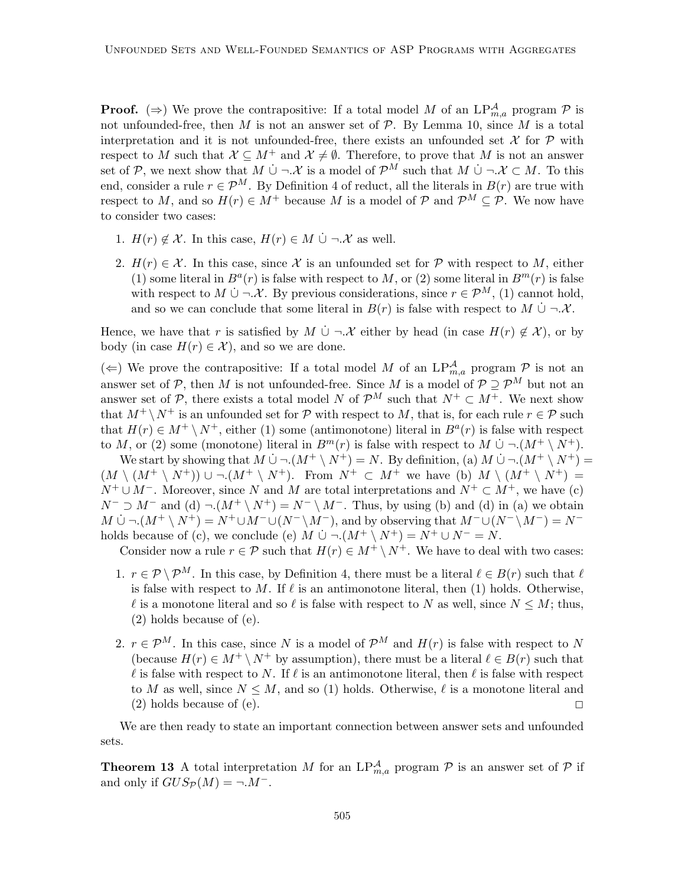**Proof.** ($\Rightarrow$) We prove the contrapositive: If a total model $M$ of an $\text{LP}^{\mathcal{A}}_{m,a}$ program $\mathcal{P}$ is not unfounded-free, then $M$ is not an answer set of $\mathcal{P}$. By Lemma 10, since $M$ is a total interpretation and it is not unfounded-free, there exists an unfounded set $\mathcal{X}$ for $\mathcal{P}$ with respect to $M$ such that $\mathcal{X} \subseteq M^+$ and $\mathcal{X} \neq \emptyset$. Therefore, to prove that $M$ is not an answer set of $\mathcal{P}$, we next show that $M \mathbin{\dot\cup} \neg.\mathcal{X}$ is a model of $\mathcal{P}^M$ such that $M \mathbin{\dot\cup} \neg.\mathcal{X} \subset M$. To this end, consider a rule $r \in \mathcal{P}^M$. By Definition 4 of reduct, all the literals in $B(r)$ are true with respect to $M$, and so $H(r) \in M^+$ because $M$ is a model of $\mathcal{P}$ and $\mathcal{P}^M \subseteq \mathcal{P}$. We now have to consider two cases:

1. $H(r) \notin \mathcal{X}$. In this case, $H(r) \in M \mathbin{\dot\cup} \neg.\mathcal{X}$ as well.
2. $H(r) \in \mathcal{X}$. In this case, since $\mathcal{X}$ is an unfounded set for $\mathcal{P}$ with respect to $M$, either (1) some literal in $B^a(r)$ is false with respect to $M$, or (2) some literal in $B^m(r)$ is false with respect to $M \mathbin{\dot\cup} \neg.\mathcal{X}$. By previous considerations, since $r \in \mathcal{P}^M$, (1) cannot hold, and so we can conclude that some literal in $B(r)$ is false with respect to $M \mathbin{\dot\cup} \neg.\mathcal{X}$.

Hence, we have that $r$ is satisfied by $M \mathbin{\dot\cup} \neg.\mathcal{X}$ either by head (in case $H(r) \notin \mathcal{X}$), or by body (in case $H(r) \in \mathcal{X}$), and so we are done.

($\Leftarrow$) We prove the contrapositive: If a total model $M$ of an $\text{LP}^{\mathcal{A}}_{m,a}$ program $\mathcal{P}$ is not an answer set of $\mathcal{P}$, then $M$ is not unfounded-free. Since $M$ is a model of $\mathcal{P} \supseteq \mathcal{P}^M$ but not an answer set of $\mathcal{P}$, there exists a total model $N$ of $\mathcal{P}^M$ such that $N^+ \subset M^+$. We next show that $M^+ \setminus N^+$ is an unfounded set for $\mathcal{P}$ with respect to $M$, that is, for each rule $r \in \mathcal{P}$ such that $H(r) \in M^+ \setminus N^+$, either (1) some (antimonotone) literal in $B^a(r)$ is false with respect to $M$, or (2) some (monotone) literal in $B^m(r)$ is false with respect to $M \mathbin{\dot\cup} \neg.(M^+ \setminus N^+)$.

We start by showing that $M \mathbin{\dot\cup} \neg.(M^+ \setminus N^+) = N$. By definition, (a) $M \mathbin{\dot\cup} \neg.(M^+ \setminus N^+) = (M \setminus (M^+ \setminus N^+)) \cup \neg.(M^+ \setminus N^+)$. From $N^+ \subset M^+$ we have (b) $M \setminus (M^+ \setminus N^+) = N^+ \cup M^-$. Moreover, since $N$ and $M$ are total interpretations and $N^+ \subset M^+$, we have (c) $N^- \supset M^-$ and (d) $\neg.(M^+ \setminus N^+) = N^- \setminus M^-$. Thus, by using (b) and (d) in (a) we obtain $M \mathbin{\dot\cup} \neg.(M^+ \setminus N^+) = N^+ \cup M^- \cup (N^- \setminus M^-)$, and by observing that $M^- \cup (N^- \setminus M^-) = N^-$ holds because of (c), we conclude (e) $M \mathbin{\dot\cup} \neg.(M^+ \setminus N^+) = N^+ \cup N^- = N$.

Consider now a rule $r \in \mathcal{P}$ such that $H(r) \in M^+ \setminus N^+$. We have to deal with two cases:

1. $r \in \mathcal{P} \setminus \mathcal{P}^M$. In this case, by Definition 4, there must be a literal $\ell \in B(r)$ such that $\ell$ is false with respect to $M$. If $\ell$ is an antimonotone literal, then (1) holds. Otherwise, $\ell$ is a monotone literal and so $\ell$ is false with respect to $N$ as well, since $N \leq M$; thus, (2) holds because of (e).
2. $r \in \mathcal{P}^M$. In this case, since $N$ is a model of $\mathcal{P}^M$ and $H(r)$ is false with respect to $N$ (because $H(r) \in M^+ \setminus N^+$ by assumption), there must be a literal $\ell \in B(r)$ such that $\ell$ is false with respect to $N$. If $\ell$ is an antimonotone literal, then $\ell$ is false with respect to $M$ as well, since $N \leq M$, and so (1) holds. Otherwise, $\ell$ is a monotone literal and (2) holds because of (e). $\square$

We are then ready to state an important connection between answer sets and unfounded sets.

**Theorem 13** A total interpretation $M$ for an $\text{LP}^{\mathcal{A}}_{m,a}$ program $\mathcal{P}$ is an answer set of $\mathcal{P}$ if and only if $GUS_{\mathcal{P}}(M) = \neg.M^-$.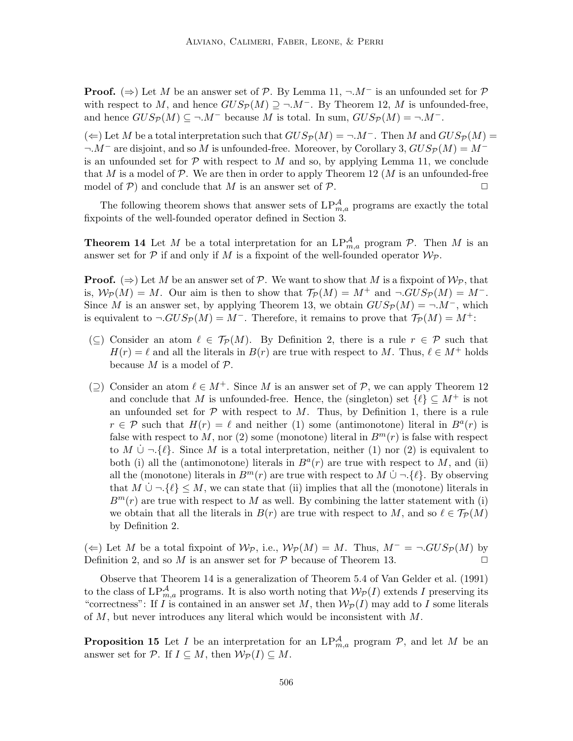**Proof.** ($\Rightarrow$) Let $M$ be an answer set of $\mathcal{P}$. By Lemma 11, $\neg.M^-$ is an unfounded set for $\mathcal{P}$ with respect to $M$, and hence $GUS_{\mathcal{P}}(M) \supseteq \neg.M^-$. By Theorem 12, $M$ is unfounded-free, and hence $GUS_{\mathcal{P}}(M) \subseteq \neg.M^-$ because $M$ is total. In sum, $GUS_{\mathcal{P}}(M) = \neg.M^-$.

($\Leftarrow$) Let $M$ be a total interpretation such that $GUS_{\mathcal{P}}(M) = \neg.M^-$. Then $M$ and $GUS_{\mathcal{P}}(M) = \neg.M^-$ are disjoint, and so $M$ is unfounded-free. Moreover, by Corollary 3, $GUS_{\mathcal{P}}(M) = M^-$ is an unfounded set for $\mathcal{P}$ with respect to $M$ and so, by applying Lemma 11, we conclude that $M$ is a model of $\mathcal{P}$. We are then in order to apply Theorem 12 ($M$ is an unfounded-free model of $\mathcal{P}$) and conclude that $M$ is an answer set of $\mathcal{P}$. $\Box$

The following theorem shows that answer sets of $\text{LP}^{\mathcal{A}}_{m,a}$ programs are exactly the total fixpoints of the well-founded operator defined in Section 3.

**Theorem 14** Let $M$ be a total interpretation for an $\text{LP}^{\mathcal{A}}_{m,a}$ program $\mathcal{P}$. Then $M$ is an answer set for $\mathcal{P}$ if and only if $M$ is a fixpoint of the well-founded operator $\mathcal{W}_{\mathcal{P}}$.

**Proof.** ($\Rightarrow$) Let $M$ be an answer set of $\mathcal{P}$. We want to show that $M$ is a fixpoint of $\mathcal{W}_{\mathcal{P}}$, that is, $\mathcal{W}_{\mathcal{P}}(M) = M$. Our aim is then to show that $\mathcal{T}_{\mathcal{P}}(M) = M^+$ and $\neg.GUS_{\mathcal{P}}(M) = M^-$. Since $M$ is an answer set, by applying Theorem 13, we obtain $GUS_{\mathcal{P}}(M) = \neg.M^-$, which is equivalent to $\neg.GUS_{\mathcal{P}}(M) = M^-$. Therefore, it remains to prove that $\mathcal{T}_{\mathcal{P}}(M) = M^+$:

- ($\subseteq$) Consider an atom $\ell \in \mathcal{T}_{\mathcal{P}}(M)$. By Definition 2, there is a rule $r \in \mathcal{P}$ such that $H(r) = \ell$ and all the literals in $B(r)$ are true with respect to $M$. Thus, $\ell \in M^+$ holds because $M$ is a model of $\mathcal{P}$.
- ($\supseteq$) Consider an atom $\ell \in M^+$. Since $M$ is an answer set of $\mathcal{P}$, we can apply Theorem 12 and conclude that $M$ is unfounded-free. Hence, the (singleton) set $\{\ell\} \subseteq M^+$ is not an unfounded set for $\mathcal{P}$ with respect to $M$. Thus, by Definition 1, there is a rule $r \in \mathcal{P}$ such that $H(r) = \ell$ and neither (1) some (antimonotone) literal in $B^a(r)$ is false with respect to $M$, nor (2) some (monotone) literal in $B^m(r)$ is false with respect to $M \mathbin{\dot\cup} \neg.\{\ell\}$. Since $M$ is a total interpretation, neither (1) nor (2) is equivalent to both (i) all the (antimonotone) literals in $B^a(r)$ are true with respect to $M$, and (ii) all the (monotone) literals in $B^m(r)$ are true with respect to $M \mathbin{\dot\cup} \neg.\{\ell\}$. By observing that $M \mathbin{\dot\cup} \neg.\{\ell\} \leq M$, we can state that (ii) implies that all the (monotone) literals in $B^m(r)$ are true with respect to $M$ as well. By combining the latter statement with (i) we obtain that all the literals in $B(r)$ are true with respect to $M$, and so $\ell \in \mathcal{T}_{\mathcal{P}}(M)$ by Definition 2.

($\Leftarrow$) Let $M$ be a total fixpoint of $\mathcal{W}_{\mathcal{P}}$, i.e., $\mathcal{W}_{\mathcal{P}}(M) = M$. Thus, $M^- = \neg.GUS_{\mathcal{P}}(M)$ by Definition 2, and so $M$ is an answer set for $\mathcal{P}$ because of Theorem 13. $\Box$

Observe that Theorem 14 is a generalization of Theorem 5.4 of Van Gelder et al. (1991) to the class of $\text{LP}^{\mathcal{A}}_{m,a}$ programs. It is also worth noting that $\mathcal{W}_{\mathcal{P}}(I)$ extends $I$ preserving its "correctness": If $I$ is contained in an answer set $M$, then $\mathcal{W}_{\mathcal{P}}(I)$ may add to $I$ some literals of $M$, but never introduces any literal which would be inconsistent with $M$.

**Proposition 15** Let $I$ be an interpretation for an $\text{LP}^{\mathcal{A}}_{m,a}$ program $\mathcal{P}$, and let $M$ be an answer set for $\mathcal{P}$. If $I \subseteq M$, then $\mathcal{W}_{\mathcal{P}}(I) \subseteq M$.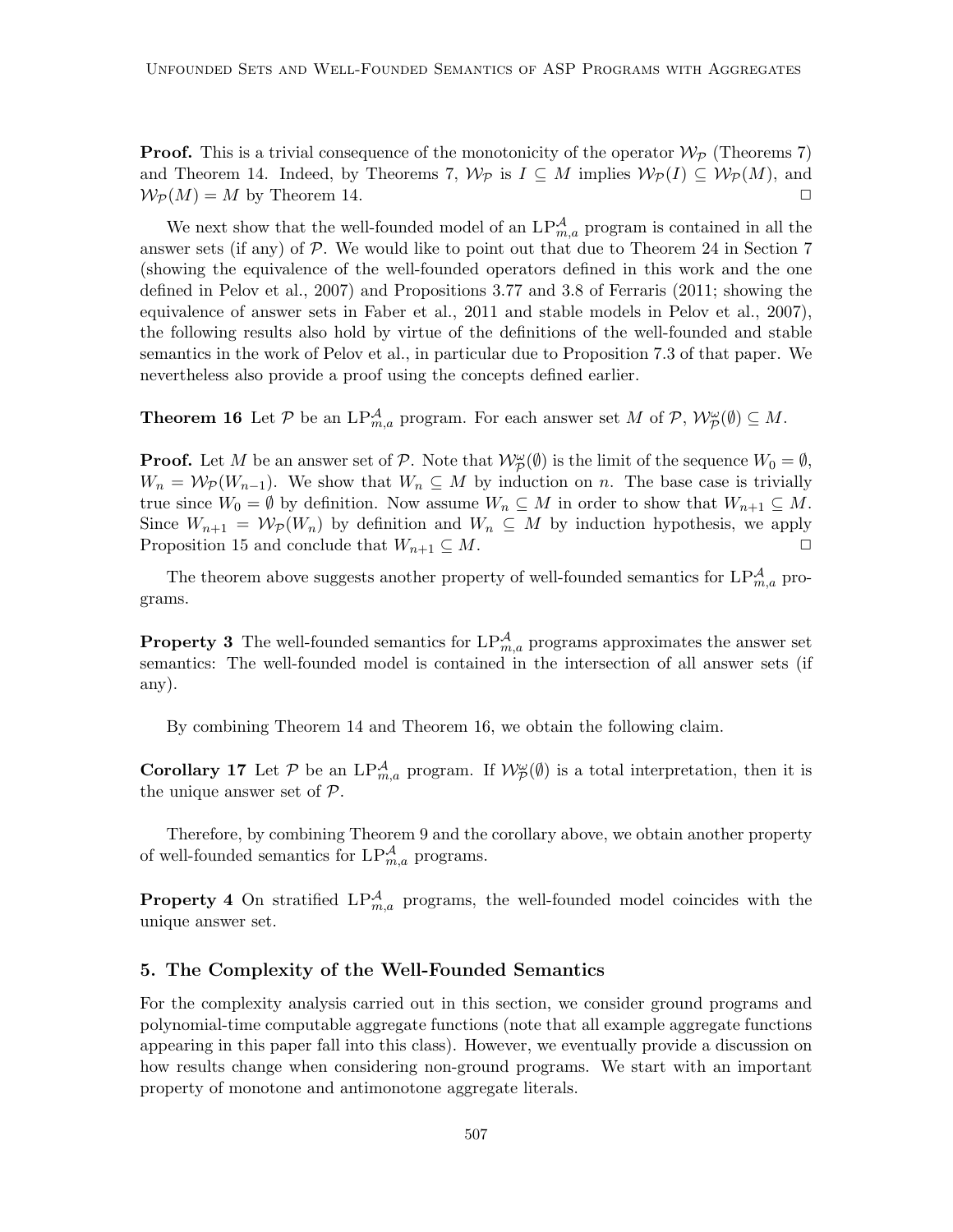**Proof.** This is a trivial consequence of the monotonicity of the operator $\mathcal{W}_{\mathcal{P}}$ (Theorems 7) and Theorem 14. Indeed, by Theorems 7, $\mathcal{W}_{\mathcal{P}}$ is $I \subseteq M$ implies $\mathcal{W}_{\mathcal{P}}(I) \subseteq \mathcal{W}_{\mathcal{P}}(M)$, and $\mathcal{W}_{\mathcal{P}}(M) = M$ by Theorem 14. □

We next show that the well-founded model of an $\mathrm{LP}^{\mathcal{A}}_{m,a}$ program is contained in all the answer sets (if any) of $\mathcal{P}$. We would like to point out that due to Theorem 24 in Section 7 (showing the equivalence of the well-founded operators defined in this work and the one defined in Pelov et al., 2007) and Propositions 3.77 and 3.8 of Ferraris (2011; showing the equivalence of answer sets in Faber et al., 2011 and stable models in Pelov et al., 2007), the following results also hold by virtue of the definitions of the well-founded and stable semantics in the work of Pelov et al., in particular due to Proposition 7.3 of that paper. We nevertheless also provide a proof using the concepts defined earlier.

**Theorem 16** Let $\mathcal{P}$ be an $\mathrm{LP}^{\mathcal{A}}_{m,a}$ program. For each answer set $M$ of $\mathcal{P}$, $\mathcal{W}^{\omega}_{\mathcal{P}}(\emptyset) \subseteq M$.

**Proof.** Let $M$ be an answer set of $\mathcal{P}$. Note that $\mathcal{W}^{\omega}_{\mathcal{P}}(\emptyset)$ is the limit of the sequence $W_0 = \emptyset$, $W_n = \mathcal{W}_{\mathcal{P}}(W_{n-1})$. We show that $W_n \subseteq M$ by induction on $n$. The base case is trivially true since $W_0 = \emptyset$ by definition. Now assume $W_n \subseteq M$ in order to show that $W_{n+1} \subseteq M$. Since $W_{n+1} = \mathcal{W}_{\mathcal{P}}(W_n)$ by definition and $W_n \subseteq M$ by induction hypothesis, we apply Proposition 15 and conclude that $W_{n+1} \subseteq M$. □

The theorem above suggests another property of well-founded semantics for $\mathrm{LP}^{\mathcal{A}}_{m,a}$ programs.

**Property 3** The well-founded semantics for $\mathrm{LP}^{\mathcal{A}}_{m,a}$ programs approximates the answer set semantics: The well-founded model is contained in the intersection of all answer sets (if any).

By combining Theorem 14 and Theorem 16, we obtain the following claim.

**Corollary 17** Let $\mathcal{P}$ be an $\mathrm{LP}^{\mathcal{A}}_{m,a}$ program. If $\mathcal{W}^{\omega}_{\mathcal{P}}(\emptyset)$ is a total interpretation, then it is the unique answer set of $\mathcal{P}$.

Therefore, by combining Theorem 9 and the corollary above, we obtain another property of well-founded semantics for $\mathrm{LP}^{\mathcal{A}}_{m,a}$ programs.

**Property 4** On stratified $\mathrm{LP}^{\mathcal{A}}_{m,a}$ programs, the well-founded model coincides with the unique answer set.

## 5. The Complexity of the Well-Founded Semantics

For the complexity analysis carried out in this section, we consider ground programs and polynomial-time computable aggregate functions (note that all example aggregate functions appearing in this paper fall into this class). However, we eventually provide a discussion on how results change when considering non-ground programs. We start with an important property of monotone and antimonotone aggregate literals.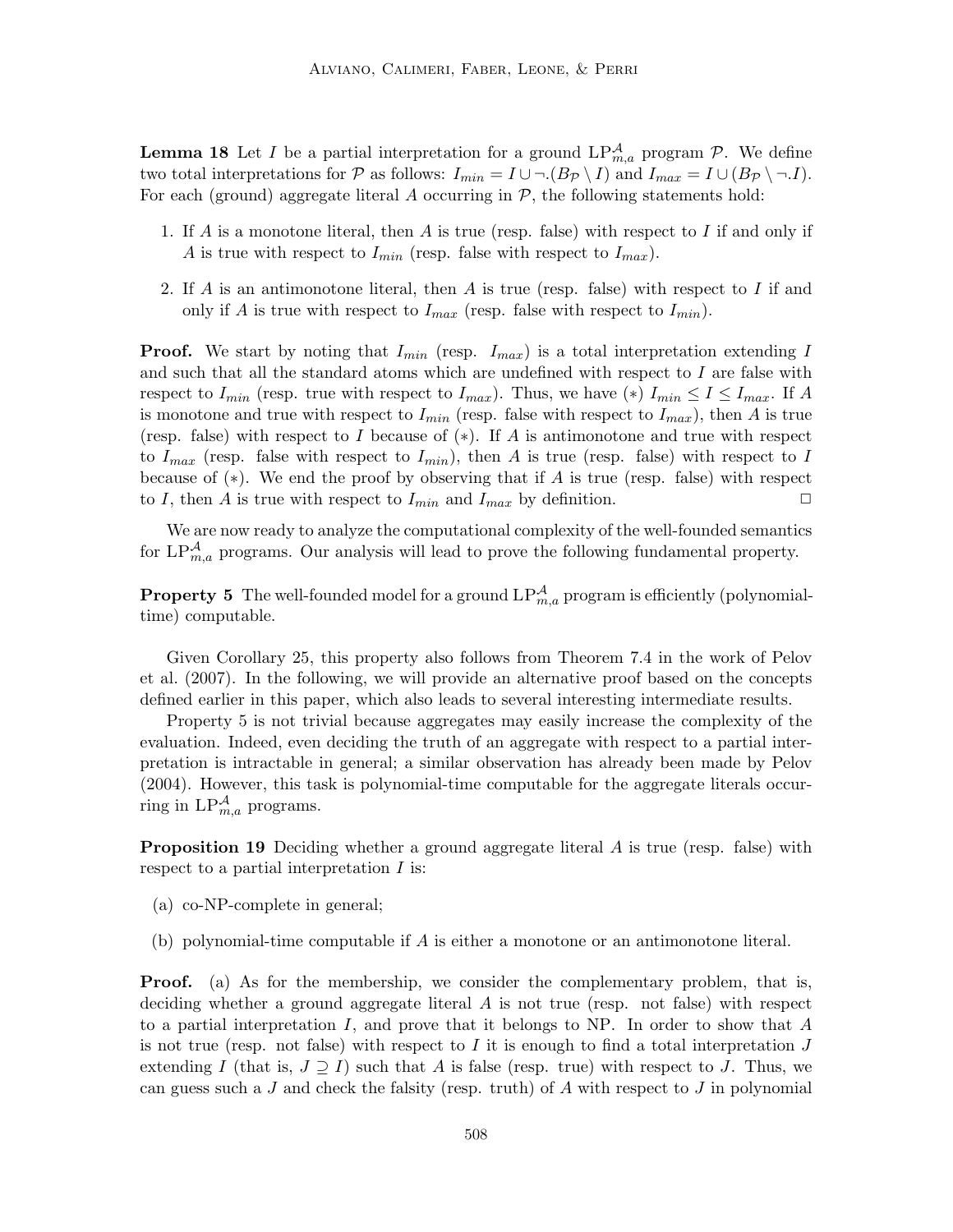**Lemma 18** Let $I$ be a partial interpretation for a ground $\text{LP}^{\mathcal{A}}_{m,a}$ program $\mathcal{P}$. We define two total interpretations for $\mathcal{P}$ as follows: $I_{min} = I \cup \neg.(B_{\mathcal{P}} \setminus I)$ and $I_{max} = I \cup (B_{\mathcal{P}} \setminus \neg.I)$. For each (ground) aggregate literal $A$ occurring in $\mathcal{P}$, the following statements hold:

1. If $A$ is a monotone literal, then $A$ is true (resp. false) with respect to $I$ if and only if $A$ is true with respect to $I_{min}$ (resp. false with respect to $I_{max}$).
2. If $A$ is an antimonotone literal, then $A$ is true (resp. false) with respect to $I$ if and only if $A$ is true with respect to $I_{max}$ (resp. false with respect to $I_{min}$).

**Proof.** We start by noting that $I_{min}$ (resp. $I_{max}$) is a total interpretation extending $I$ and such that all the standard atoms which are undefined with respect to $I$ are false with respect to $I_{min}$ (resp. true with respect to $I_{max}$). Thus, we have $(*)$ $I_{min} \leq I \leq I_{max}$. If $A$ is monotone and true with respect to $I_{min}$ (resp. false with respect to $I_{max}$), then $A$ is true (resp. false) with respect to $I$ because of $(*)$. If $A$ is antimonotone and true with respect to $I_{max}$ (resp. false with respect to $I_{min}$), then $A$ is true (resp. false) with respect to $I$ because of $(*)$. We end the proof by observing that if $A$ is true (resp. false) with respect to $I$, then $A$ is true with respect to $I_{min}$ and $I_{max}$ by definition. $\Box$

We are now ready to analyze the computational complexity of the well-founded semantics for $\text{LP}^{\mathcal{A}}_{m,a}$ programs. Our analysis will lead to prove the following fundamental property.

**Property 5** The well-founded model for a ground $\text{LP}^{\mathcal{A}}_{m,a}$ program is efficiently (polynomial-time) computable.

Given Corollary 25, this property also follows from Theorem 7.4 in the work of Pelov et al. (2007). In the following, we will provide an alternative proof based on the concepts defined earlier in this paper, which also leads to several interesting intermediate results.

Property 5 is not trivial because aggregates may easily increase the complexity of the evaluation. Indeed, even deciding the truth of an aggregate with respect to a partial interpretation is intractable in general; a similar observation has already been made by Pelov (2004). However, this task is polynomial-time computable for the aggregate literals occurring in $\text{LP}^{\mathcal{A}}_{m,a}$ programs.

**Proposition 19** Deciding whether a ground aggregate literal $A$ is true (resp. false) with respect to a partial interpretation $I$ is:

(a) co-NP-complete in general;

(b) polynomial-time computable if $A$ is either a monotone or an antimonotone literal.

**Proof.** (a) As for the membership, we consider the complementary problem, that is, deciding whether a ground aggregate literal $A$ is not true (resp. not false) with respect to a partial interpretation $I$, and prove that it belongs to NP. In order to show that $A$ is not true (resp. not false) with respect to $I$ it is enough to find a total interpretation $J$ extending $I$ (that is, $J \supseteq I$) such that $A$ is false (resp. true) with respect to $J$. Thus, we can guess such a $J$ and check the falsity (resp. truth) of $A$ with respect to $J$ in polynomial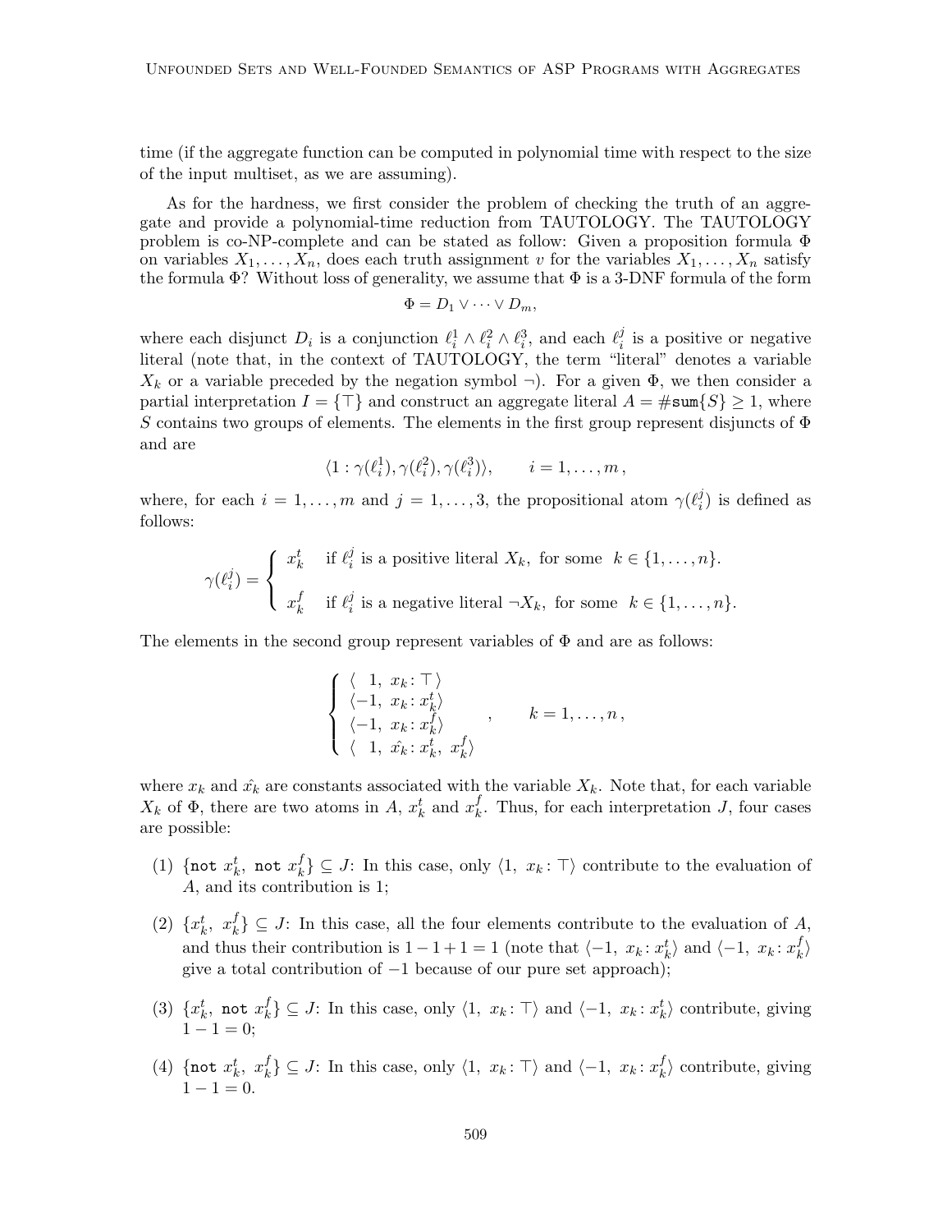time (if the aggregate function can be computed in polynomial time with respect to the size of the input multiset, as we are assuming).

As for the hardness, we first consider the problem of checking the truth of an aggregate and provide a polynomial-time reduction from TAUTOLOGY. The TAUTOLOGY problem is co-NP-complete and can be stated as follow: Given a proposition formula $\Phi$ on variables $X_1, \ldots, X_n$, does each truth assignment $v$ for the variables $X_1, \ldots, X_n$ satisfy the formula $\Phi$? Without loss of generality, we assume that $\Phi$ is a 3-DNF formula of the form

$$\Phi = D_1 \vee \cdots \vee D_m,$$

where each disjunct $D_i$ is a conjunction $\ell_i^1 \wedge \ell_i^2 \wedge \ell_i^3$, and each $\ell_i^j$ is a positive or negative literal (note that, in the context of TAUTOLOGY, the term "literal" denotes a variable $X_k$ or a variable preceded by the negation symbol $\neg$). For a given $\Phi$, we then consider a partial interpretation $I = \{\top\}$ and construct an aggregate literal $A = \#\mathtt{sum}\{S\} \geq 1$, where $S$ contains two groups of elements. The elements in the first group represent disjuncts of $\Phi$ and are

$$\langle 1 : \gamma(\ell_i^1), \gamma(\ell_i^2), \gamma(\ell_i^3)\rangle, \qquad i = 1, \ldots, m\,,$$

where, for each $i = 1, \ldots, m$ and $j = 1, \ldots, 3$, the propositional atom $\gamma(\ell_i^j)$ is defined as follows:

$$\gamma(\ell_i^j) = \begin{cases} x_k^t & \text{if } \ell_i^j \text{ is a positive literal } X_k, \text{ for some } \ k \in \{1, \ldots, n\}. \\[2ex] x_k^f & \text{if } \ell_i^j \text{ is a negative literal } \neg X_k, \text{ for some } \ k \in \{1, \ldots, n\}. \end{cases}$$

The elements in the second group represent variables of $\Phi$ and are as follows:

$$\begin{cases} \langle \ \ 1,\ x_k : \top\,\rangle \\ \langle -1,\ x_k : x_k^t\rangle \\ \langle -1,\ x_k : x_k^f\rangle \\ \langle \ \ 1,\ \hat{x_k} : x_k^t,\ x_k^f\rangle \end{cases}, \qquad k = 1, \ldots, n\,,$$

where $x_k$ and $\hat{x_k}$ are constants associated with the variable $X_k$. Note that, for each variable $X_k$ of $\Phi$, there are two atoms in $A$, $x_k^t$ and $x_k^f$. Thus, for each interpretation $J$, four cases are possible:

(1) $\{\mathtt{not}\ x_k^t,\ \mathtt{not}\ x_k^f\} \subseteq J$: In this case, only $\langle 1,\ x_k : \top\rangle$ contribute to the evaluation of $A$, and its contribution is 1;

(2) $\{x_k^t,\ x_k^f\} \subseteq J$: In this case, all the four elements contribute to the evaluation of $A$, and thus their contribution is $1 - 1 + 1 = 1$ (note that $\langle -1,\ x_k : x_k^t\rangle$ and $\langle -1,\ x_k : x_k^f\rangle$ give a total contribution of $-1$ because of our pure set approach);

(3) $\{x_k^t,\ \mathtt{not}\ x_k^f\} \subseteq J$: In this case, only $\langle 1,\ x_k : \top\rangle$ and $\langle -1,\ x_k : x_k^t\rangle$ contribute, giving $1 - 1 = 0$;

(4) $\{\mathtt{not}\ x_k^t,\ x_k^f\} \subseteq J$: In this case, only $\langle 1,\ x_k : \top\rangle$ and $\langle -1,\ x_k : x_k^f\rangle$ contribute, giving $1 - 1 = 0$.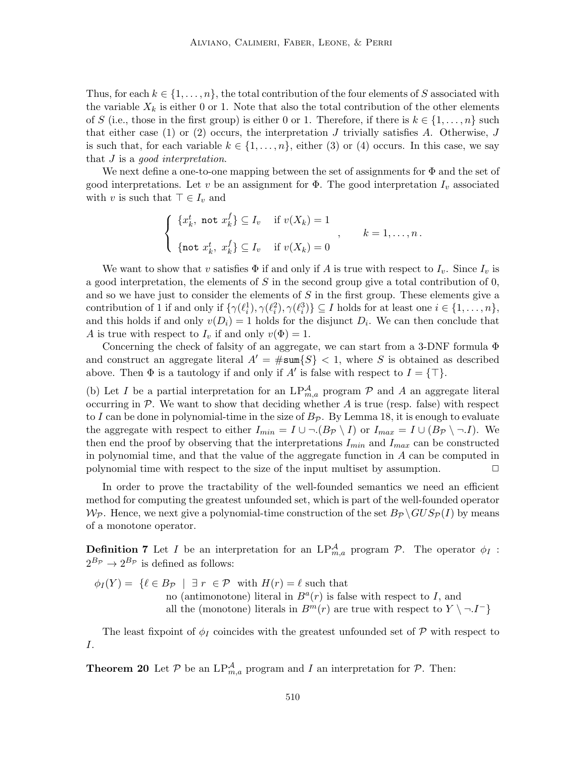Thus, for each $k \in \{1, \ldots, n\}$, the total contribution of the four elements of $S$ associated with the variable $X_k$ is either 0 or 1. Note that also the total contribution of the other elements of $S$ (i.e., those in the first group) is either 0 or 1. Therefore, if there is $k \in \{1, \ldots, n\}$ such that either case (1) or (2) occurs, the interpretation $J$ trivially satisfies $A$. Otherwise, $J$ is such that, for each variable $k \in \{1, \ldots, n\}$, either (3) or (4) occurs. In this case, we say that $J$ is a *good interpretation*.

We next define a one-to-one mapping between the set of assignments for $\Phi$ and the set of good interpretations. Let $v$ be an assignment for $\Phi$. The good interpretation $I_v$ associated with $v$ is such that $\top \in I_v$ and

$$\begin{cases} \{x_k^t,\ \texttt{not}\ x_k^f\} \subseteq I_v & \text{if } v(X_k) = 1 \\ \{\texttt{not}\ x_k^t,\ x_k^f\} \subseteq I_v & \text{if } v(X_k) = 0 \end{cases}, \qquad k = 1, \ldots, n\,.$$

We want to show that $v$ satisfies $\Phi$ if and only if $A$ is true with respect to $I_v$. Since $I_v$ is a good interpretation, the elements of $S$ in the second group give a total contribution of 0, and so we have just to consider the elements of $S$ in the first group. These elements give a contribution of 1 if and only if $\{\gamma(\ell_i^1), \gamma(\ell_i^2), \gamma(\ell_i^3)\} \subseteq I$ holds for at least one $i \in \{1, \ldots, n\}$, and this holds if and only $v(D_i) = 1$ holds for the disjunct $D_i$. We can then conclude that $A$ is true with respect to $I_v$ if and only $v(\Phi) = 1$.

Concerning the check of falsity of an aggregate, we can start from a 3-DNF formula $\Phi$ and construct an aggregate literal $A' = \#\texttt{sum}\{S\} < 1$, where $S$ is obtained as described above. Then $\Phi$ is a tautology if and only if $A'$ is false with respect to $I = \{\top\}$.

(b) Let $I$ be a partial interpretation for an $\mathrm{LP}_{m,a}^{\mathcal{A}}$ program $\mathcal{P}$ and $A$ an aggregate literal occurring in $\mathcal{P}$. We want to show that deciding whether $A$ is true (resp. false) with respect to $I$ can be done in polynomial-time in the size of $B_{\mathcal{P}}$. By Lemma 18, it is enough to evaluate the aggregate with respect to either $I_{min} = I \cup \neg.(B_{\mathcal{P}} \setminus I)$ or $I_{max} = I \cup (B_{\mathcal{P}} \setminus \neg.I)$. We then end the proof by observing that the interpretations $I_{min}$ and $I_{max}$ can be constructed in polynomial time, and that the value of the aggregate function in $A$ can be computed in polynomial time with respect to the size of the input multiset by assumption. $\Box$

In order to prove the tractability of the well-founded semantics we need an efficient method for computing the greatest unfounded set, which is part of the well-founded operator $\mathcal{W}_{\mathcal{P}}$. Hence, we next give a polynomial-time construction of the set $B_{\mathcal{P}} \setminus GUS_{\mathcal{P}}(I)$ by means of a monotone operator.

**Definition 7** Let $I$ be an interpretation for an $\mathrm{LP}_{m,a}^{\mathcal{A}}$ program $\mathcal{P}$. The operator $\phi_I : 2^{B_{\mathcal{P}}} \to 2^{B_{\mathcal{P}}}$ is defined as follows:

$\phi_I(Y) = \{\ell \in B_{\mathcal{P}} \mid \exists\, r \in \mathcal{P}$ with $H(r) = \ell$ such that
no (antimonotone) literal in $B^a(r)$ is false with respect to $I$, and
all the (monotone) literals in $B^m(r)$ are true with respect to $Y \setminus \neg.I^-\}$

The least fixpoint of $\phi_I$ coincides with the greatest unfounded set of $\mathcal{P}$ with respect to $I$.

**Theorem 20** Let $\mathcal{P}$ be an $\mathrm{LP}_{m,a}^{\mathcal{A}}$ program and $I$ an interpretation for $\mathcal{P}$. Then: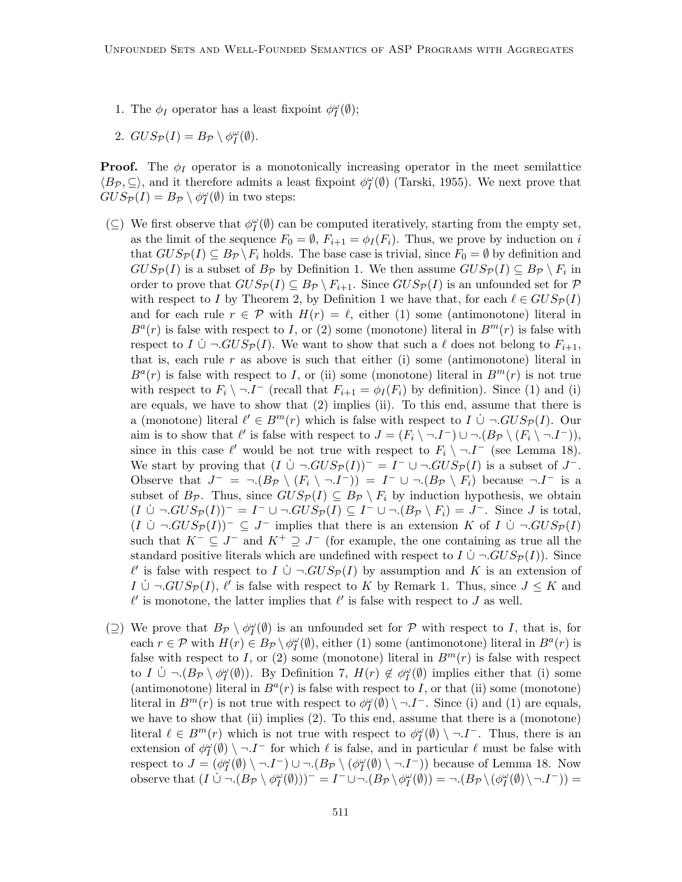1. The $\phi_I$ operator has a least fixpoint $\phi_I^\omega(\emptyset)$;
2. $GUS_\mathcal{P}(I) = B_\mathcal{P} \setminus \phi_I^\omega(\emptyset)$.

**Proof.** The $\phi_I$ operator is a monotonically increasing operator in the meet semilattice $\langle B_\mathcal{P}, \subseteq \rangle$, and it therefore admits a least fixpoint $\phi_I^\omega(\emptyset)$ (Tarski, 1955). We next prove that $GUS_\mathcal{P}(I) = B_\mathcal{P} \setminus \phi_I^\omega(\emptyset)$ in two steps:

- ($\subseteq$) We first observe that $\phi_I^\omega(\emptyset)$ can be computed iteratively, starting from the empty set, as the limit of the sequence $F_0 = \emptyset$, $F_{i+1} = \phi_I(F_i)$. Thus, we prove by induction on $i$ that $GUS_\mathcal{P}(I) \subseteq B_\mathcal{P} \setminus F_i$ holds. The base case is trivial, since $F_0 = \emptyset$ by definition and $GUS_\mathcal{P}(I)$ is a subset of $B_\mathcal{P}$ by Definition 1. We then assume $GUS_\mathcal{P}(I) \subseteq B_\mathcal{P} \setminus F_i$ in order to prove that $GUS_\mathcal{P}(I) \subseteq B_\mathcal{P} \setminus F_{i+1}$. Since $GUS_\mathcal{P}(I)$ is an unfounded set for $\mathcal{P}$ with respect to $I$ by Theorem 2, by Definition 1 we have that, for each $\ell \in GUS_\mathcal{P}(I)$ and for each rule $r \in \mathcal{P}$ with $H(r) = \ell$, either (1) some (antimonotone) literal in $B^a(r)$ is false with respect to $I$, or (2) some (monotone) literal in $B^m(r)$ is false with respect to $I \,\dot\cup\, \neg.GUS_\mathcal{P}(I)$. We want to show that such a $\ell$ does not belong to $F_{i+1}$, that is, each rule $r$ as above is such that either (i) some (antimonotone) literal in $B^a(r)$ is false with respect to $I$, or (ii) some (monotone) literal in $B^m(r)$ is not true with respect to $F_i \setminus \neg.I^-$ (recall that $F_{i+1} = \phi_I(F_i)$ by definition). Since (1) and (i) are equals, we have to show that (2) implies (ii). To this end, assume that there is a (monotone) literal $\ell' \in B^m(r)$ which is false with respect to $I \,\dot\cup\, \neg.GUS_\mathcal{P}(I)$. Our aim is to show that $\ell'$ is false with respect to $J = (F_i \setminus \neg.I^-) \cup \neg.(B_\mathcal{P} \setminus (F_i \setminus \neg.I^-))$, since in this case $\ell'$ would be not true with respect to $F_i \setminus \neg.I^-$ (see Lemma 18). We start by proving that $(I \,\dot\cup\, \neg.GUS_\mathcal{P}(I))^- = I^- \cup \neg.GUS_\mathcal{P}(I)$ is a subset of $J^-$. Observe that $J^- = \neg.(B_\mathcal{P} \setminus (F_i \setminus \neg.I^-)) = I^- \cup \neg.(B_\mathcal{P} \setminus F_i)$ because $\neg.I^-$ is a subset of $B_\mathcal{P}$. Thus, since $GUS_\mathcal{P}(I) \subseteq B_\mathcal{P} \setminus F_i$ by induction hypothesis, we obtain $(I \,\dot\cup\, \neg.GUS_\mathcal{P}(I))^- = I^- \cup \neg.GUS_\mathcal{P}(I) \subseteq I^- \cup \neg.(B_\mathcal{P} \setminus F_i) = J^-$. Since $J$ is total, $(I \,\dot\cup\, \neg.GUS_\mathcal{P}(I))^- \subseteq J^-$ implies that there is an extension $K$ of $I \,\dot\cup\, \neg.GUS_\mathcal{P}(I)$ such that $K^- \subseteq J^-$ and $K^+ \supseteq J^-$ (for example, the one containing as true all the standard positive literals which are undefined with respect to $I \,\dot\cup\, \neg.GUS_\mathcal{P}(I)$). Since $\ell'$ is false with respect to $I \,\dot\cup\, \neg.GUS_\mathcal{P}(I)$ by assumption and $K$ is an extension of $I \,\dot\cup\, \neg.GUS_\mathcal{P}(I)$, $\ell'$ is false with respect to $K$ by Remark 1. Thus, since $J \leq K$ and $\ell'$ is monotone, the latter implies that $\ell'$ is false with respect to $J$ as well.

- ($\supseteq$) We prove that $B_\mathcal{P} \setminus \phi_I^\omega(\emptyset)$ is an unfounded set for $\mathcal{P}$ with respect to $I$, that is, for each $r \in \mathcal{P}$ with $H(r) \in B_\mathcal{P} \setminus \phi_I^\omega(\emptyset)$, either (1) some (antimonotone) literal in $B^a(r)$ is false with respect to $I$, or (2) some (monotone) literal in $B^m(r)$ is false with respect to $I \,\dot\cup\, \neg.(B_\mathcal{P} \setminus \phi_I^\omega(\emptyset))$. By Definition 7, $H(r) \notin \phi_I^\omega(\emptyset)$ implies either that (i) some (antimonotone) literal in $B^a(r)$ is false with respect to $I$, or that (ii) some (monotone) literal in $B^m(r)$ is not true with respect to $\phi_I^\omega(\emptyset) \setminus \neg.I^-$. Since (i) and (1) are equals, we have to show that (ii) implies (2). To this end, assume that there is a (monotone) literal $\ell \in B^m(r)$ which is not true with respect to $\phi_I^\omega(\emptyset) \setminus \neg.I^-$. Thus, there is an extension of $\phi_I^\omega(\emptyset) \setminus \neg.I^-$ for which $\ell$ is false, and in particular $\ell$ must be false with respect to $J = (\phi_I^\omega(\emptyset) \setminus \neg.I^-) \cup \neg.(B_\mathcal{P} \setminus (\phi_I^\omega(\emptyset) \setminus \neg.I^-))$ because of Lemma 18. Now observe that $(I \,\dot\cup\, \neg.(B_\mathcal{P} \setminus \phi_I^\omega(\emptyset)))^- = I^- \cup \neg.(B_\mathcal{P} \setminus \phi_I^\omega(\emptyset)) = \neg.(B_\mathcal{P} \setminus (\phi_I^\omega(\emptyset) \setminus \neg.I^-)) =$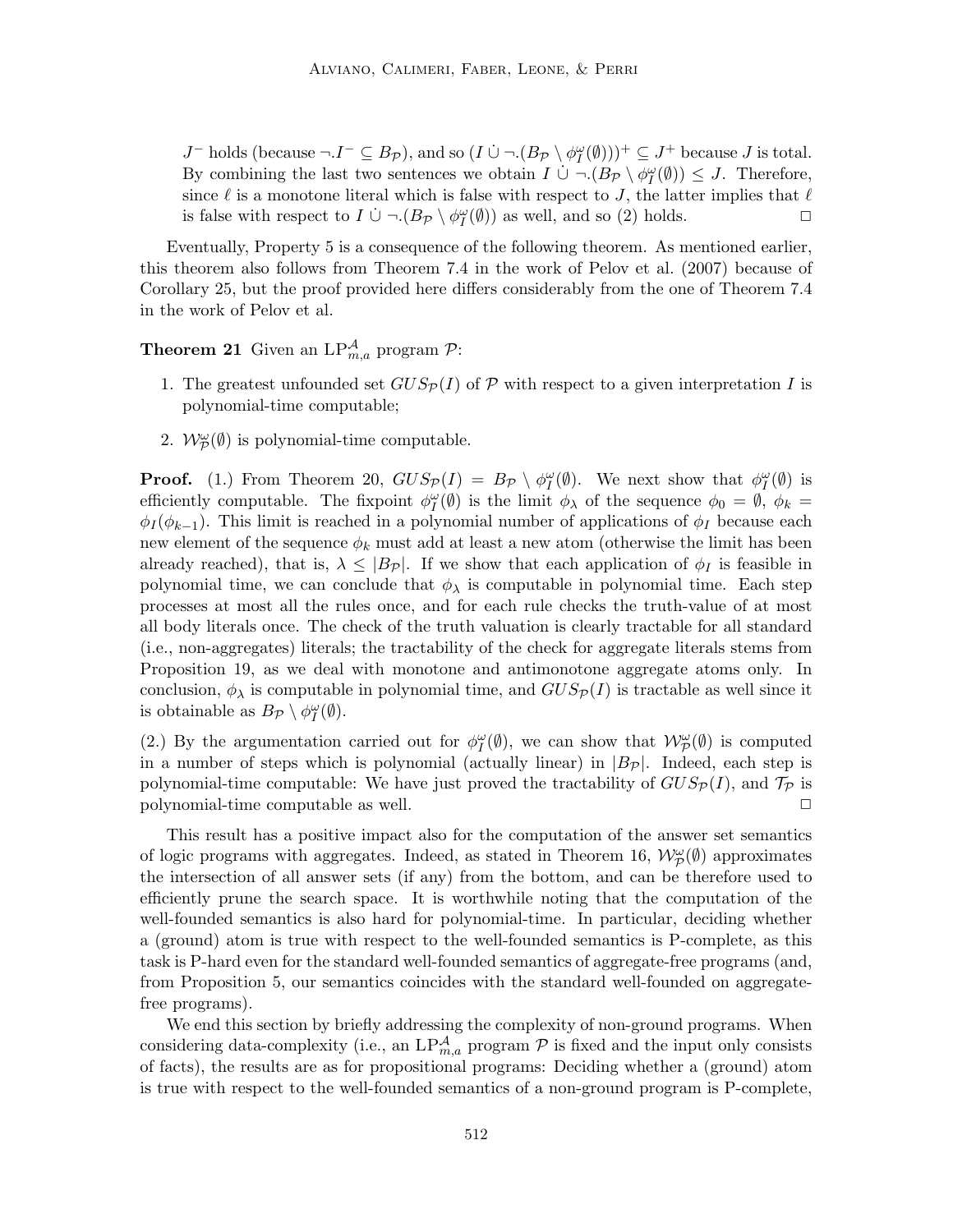$J^-$ holds (because $\neg.I^- \subseteq B_{\mathcal{P}}$), and so $(I \,\dot\cup\, \neg.(B_{\mathcal{P}} \setminus \phi_I^\omega(\emptyset)))^+ \subseteq J^+$ because $J$ is total. By combining the last two sentences we obtain $I \,\dot\cup\, \neg.(B_{\mathcal{P}} \setminus \phi_I^\omega(\emptyset)) \leq J$. Therefore, since $\ell$ is a monotone literal which is false with respect to $J$, the latter implies that $\ell$ is false with respect to $I \,\dot\cup\, \neg.(B_{\mathcal{P}} \setminus \phi_I^\omega(\emptyset))$ as well, and so (2) holds. □

Eventually, Property 5 is a consequence of the following theorem. As mentioned earlier, this theorem also follows from Theorem 7.4 in the work of Pelov et al. (2007) because of Corollary 25, but the proof provided here differs considerably from the one of Theorem 7.4 in the work of Pelov et al.

**Theorem 21** Given an $\mathrm{LP}_{m,a}^{\mathcal{A}}$ program $\mathcal{P}$:

1. The greatest unfounded set $GUS_{\mathcal{P}}(I)$ of $\mathcal{P}$ with respect to a given interpretation $I$ is polynomial-time computable;
2. $\mathcal{W}_{\mathcal{P}}^\omega(\emptyset)$ is polynomial-time computable.

**Proof.** (1.) From Theorem 20, $GUS_{\mathcal{P}}(I) = B_{\mathcal{P}} \setminus \phi_I^\omega(\emptyset)$. We next show that $\phi_I^\omega(\emptyset)$ is efficiently computable. The fixpoint $\phi_I^\omega(\emptyset)$ is the limit $\phi_\lambda$ of the sequence $\phi_0 = \emptyset$, $\phi_k = \phi_I(\phi_{k-1})$. This limit is reached in a polynomial number of applications of $\phi_I$ because each new element of the sequence $\phi_k$ must add at least a new atom (otherwise the limit has been already reached), that is, $\lambda \leq |B_{\mathcal{P}}|$. If we show that each application of $\phi_I$ is feasible in polynomial time, we can conclude that $\phi_\lambda$ is computable in polynomial time. Each step processes at most all the rules once, and for each rule checks the truth-value of at most all body literals once. The check of the truth valuation is clearly tractable for all standard (i.e., non-aggregates) literals; the tractability of the check for aggregate literals stems from Proposition 19, as we deal with monotone and antimonotone aggregate atoms only. In conclusion, $\phi_\lambda$ is computable in polynomial time, and $GUS_{\mathcal{P}}(I)$ is tractable as well since it is obtainable as $B_{\mathcal{P}} \setminus \phi_I^\omega(\emptyset)$.

(2.) By the argumentation carried out for $\phi_I^\omega(\emptyset)$, we can show that $\mathcal{W}_{\mathcal{P}}^\omega(\emptyset)$ is computed in a number of steps which is polynomial (actually linear) in $|B_{\mathcal{P}}|$. Indeed, each step is polynomial-time computable: We have just proved the tractability of $GUS_{\mathcal{P}}(I)$, and $\mathcal{T}_{\mathcal{P}}$ is polynomial-time computable as well. □

This result has a positive impact also for the computation of the answer set semantics of logic programs with aggregates. Indeed, as stated in Theorem 16, $\mathcal{W}_{\mathcal{P}}^\omega(\emptyset)$ approximates the intersection of all answer sets (if any) from the bottom, and can be therefore used to efficiently prune the search space. It is worthwhile noting that the computation of the well-founded semantics is also hard for polynomial-time. In particular, deciding whether a (ground) atom is true with respect to the well-founded semantics is P-complete, as this task is P-hard even for the standard well-founded semantics of aggregate-free programs (and, from Proposition 5, our semantics coincides with the standard well-founded on aggregate-free programs).

We end this section by briefly addressing the complexity of non-ground programs. When considering data-complexity (i.e., an $\mathrm{LP}_{m,a}^{\mathcal{A}}$ program $\mathcal{P}$ is fixed and the input only consists of facts), the results are as for propositional programs: Deciding whether a (ground) atom is true with respect to the well-founded semantics of a non-ground program is P-complete,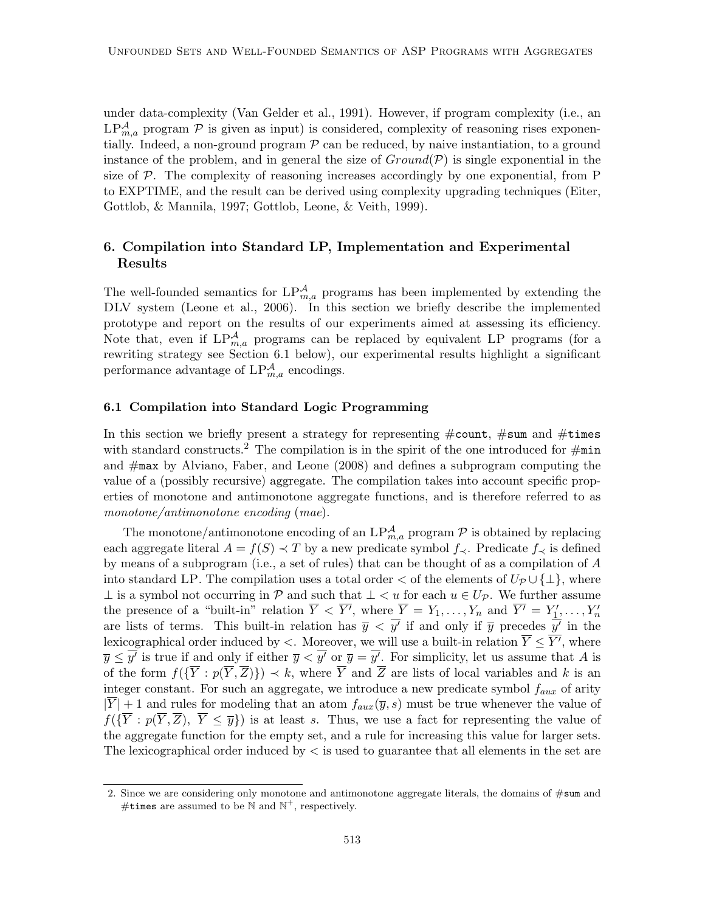under data-complexity (Van Gelder et al., 1991). However, if program complexity (i.e., an $\text{LP}^{\mathcal{A}}_{m,a}$ program $\mathcal{P}$ is given as input) is considered, complexity of reasoning rises exponentially. Indeed, a non-ground program $\mathcal{P}$ can be reduced, by naive instantiation, to a ground instance of the problem, and in general the size of $Ground(\mathcal{P})$ is single exponential in the size of $\mathcal{P}$. The complexity of reasoning increases accordingly by one exponential, from P to EXPTIME, and the result can be derived using complexity upgrading techniques (Eiter, Gottlob, & Mannila, 1997; Gottlob, Leone, & Veith, 1999).

## 6. Compilation into Standard LP, Implementation and Experimental Results

The well-founded semantics for $\text{LP}^{\mathcal{A}}_{m,a}$ programs has been implemented by extending the DLV system (Leone et al., 2006). In this section we briefly describe the implemented prototype and report on the results of our experiments aimed at assessing its efficiency. Note that, even if $\text{LP}^{\mathcal{A}}_{m,a}$ programs can be replaced by equivalent LP programs (for a rewriting strategy see Section 6.1 below), our experimental results highlight a significant performance advantage of $\text{LP}^{\mathcal{A}}_{m,a}$ encodings.

### 6.1 Compilation into Standard Logic Programming

In this section we briefly present a strategy for representing #count, #sum and #times with standard constructs.[2] The compilation is in the spirit of the one introduced for #min and #max by Alviano, Faber, and Leone (2008) and defines a subprogram computing the value of a (possibly recursive) aggregate. The compilation takes into account specific properties of monotone and antimonotone aggregate functions, and is therefore referred to as *monotone/antimonotone encoding* (*mae*).

The monotone/antimonotone encoding of an $\text{LP}^{\mathcal{A}}_{m,a}$ program $\mathcal{P}$ is obtained by replacing each aggregate literal $A = f(S) \prec T$ by a new predicate symbol $f_{\prec}$. Predicate $f_{\prec}$ is defined by means of a subprogram (i.e., a set of rules) that can be thought of as a compilation of $A$ into standard LP. The compilation uses a total order $<$ of the elements of $U_{\mathcal{P}} \cup \{\perp\}$, where $\perp$ is a symbol not occurring in $\mathcal{P}$ and such that $\perp < u$ for each $u \in U_{\mathcal{P}}$. We further assume the presence of a "built-in" relation $\overline{Y} < \overline{Y'}$, where $\overline{Y} = Y_1, \ldots, Y_n$ and $\overline{Y'} = Y'_1, \ldots, Y'_n$ are lists of terms. This built-in relation has $\overline{y} < \overline{y'}$ if and only if $\overline{y}$ precedes $\overline{y'}$ in the lexicographical order induced by $<$. Moreover, we will use a built-in relation $\overline{Y} \leq \overline{Y'}$, where $\overline{y} \leq \overline{y'}$ is true if and only if either $\overline{y} < \overline{y'}$ or $\overline{y} = \overline{y'}$. For simplicity, let us assume that $A$ is of the form $f(\{\overline{Y} : p(\overline{Y}, \overline{Z})\}) \prec k$, where $\overline{Y}$ and $\overline{Z}$ are lists of local variables and $k$ is an integer constant. For such an aggregate, we introduce a new predicate symbol $f_{aux}$ of arity $|\overline{Y}| + 1$ and rules for modeling that an atom $f_{aux}(\overline{y}, s)$ must be true whenever the value of $f(\{\overline{Y} : p(\overline{Y}, \overline{Z}),\ \overline{Y} \leq \overline{y}\})$ is at least $s$. Thus, we use a fact for representing the value of the aggregate function for the empty set, and a rule for increasing this value for larger sets. The lexicographical order induced by $<$ is used to guarantee that all elements in the set are

---

2. Since we are considering only monotone and antimonotone aggregate literals, the domains of #sum and #times are assumed to be $\mathbb{N}$ and $\mathbb{N}^+$, respectively.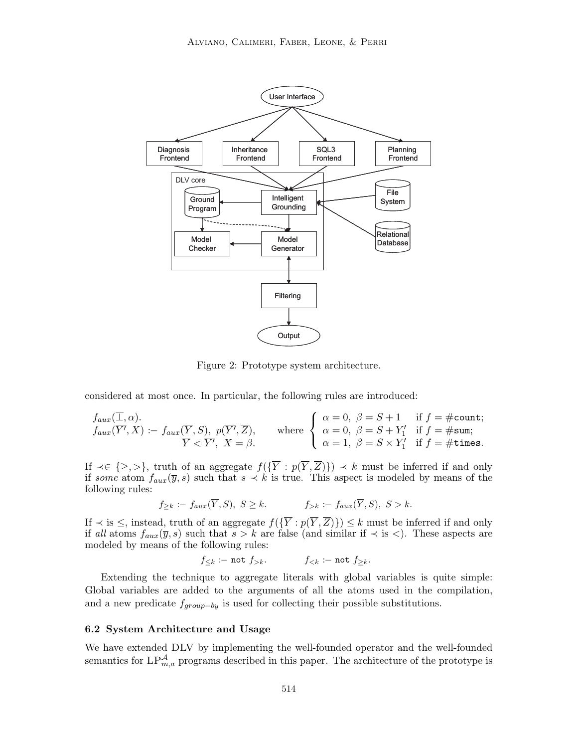Figure 2: Prototype system architecture.

considered at most once. In particular, the following rules are introduced:

$$
\begin{array}{l}
f_{aux}(\overline{\bot}, \alpha). \\
f_{aux}(\overline{Y'}, X) \text{ :- } f_{aux}(\overline{Y}, S),\ p(\overline{Y'}, \overline{Z}), \\
\qquad\qquad\qquad\quad \overline{Y} < \overline{Y'},\ X = \beta.
\end{array}
\qquad \text{where} \left\{
\begin{array}{ll}
\alpha = 0,\ \beta = S + 1 & \text{if } f = \#\texttt{count}; \\
\alpha = 0,\ \beta = S + Y'_1 & \text{if } f = \#\texttt{sum}; \\
\alpha = 1,\ \beta = S \times Y'_1 & \text{if } f = \#\texttt{times}.
\end{array}
\right.
$$

If $\prec \in \{\geq, >\}$, truth of an aggregate $f(\{\overline{Y} : p(\overline{Y}, \overline{Z})\}) \prec k$ must be inferred if and only if *some* atom $f_{aux}(\overline{y}, s)$ such that $s \prec k$ is true. This aspect is modeled by means of the following rules:

$$
f_{\geq k} \text{ :- } f_{aux}(\overline{Y}, S),\ S \geq k. \qquad\qquad f_{>k} \text{ :- } f_{aux}(\overline{Y}, S),\ S > k.
$$

If $\prec$ is $\leq$, instead, truth of an aggregate $f(\{\overline{Y} : p(\overline{Y}, \overline{Z})\}) \leq k$ must be inferred if and only if *all* atoms $f_{aux}(\overline{y}, s)$ such that $s > k$ are false (and similar if $\prec$ is $<$). These aspects are modeled by means of the following rules:

$$
f_{\leq k} \text{ :- } \texttt{not}\ f_{>k}. \qquad\qquad f_{<k} \text{ :- } \texttt{not}\ f_{\geq k}.
$$

Extending the technique to aggregate literals with global variables is quite simple: Global variables are added to the arguments of all the atoms used in the compilation, and a new predicate $f_{group-by}$ is used for collecting their possible substitutions.

### 6.2 System Architecture and Usage

We have extended DLV by implementing the well-founded operator and the well-founded semantics for $\text{LP}^{\mathcal{A}}_{m,a}$ programs described in this paper. The architecture of the prototype is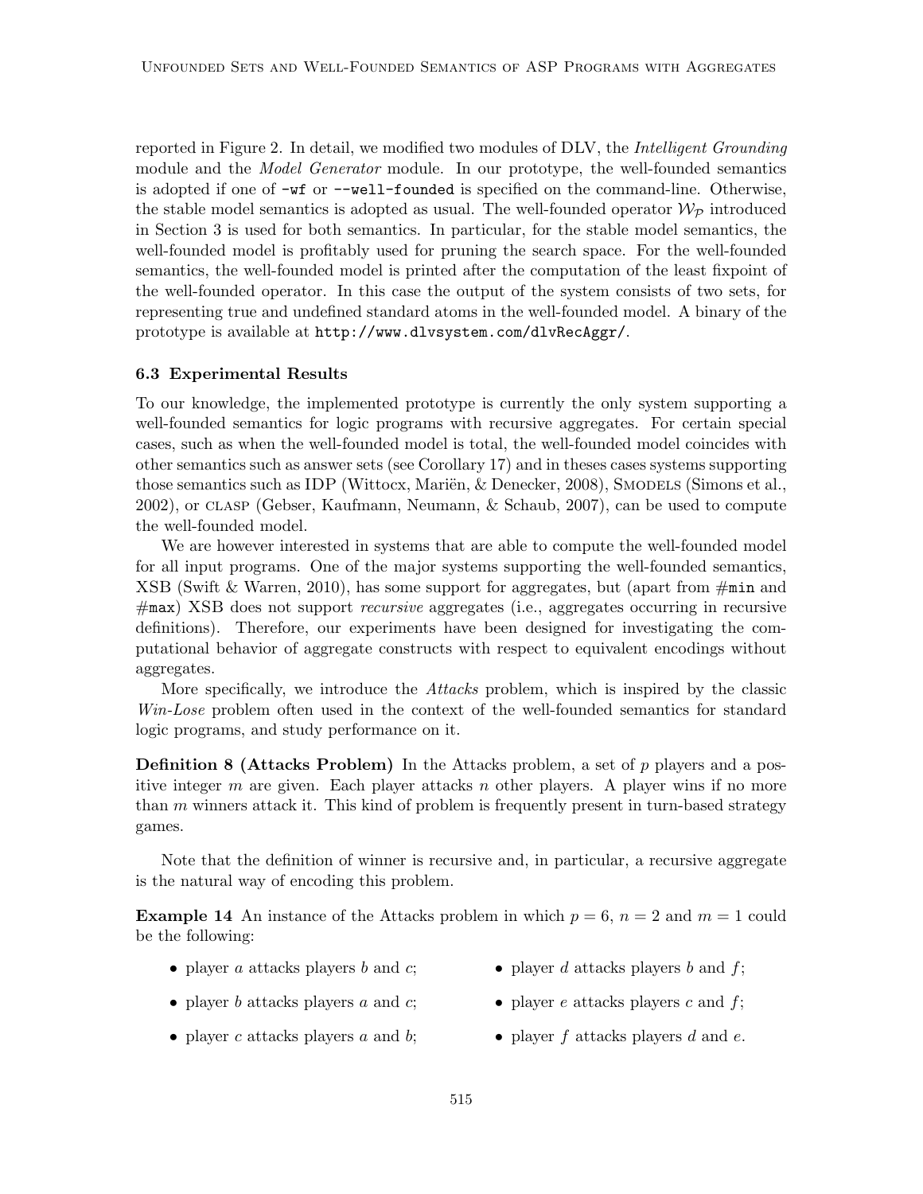reported in Figure 2. In detail, we modified two modules of DLV, the *Intelligent Grounding* module and the *Model Generator* module. In our prototype, the well-founded semantics is adopted if one of `-wf` or `--well-founded` is specified on the command-line. Otherwise, the stable model semantics is adopted as usual. The well-founded operator $\mathcal{W}_{\mathcal{P}}$ introduced in Section 3 is used for both semantics. In particular, for the stable model semantics, the well-founded model is profitably used for pruning the search space. For the well-founded semantics, the well-founded model is printed after the computation of the least fixpoint of the well-founded operator. In this case the output of the system consists of two sets, for representing true and undefined standard atoms in the well-founded model. A binary of the prototype is available at `http://www.dlvsystem.com/dlvRecAggr/`.

### 6.3 Experimental Results

To our knowledge, the implemented prototype is currently the only system supporting a well-founded semantics for logic programs with recursive aggregates. For certain special cases, such as when the well-founded model is total, the well-founded model coincides with other semantics such as answer sets (see Corollary 17) and in theses cases systems supporting those semantics such as IDP (Wittocx, Mariën, & Denecker, 2008), Smodels (Simons et al., 2002), or clasp (Gebser, Kaufmann, Neumann, & Schaub, 2007), can be used to compute the well-founded model.

We are however interested in systems that are able to compute the well-founded model for all input programs. One of the major systems supporting the well-founded semantics, XSB (Swift & Warren, 2010), has some support for aggregates, but (apart from #`min` and #`max`) XSB does not support *recursive* aggregates (i.e., aggregates occurring in recursive definitions). Therefore, our experiments have been designed for investigating the computational behavior of aggregate constructs with respect to equivalent encodings without aggregates.

More specifically, we introduce the *Attacks* problem, which is inspired by the classic *Win-Lose* problem often used in the context of the well-founded semantics for standard logic programs, and study performance on it.

**Definition 8 (Attacks Problem)** In the Attacks problem, a set of $p$ players and a positive integer $m$ are given. Each player attacks $n$ other players. A player wins if no more than $m$ winners attack it. This kind of problem is frequently present in turn-based strategy games.

Note that the definition of winner is recursive and, in particular, a recursive aggregate is the natural way of encoding this problem.

**Example 14** An instance of the Attacks problem in which $p = 6$, $n = 2$ and $m = 1$ could be the following:

- player $a$ attacks players $b$ and $c$;
- player $b$ attacks players $a$ and $c$;
- player $c$ attacks players $a$ and $b$;
- player $d$ attacks players $b$ and $f$;
- player $e$ attacks players $c$ and $f$;
- player $f$ attacks players $d$ and $e$.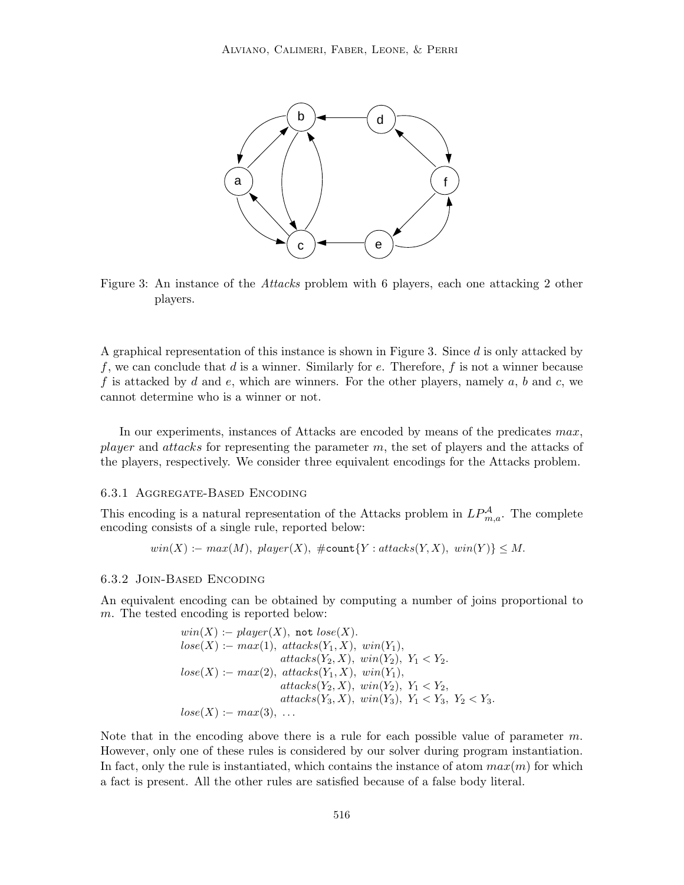Figure 3: An instance of the *Attacks* problem with 6 players, each one attacking 2 other players.

A graphical representation of this instance is shown in Figure 3. Since $d$ is only attacked by $f$, we can conclude that $d$ is a winner. Similarly for $e$. Therefore, $f$ is not a winner because $f$ is attacked by $d$ and $e$, which are winners. For the other players, namely $a$, $b$ and $c$, we cannot determine who is a winner or not.

In our experiments, instances of Attacks are encoded by means of the predicates *max*, *player* and *attacks* for representing the parameter $m$, the set of players and the attacks of the players, respectively. We consider three equivalent encodings for the Attacks problem.

### 6.3.1 Aggregate-Based Encoding

This encoding is a natural representation of the Attacks problem in $LP^{\mathcal{A}}_{m,a}$. The complete encoding consists of a single rule, reported below:

$$win(X) \text{ :- } max(M),\ player(X),\ \#\texttt{count}\{Y : attacks(Y, X),\ win(Y)\} \leq M.$$

### 6.3.2 Join-Based Encoding

An equivalent encoding can be obtained by computing a number of joins proportional to $m$. The tested encoding is reported below:

$$
\begin{aligned}
& win(X) \text{ :- } player(X),\ \texttt{not}\ lose(X). \\
& lose(X) \text{ :- } max(1),\ attacks(Y_1, X),\ win(Y_1), \\
& \qquad\qquad attacks(Y_2, X),\ win(Y_2),\ Y_1 < Y_2. \\
& lose(X) \text{ :- } max(2),\ attacks(Y_1, X),\ win(Y_1), \\
& \qquad\qquad attacks(Y_2, X),\ win(Y_2),\ Y_1 < Y_2, \\
& \qquad\qquad attacks(Y_3, X),\ win(Y_3),\ Y_1 < Y_3,\ Y_2 < Y_3. \\
& lose(X) \text{ :- } max(3),\ \ldots
\end{aligned}
$$

Note that in the encoding above there is a rule for each possible value of parameter $m$. However, only one of these rules is considered by our solver during program instantiation. In fact, only the rule is instantiated, which contains the instance of atom $max(m)$ for which a fact is present. All the other rules are satisfied because of a false body literal.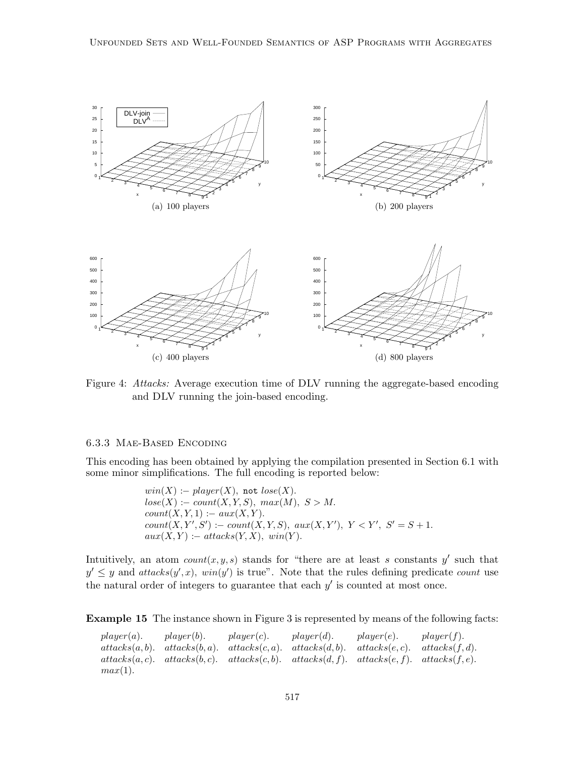Figure 4: *Attacks:* Average execution time of DLV running the aggregate-based encoding and DLV running the join-based encoding.

(a) 100 players

(b) 200 players

(c) 400 players

(d) 800 players

### 6.3.3 Mae-Based Encoding

This encoding has been obtained by applying the compilation presented in Section 6.1 with some minor simplifications. The full encoding is reported below:

$$
\begin{array}{l}
win(X) \mathrel{:-} player(X),\ \texttt{not}\ lose(X). \\
lose(X) \mathrel{:-} count(X, Y, S),\ max(M),\ S > M. \\
count(X, Y, 1) \mathrel{:-} aux(X, Y). \\
count(X, Y', S') \mathrel{:-} count(X, Y, S),\ aux(X, Y'),\ Y < Y',\ S' = S + 1. \\
aux(X, Y) \mathrel{:-} attacks(Y, X),\ win(Y).
\end{array}
$$

Intuitively, an atom $count(x, y, s)$ stands for "there are at least $s$ constants $y'$ such that $y' \leq y$ and $attacks(y', x)$, $win(y')$ is true". Note that the rules defining predicate *count* use the natural order of integers to guarantee that each $y'$ is counted at most once.

**Example 15** The instance shown in Figure 3 is represented by means of the following facts:

$$
\begin{array}{llllll}
player(a). & player(b). & player(c). & player(d). & player(e). & player(f). \\
attacks(a, b). & attacks(b, a). & attacks(c, a). & attacks(d, b). & attacks(e, c). & attacks(f, d). \\
attacks(a, c). & attacks(b, c). & attacks(c, b). & attacks(d, f). & attacks(e, f). & attacks(f, e). \\
max(1). & & & & &
\end{array}
$$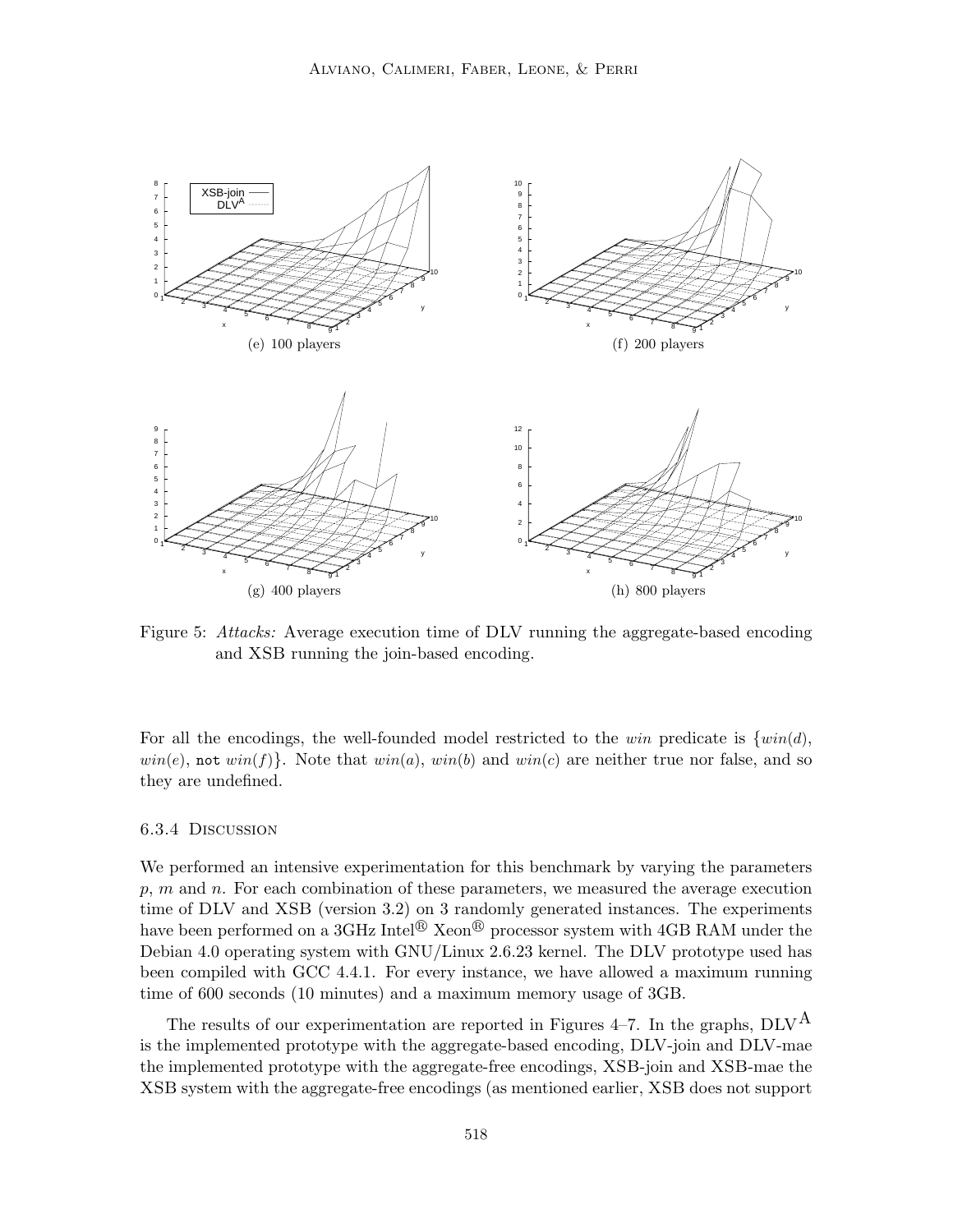(e) 100 players

(f) 200 players

(g) 400 players

(h) 800 players

Figure 5: *Attacks:* Average execution time of DLV running the aggregate-based encoding and XSB running the join-based encoding.

For all the encodings, the well-founded model restricted to the *win* predicate is $\{win(d), win(e), \texttt{not}\ win(f)\}$. Note that $win(a)$, $win(b)$ and $win(c)$ are neither true nor false, and so they are undefined.

#### 6.3.4 Discussion

We performed an intensive experimentation for this benchmark by varying the parameters $p$, $m$ and $n$. For each combination of these parameters, we measured the average execution time of DLV and XSB (version 3.2) on 3 randomly generated instances. The experiments have been performed on a 3GHz Intel® Xeon® processor system with 4GB RAM under the Debian 4.0 operating system with GNU/Linux 2.6.23 kernel. The DLV prototype used has been compiled with GCC 4.4.1. For every instance, we have allowed a maximum running time of 600 seconds (10 minutes) and a maximum memory usage of 3GB.

The results of our experimentation are reported in Figures 4–7. In the graphs, $\text{DLV}^{\text{A}}$ is the implemented prototype with the aggregate-based encoding, DLV-join and DLV-mae the implemented prototype with the aggregate-free encodings, XSB-join and XSB-mae the XSB system with the aggregate-free encodings (as mentioned earlier, XSB does not support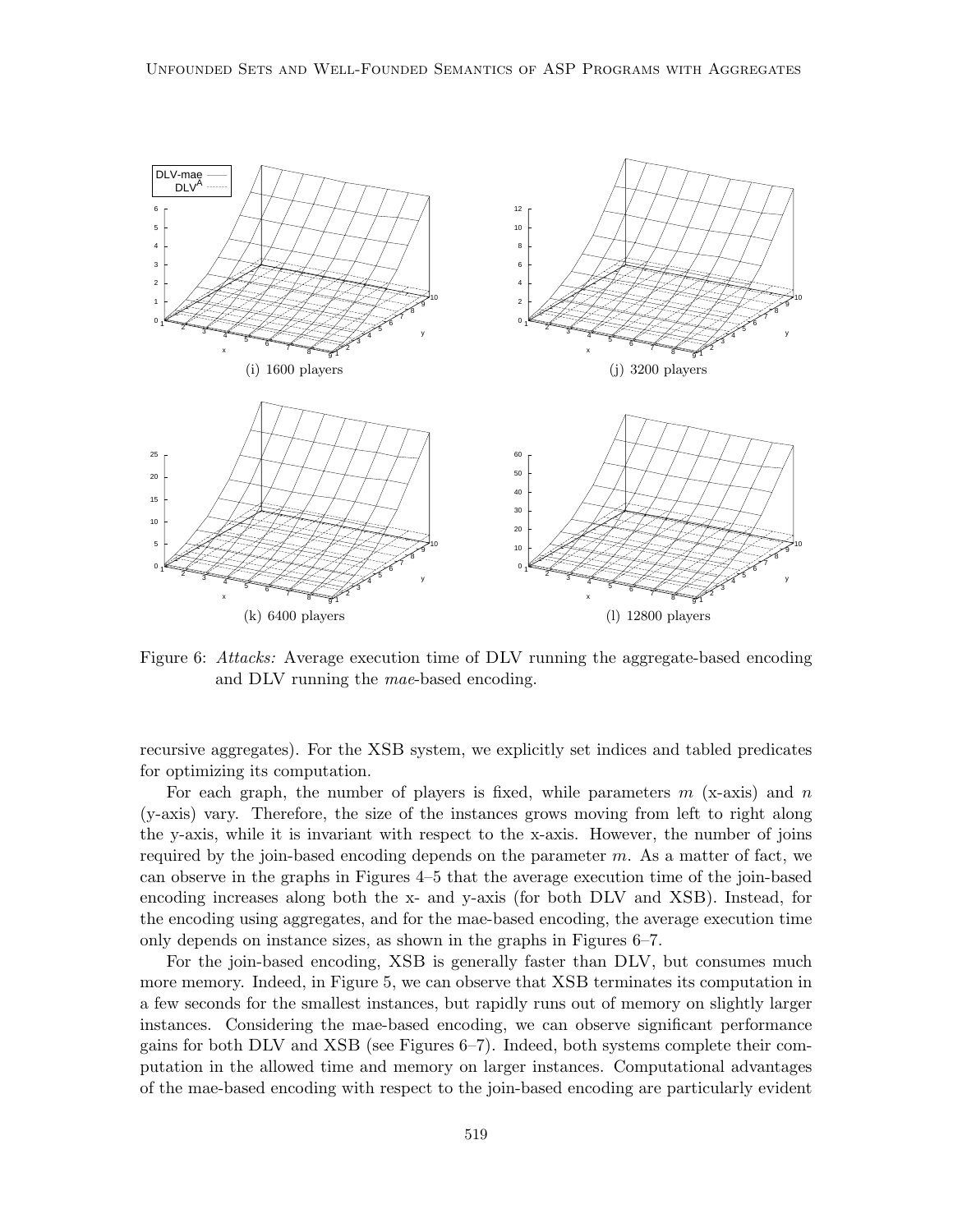(i) 1600 players

(j) 3200 players

(k) 6400 players

(l) 12800 players

Figure 6: *Attacks:* Average execution time of DLV running the aggregate-based encoding and DLV running the *mae*-based encoding.

recursive aggregates). For the XSB system, we explicitly set indices and tabled predicates for optimizing its computation.

For each graph, the number of players is fixed, while parameters $m$ (x-axis) and $n$ (y-axis) vary. Therefore, the size of the instances grows moving from left to right along the y-axis, while it is invariant with respect to the x-axis. However, the number of joins required by the join-based encoding depends on the parameter $m$. As a matter of fact, we can observe in the graphs in Figures 4–5 that the average execution time of the join-based encoding increases along both the x- and y-axis (for both DLV and XSB). Instead, for the encoding using aggregates, and for the mae-based encoding, the average execution time only depends on instance sizes, as shown in the graphs in Figures 6–7.

For the join-based encoding, XSB is generally faster than DLV, but consumes much more memory. Indeed, in Figure 5, we can observe that XSB terminates its computation in a few seconds for the smallest instances, but rapidly runs out of memory on slightly larger instances. Considering the mae-based encoding, we can observe significant performance gains for both DLV and XSB (see Figures 6–7). Indeed, both systems complete their computation in the allowed time and memory on larger instances. Computational advantages of the mae-based encoding with respect to the join-based encoding are particularly evident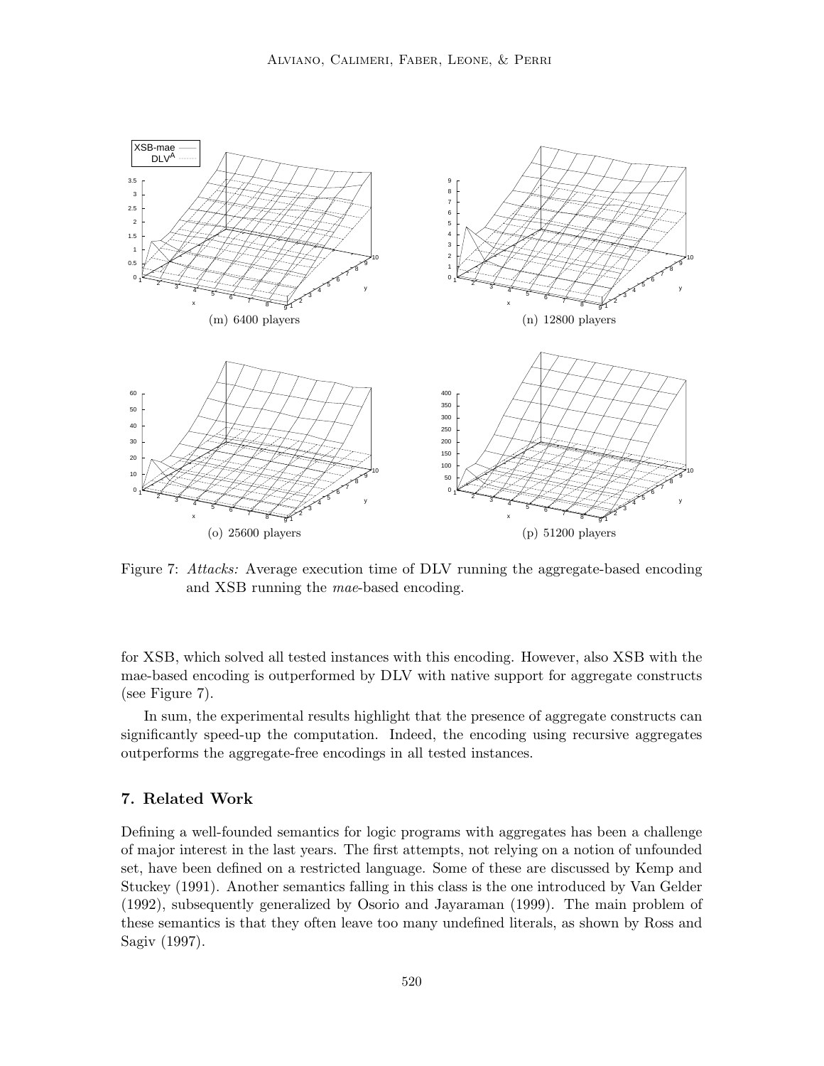(m) 6400 players

(n) 12800 players

(o) 25600 players

(p) 51200 players

Figure 7: *Attacks:* Average execution time of DLV running the aggregate-based encoding and XSB running the *mae*-based encoding.

for XSB, which solved all tested instances with this encoding. However, also XSB with the mae-based encoding is outperformed by DLV with native support for aggregate constructs (see Figure 7).

In sum, the experimental results highlight that the presence of aggregate constructs can significantly speed-up the computation. Indeed, the encoding using recursive aggregates outperforms the aggregate-free encodings in all tested instances.

## 7. Related Work

Defining a well-founded semantics for logic programs with aggregates has been a challenge of major interest in the last years. The first attempts, not relying on a notion of unfounded set, have been defined on a restricted language. Some of these are discussed by Kemp and Stuckey (1991). Another semantics falling in this class is the one introduced by Van Gelder (1992), subsequently generalized by Osorio and Jayaraman (1999). The main problem of these semantics is that they often leave too many undefined literals, as shown by Ross and Sagiv (1997).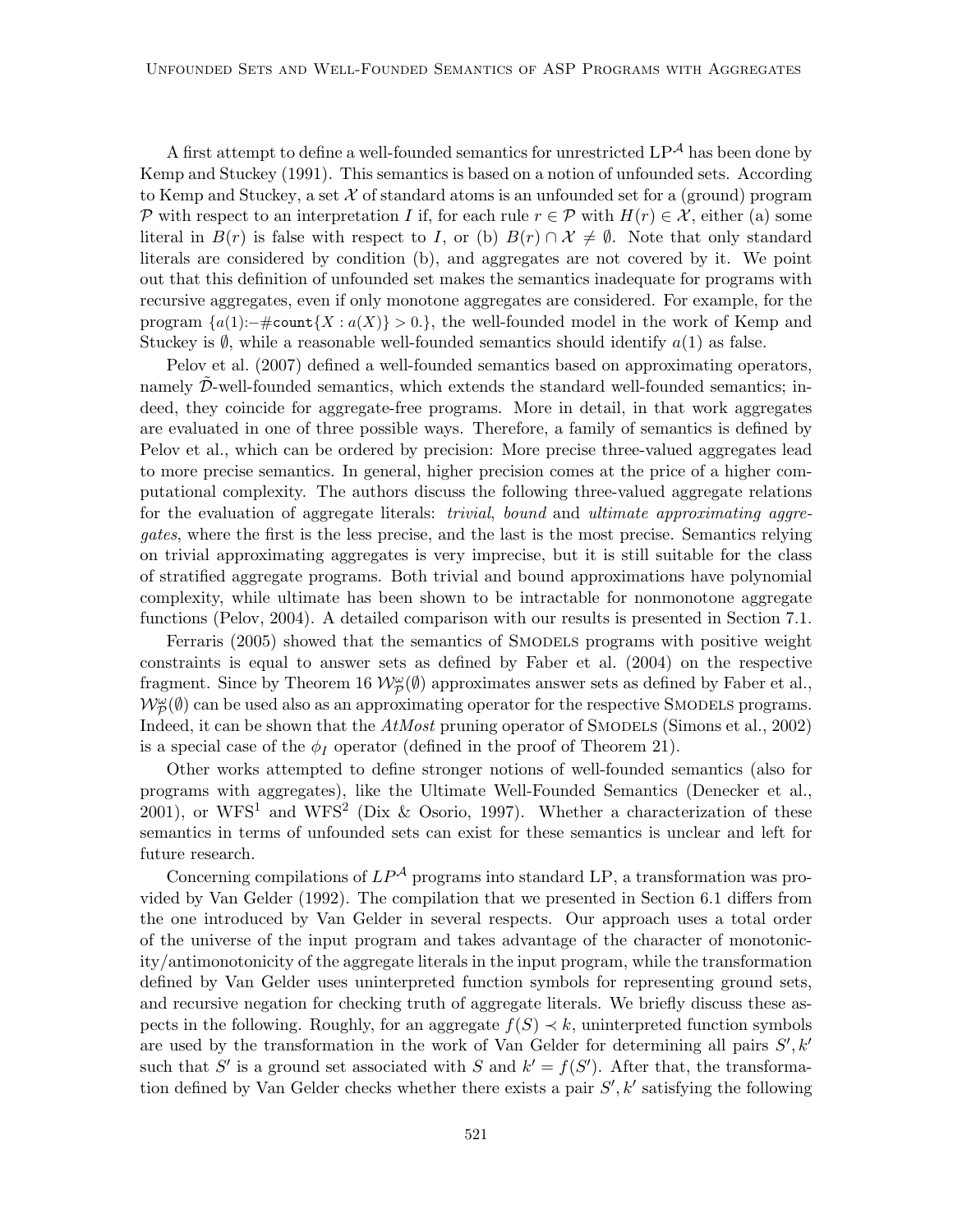A first attempt to define a well-founded semantics for unrestricted $\mathrm{LP}^{\mathcal{A}}$ has been done by Kemp and Stuckey (1991). This semantics is based on a notion of unfounded sets. According to Kemp and Stuckey, a set $\mathcal{X}$ of standard atoms is an unfounded set for a (ground) program $\mathcal{P}$ with respect to an interpretation $I$ if, for each rule $r \in \mathcal{P}$ with $H(r) \in \mathcal{X}$, either (a) some literal in $B(r)$ is false with respect to $I$, or (b) $B(r) \cap \mathcal{X} \neq \emptyset$. Note that only standard literals are considered by condition (b), and aggregates are not covered by it. We point out that this definition of unfounded set makes the semantics inadequate for programs with recursive aggregates, even if only monotone aggregates are considered. For example, for the program $\{a(1) \text{:-} \#\mathtt{count}\{X : a(X)\} > 0.\}$, the well-founded model in the work of Kemp and Stuckey is $\emptyset$, while a reasonable well-founded semantics should identify $a(1)$ as false.

Pelov et al. (2007) defined a well-founded semantics based on approximating operators, namely $\tilde{\mathcal{D}}$-well-founded semantics, which extends the standard well-founded semantics; indeed, they coincide for aggregate-free programs. More in detail, in that work aggregates are evaluated in one of three possible ways. Therefore, a family of semantics is defined by Pelov et al., which can be ordered by precision: More precise three-valued aggregates lead to more precise semantics. In general, higher precision comes at the price of a higher computational complexity. The authors discuss the following three-valued aggregate relations for the evaluation of aggregate literals: *trivial*, *bound* and *ultimate approximating aggregates*, where the first is the less precise, and the last is the most precise. Semantics relying on trivial approximating aggregates is very imprecise, but it is still suitable for the class of stratified aggregate programs. Both trivial and bound approximations have polynomial complexity, while ultimate has been shown to be intractable for nonmonotone aggregate functions (Pelov, 2004). A detailed comparison with our results is presented in Section 7.1.

Ferraris (2005) showed that the semantics of Smodels programs with positive weight constraints is equal to answer sets as defined by Faber et al. (2004) on the respective fragment. Since by Theorem 16 $\mathcal{W}^{\omega}_{\mathcal{P}}(\emptyset)$ approximates answer sets as defined by Faber et al., $\mathcal{W}^{\omega}_{\mathcal{P}}(\emptyset)$ can be used also as an approximating operator for the respective Smodels programs. Indeed, it can be shown that the *AtMost* pruning operator of Smodels (Simons et al., 2002) is a special case of the $\phi_I$ operator (defined in the proof of Theorem 21).

Other works attempted to define stronger notions of well-founded semantics (also for programs with aggregates), like the Ultimate Well-Founded Semantics (Denecker et al., 2001), or $\mathrm{WFS}^1$ and $\mathrm{WFS}^2$ (Dix & Osorio, 1997). Whether a characterization of these semantics in terms of unfounded sets can exist for these semantics is unclear and left for future research.

Concerning compilations of $LP^{\mathcal{A}}$ programs into standard LP, a transformation was provided by Van Gelder (1992). The compilation that we presented in Section 6.1 differs from the one introduced by Van Gelder in several respects. Our approach uses a total order of the universe of the input program and takes advantage of the character of monotonicity/antimonotonicity of the aggregate literals in the input program, while the transformation defined by Van Gelder uses uninterpreted function symbols for representing ground sets, and recursive negation for checking truth of aggregate literals. We briefly discuss these aspects in the following. Roughly, for an aggregate $f(S) \prec k$, uninterpreted function symbols are used by the transformation in the work of Van Gelder for determining all pairs $S', k'$ such that $S'$ is a ground set associated with $S$ and $k' = f(S')$. After that, the transformation defined by Van Gelder checks whether there exists a pair $S', k'$ satisfying the following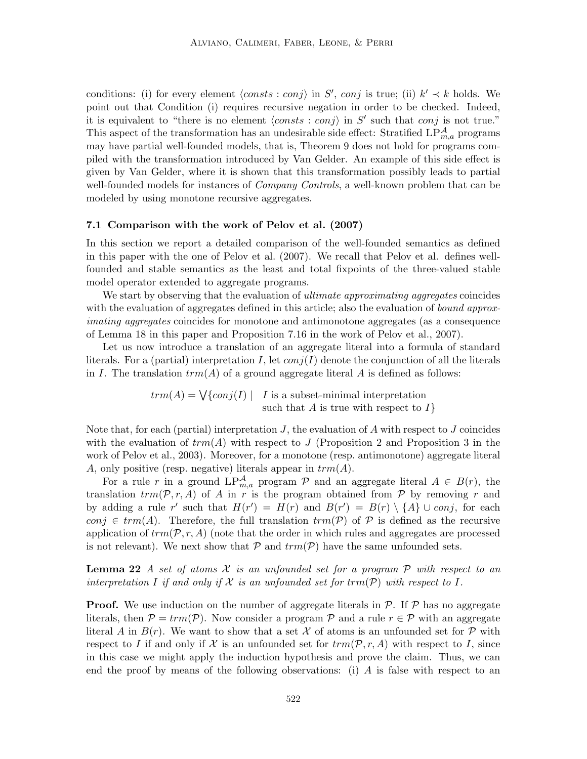conditions: (i) for every element $\langle consts : conj \rangle$ in $S'$, $conj$ is true; (ii) $k' \prec k$ holds. We point out that Condition (i) requires recursive negation in order to be checked. Indeed, it is equivalent to "there is no element $\langle consts : conj \rangle$ in $S'$ such that $conj$ is not true." This aspect of the transformation has an undesirable side effect: Stratified $\mathrm{LP}^{\mathcal{A}}_{m,a}$ programs may have partial well-founded models, that is, Theorem 9 does not hold for programs compiled with the transformation introduced by Van Gelder. An example of this side effect is given by Van Gelder, where it is shown that this transformation possibly leads to partial well-founded models for instances of *Company Controls*, a well-known problem that can be modeled by using monotone recursive aggregates.

### 7.1 Comparison with the work of Pelov et al. (2007)

In this section we report a detailed comparison of the well-founded semantics as defined in this paper with the one of Pelov et al. (2007). We recall that Pelov et al. defines well-founded and stable semantics as the least and total fixpoints of the three-valued stable model operator extended to aggregate programs.

We start by observing that the evaluation of *ultimate approximating aggregates* coincides with the evaluation of aggregates defined in this article; also the evaluation of *bound approximating aggregates* coincides for monotone and antimonotone aggregates (as a consequence of Lemma 18 in this paper and Proposition 7.16 in the work of Pelov et al., 2007).

Let us now introduce a translation of an aggregate literal into a formula of standard literals. For a (partial) interpretation $I$, let $conj(I)$ denote the conjunction of all the literals in $I$. The translation $trm(A)$ of a ground aggregate literal $A$ is defined as follows:

$$trm(A) = \bigvee \{conj(I) \mid \ I \text{ is a subset-minimal interpretation such that } A \text{ is true with respect to } I\}$$

Note that, for each (partial) interpretation $J$, the evaluation of $A$ with respect to $J$ coincides with the evaluation of $trm(A)$ with respect to $J$ (Proposition 2 and Proposition 3 in the work of Pelov et al., 2003). Moreover, for a monotone (resp. antimonotone) aggregate literal $A$, only positive (resp. negative) literals appear in $trm(A)$.

For a rule $r$ in a ground $\mathrm{LP}^{\mathcal{A}}_{m,a}$ program $\mathcal{P}$ and an aggregate literal $A \in B(r)$, the translation $trm(\mathcal{P}, r, A)$ of $A$ in $r$ is the program obtained from $\mathcal{P}$ by removing $r$ and by adding a rule $r'$ such that $H(r') = H(r)$ and $B(r') = B(r) \setminus \{A\} \cup conj$, for each $conj \in trm(A)$. Therefore, the full translation $trm(\mathcal{P})$ of $\mathcal{P}$ is defined as the recursive application of $trm(\mathcal{P}, r, A)$ (note that the order in which rules and aggregates are processed is not relevant). We next show that $\mathcal{P}$ and $trm(\mathcal{P})$ have the same unfounded sets.

**Lemma 22** *A set of atoms $\mathcal{X}$ is an unfounded set for a program $\mathcal{P}$ with respect to an interpretation $I$ if and only if $\mathcal{X}$ is an unfounded set for $trm(\mathcal{P})$ with respect to $I$.*

**Proof.** We use induction on the number of aggregate literals in $\mathcal{P}$. If $\mathcal{P}$ has no aggregate literals, then $\mathcal{P} = trm(\mathcal{P})$. Now consider a program $\mathcal{P}$ and a rule $r \in \mathcal{P}$ with an aggregate literal $A$ in $B(r)$. We want to show that a set $\mathcal{X}$ of atoms is an unfounded set for $\mathcal{P}$ with respect to $I$ if and only if $\mathcal{X}$ is an unfounded set for $trm(\mathcal{P}, r, A)$ with respect to $I$, since in this case we might apply the induction hypothesis and prove the claim. Thus, we can end the proof by means of the following observations: (i) $A$ is false with respect to an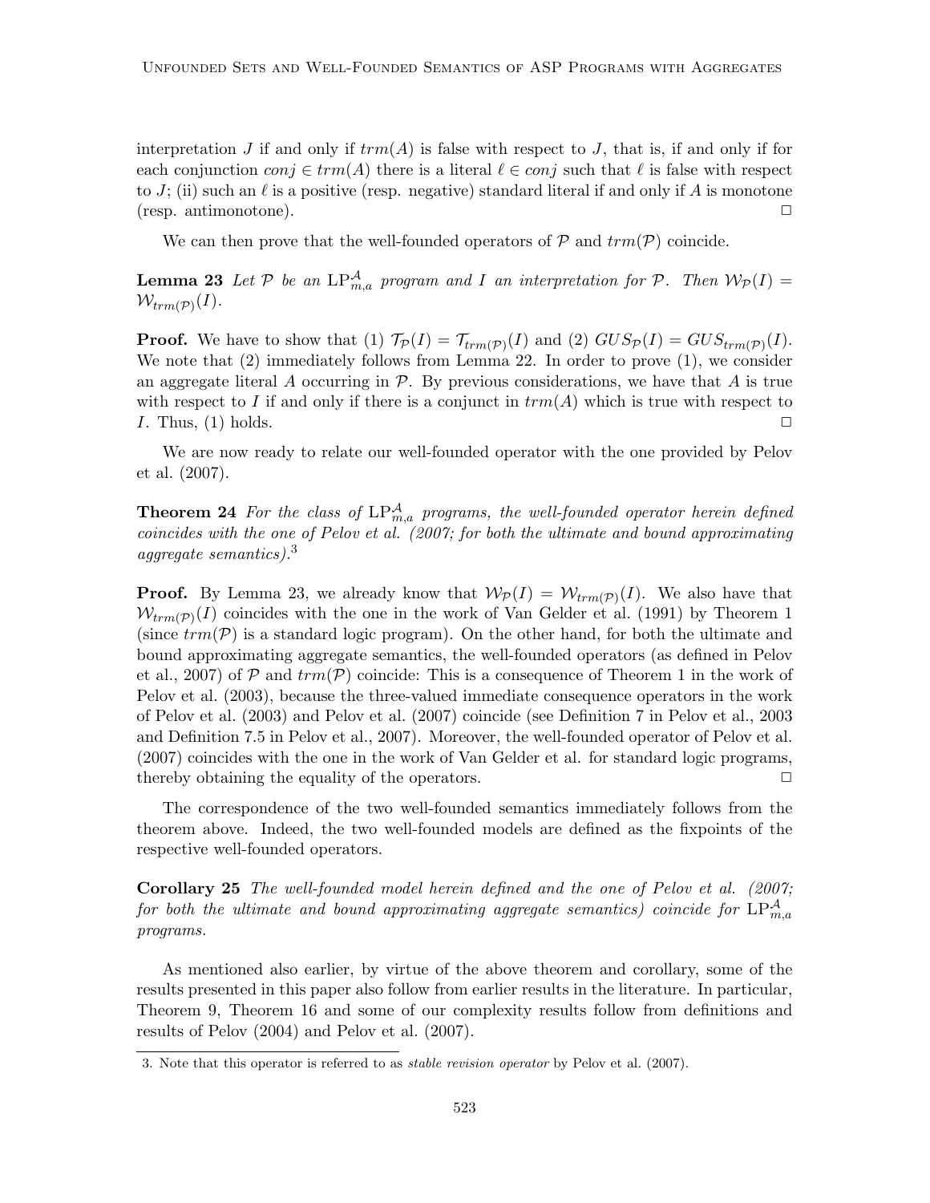interpretation $J$ if and only if $trm(A)$ is false with respect to $J$, that is, if and only if for each conjunction $conj \in trm(A)$ there is a literal $\ell \in conj$ such that $\ell$ is false with respect to $J$; (ii) such an $\ell$ is a positive (resp. negative) standard literal if and only if $A$ is monotone (resp. antimonotone). $\Box$

We can then prove that the well-founded operators of $\mathcal{P}$ and $trm(\mathcal{P})$ coincide.

**Lemma 23** *Let $\mathcal{P}$ be an $\mathrm{LP}^{\mathcal{A}}_{m,a}$ program and $I$ an interpretation for $\mathcal{P}$. Then $\mathcal{W}_{\mathcal{P}}(I) = \mathcal{W}_{trm(\mathcal{P})}(I)$.*

**Proof.** We have to show that (1) $\mathcal{T}_{\mathcal{P}}(I) = \mathcal{T}_{trm(\mathcal{P})}(I)$ and (2) $GUS_{\mathcal{P}}(I) = GUS_{trm(\mathcal{P})}(I)$. We note that (2) immediately follows from Lemma 22. In order to prove (1), we consider an aggregate literal $A$ occurring in $\mathcal{P}$. By previous considerations, we have that $A$ is true with respect to $I$ if and only if there is a conjunct in $trm(A)$ which is true with respect to $I$. Thus, (1) holds. $\Box$

We are now ready to relate our well-founded operator with the one provided by Pelov et al. (2007).

**Theorem 24** *For the class of $\mathrm{LP}^{\mathcal{A}}_{m,a}$ programs, the well-founded operator herein defined coincides with the one of Pelov et al. (2007; for both the ultimate and bound approximating aggregate semantics).*[3]

**Proof.** By Lemma 23, we already know that $\mathcal{W}_{\mathcal{P}}(I) = \mathcal{W}_{trm(\mathcal{P})}(I)$. We also have that $\mathcal{W}_{trm(\mathcal{P})}(I)$ coincides with the one in the work of Van Gelder et al. (1991) by Theorem 1 (since $trm(\mathcal{P})$ is a standard logic program). On the other hand, for both the ultimate and bound approximating aggregate semantics, the well-founded operators (as defined in Pelov et al., 2007) of $\mathcal{P}$ and $trm(\mathcal{P})$ coincide: This is a consequence of Theorem 1 in the work of Pelov et al. (2003), because the three-valued immediate consequence operators in the work of Pelov et al. (2003) and Pelov et al. (2007) coincide (see Definition 7 in Pelov et al., 2003 and Definition 7.5 in Pelov et al., 2007). Moreover, the well-founded operator of Pelov et al. (2007) coincides with the one in the work of Van Gelder et al. for standard logic programs, thereby obtaining the equality of the operators. $\Box$

The correspondence of the two well-founded semantics immediately follows from the theorem above. Indeed, the two well-founded models are defined as the fixpoints of the respective well-founded operators.

**Corollary 25** *The well-founded model herein defined and the one of Pelov et al. (2007; for both the ultimate and bound approximating aggregate semantics) coincide for $\mathrm{LP}^{\mathcal{A}}_{m,a}$ programs.*

As mentioned also earlier, by virtue of the above theorem and corollary, some of the results presented in this paper also follow from earlier results in the literature. In particular, Theorem 9, Theorem 16 and some of our complexity results follow from definitions and results of Pelov (2004) and Pelov et al. (2007).

3. Note that this operator is referred to as *stable revision operator* by Pelov et al. (2007).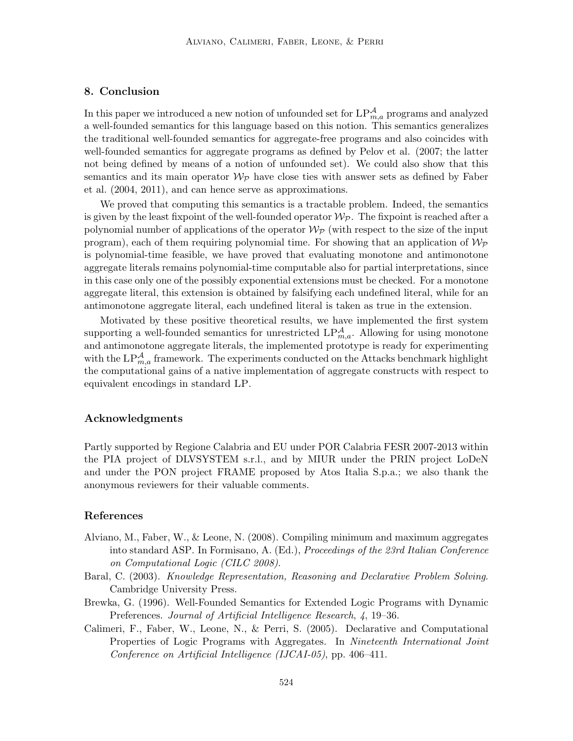## 8. Conclusion

In this paper we introduced a new notion of unfounded set for $\mathrm{LP}^{\mathcal{A}}_{m,a}$ programs and analyzed a well-founded semantics for this language based on this notion. This semantics generalizes the traditional well-founded semantics for aggregate-free programs and also coincides with well-founded semantics for aggregate programs as defined by Pelov et al. (2007; the latter not being defined by means of a notion of unfounded set). We could also show that this semantics and its main operator $\mathcal{W}_{\mathcal{P}}$ have close ties with answer sets as defined by Faber et al. (2004, 2011), and can hence serve as approximations.

We proved that computing this semantics is a tractable problem. Indeed, the semantics is given by the least fixpoint of the well-founded operator $\mathcal{W}_{\mathcal{P}}$. The fixpoint is reached after a polynomial number of applications of the operator $\mathcal{W}_{\mathcal{P}}$ (with respect to the size of the input program), each of them requiring polynomial time. For showing that an application of $\mathcal{W}_{\mathcal{P}}$ is polynomial-time feasible, we have proved that evaluating monotone and antimonotone aggregate literals remains polynomial-time computable also for partial interpretations, since in this case only one of the possibly exponential extensions must be checked. For a monotone aggregate literal, this extension is obtained by falsifying each undefined literal, while for an antimonotone aggregate literal, each undefined literal is taken as true in the extension.

Motivated by these positive theoretical results, we have implemented the first system supporting a well-founded semantics for unrestricted $\mathrm{LP}^{\mathcal{A}}_{m,a}$. Allowing for using monotone and antimonotone aggregate literals, the implemented prototype is ready for experimenting with the $\mathrm{LP}^{\mathcal{A}}_{m,a}$ framework. The experiments conducted on the Attacks benchmark highlight the computational gains of a native implementation of aggregate constructs with respect to equivalent encodings in standard LP.

## Acknowledgments

Partly supported by Regione Calabria and EU under POR Calabria FESR 2007-2013 within the PIA project of DLVSYSTEM s.r.l., and by MIUR under the PRIN project LoDeN and under the PON project FRAME proposed by Atos Italia S.p.a.; we also thank the anonymous reviewers for their valuable comments.

## References

Alviano, M., Faber, W., & Leone, N. (2008). Compiling minimum and maximum aggregates into standard ASP. In Formisano, A. (Ed.), *Proceedings of the 23rd Italian Conference on Computational Logic (CILC 2008)*.

Baral, C. (2003). *Knowledge Representation, Reasoning and Declarative Problem Solving*. Cambridge University Press.

Brewka, G. (1996). Well-Founded Semantics for Extended Logic Programs with Dynamic Preferences. *Journal of Artificial Intelligence Research*, *4*, 19–36.

Calimeri, F., Faber, W., Leone, N., & Perri, S. (2005). Declarative and Computational Properties of Logic Programs with Aggregates. In *Nineteenth International Joint Conference on Artificial Intelligence (IJCAI-05)*, pp. 406–411.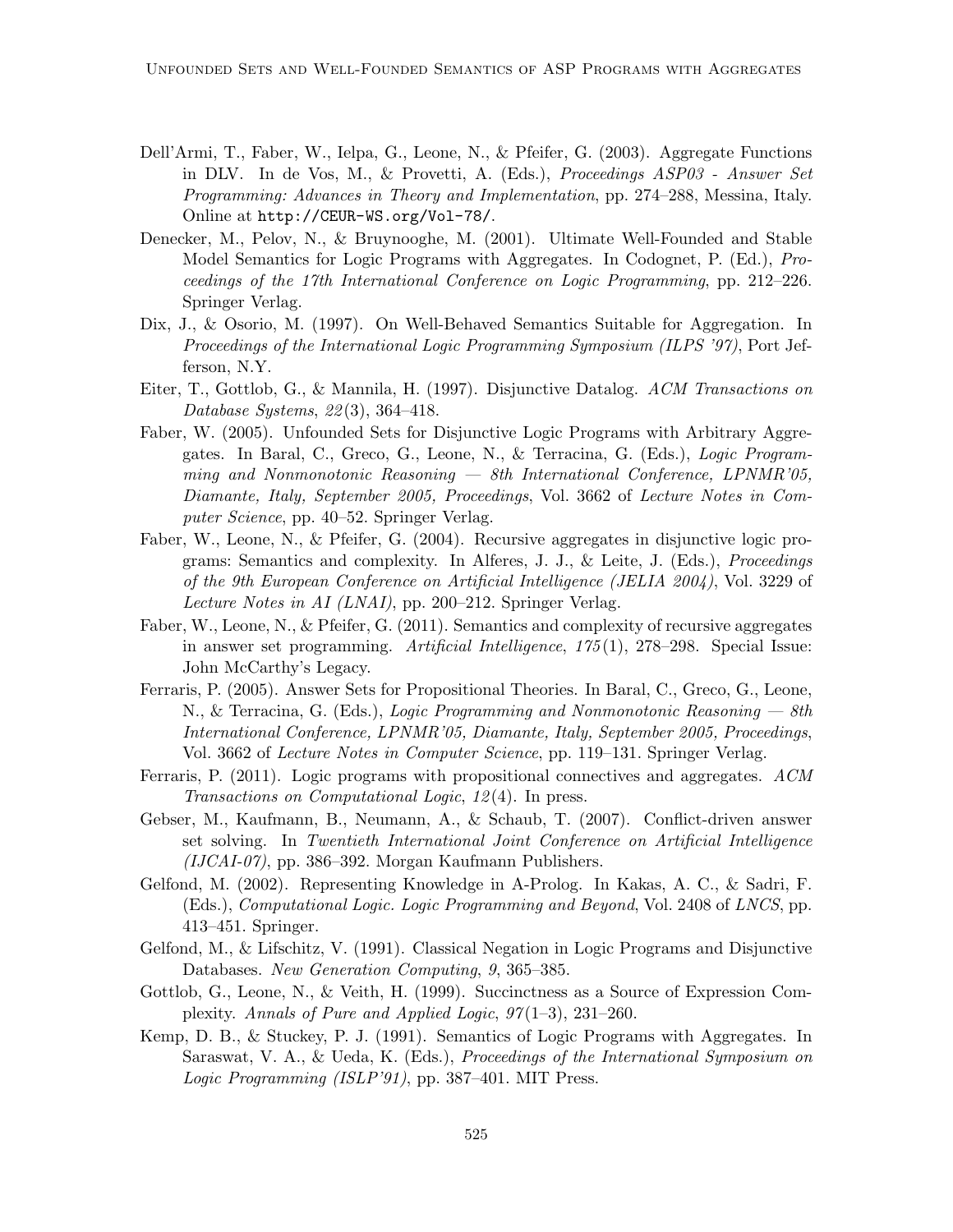- Dell'Armi, T., Faber, W., Ielpa, G., Leone, N., & Pfeifer, G. (2003). Aggregate Functions in DLV. In de Vos, M., & Provetti, A. (Eds.), *Proceedings ASP03 - Answer Set Programming: Advances in Theory and Implementation*, pp. 274–288, Messina, Italy. Online at `http://CEUR-WS.org/Vol-78/`.
- Denecker, M., Pelov, N., & Bruynooghe, M. (2001). Ultimate Well-Founded and Stable Model Semantics for Logic Programs with Aggregates. In Codognet, P. (Ed.), *Proceedings of the 17th International Conference on Logic Programming*, pp. 212–226. Springer Verlag.
- Dix, J., & Osorio, M. (1997). On Well-Behaved Semantics Suitable for Aggregation. In *Proceedings of the International Logic Programming Symposium (ILPS '97)*, Port Jefferson, N.Y.
- Eiter, T., Gottlob, G., & Mannila, H. (1997). Disjunctive Datalog. *ACM Transactions on Database Systems*, *22*(3), 364–418.
- Faber, W. (2005). Unfounded Sets for Disjunctive Logic Programs with Arbitrary Aggregates. In Baral, C., Greco, G., Leone, N., & Terracina, G. (Eds.), *Logic Programming and Nonmonotonic Reasoning — 8th International Conference, LPNMR'05, Diamante, Italy, September 2005, Proceedings*, Vol. 3662 of *Lecture Notes in Computer Science*, pp. 40–52. Springer Verlag.
- Faber, W., Leone, N., & Pfeifer, G. (2004). Recursive aggregates in disjunctive logic programs: Semantics and complexity. In Alferes, J. J., & Leite, J. (Eds.), *Proceedings of the 9th European Conference on Artificial Intelligence (JELIA 2004)*, Vol. 3229 of *Lecture Notes in AI (LNAI)*, pp. 200–212. Springer Verlag.
- Faber, W., Leone, N., & Pfeifer, G. (2011). Semantics and complexity of recursive aggregates in answer set programming. *Artificial Intelligence*, *175*(1), 278–298. Special Issue: John McCarthy's Legacy.
- Ferraris, P. (2005). Answer Sets for Propositional Theories. In Baral, C., Greco, G., Leone, N., & Terracina, G. (Eds.), *Logic Programming and Nonmonotonic Reasoning — 8th International Conference, LPNMR'05, Diamante, Italy, September 2005, Proceedings*, Vol. 3662 of *Lecture Notes in Computer Science*, pp. 119–131. Springer Verlag.
- Ferraris, P. (2011). Logic programs with propositional connectives and aggregates. *ACM Transactions on Computational Logic*, *12*(4). In press.
- Gebser, M., Kaufmann, B., Neumann, A., & Schaub, T. (2007). Conflict-driven answer set solving. In *Twentieth International Joint Conference on Artificial Intelligence (IJCAI-07)*, pp. 386–392. Morgan Kaufmann Publishers.
- Gelfond, M. (2002). Representing Knowledge in A-Prolog. In Kakas, A. C., & Sadri, F. (Eds.), *Computational Logic. Logic Programming and Beyond*, Vol. 2408 of *LNCS*, pp. 413–451. Springer.
- Gelfond, M., & Lifschitz, V. (1991). Classical Negation in Logic Programs and Disjunctive Databases. *New Generation Computing*, *9*, 365–385.
- Gottlob, G., Leone, N., & Veith, H. (1999). Succinctness as a Source of Expression Complexity. *Annals of Pure and Applied Logic*, *97*(1–3), 231–260.
- Kemp, D. B., & Stuckey, P. J. (1991). Semantics of Logic Programs with Aggregates. In Saraswat, V. A., & Ueda, K. (Eds.), *Proceedings of the International Symposium on Logic Programming (ISLP'91)*, pp. 387–401. MIT Press.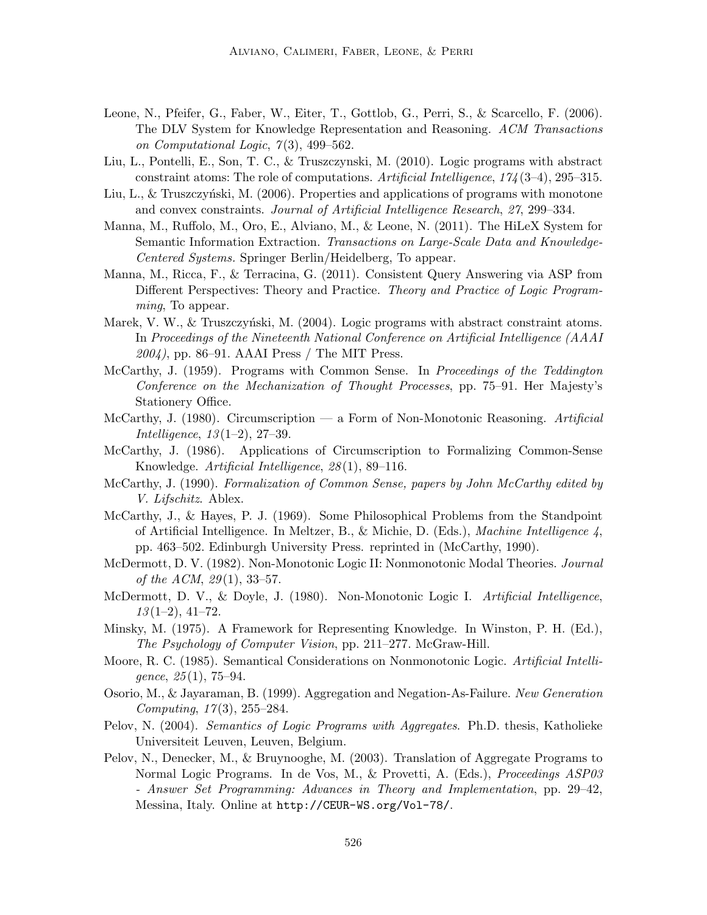Leone, N., Pfeifer, G., Faber, W., Eiter, T., Gottlob, G., Perri, S., & Scarcello, F. (2006). The DLV System for Knowledge Representation and Reasoning. *ACM Transactions on Computational Logic*, *7*(3), 499–562.

Liu, L., Pontelli, E., Son, T. C., & Truszczynski, M. (2010). Logic programs with abstract constraint atoms: The role of computations. *Artificial Intelligence*, *174*(3–4), 295–315.

Liu, L., & Truszczyński, M. (2006). Properties and applications of programs with monotone and convex constraints. *Journal of Artificial Intelligence Research*, *27*, 299–334.

Manna, M., Ruffolo, M., Oro, E., Alviano, M., & Leone, N. (2011). The HiLeX System for Semantic Information Extraction. *Transactions on Large-Scale Data and Knowledge-Centered Systems*. Springer Berlin/Heidelberg, To appear.

Manna, M., Ricca, F., & Terracina, G. (2011). Consistent Query Answering via ASP from Different Perspectives: Theory and Practice. *Theory and Practice of Logic Programming*, To appear.

Marek, V. W., & Truszczyński, M. (2004). Logic programs with abstract constraint atoms. In *Proceedings of the Nineteenth National Conference on Artificial Intelligence (AAAI 2004)*, pp. 86–91. AAAI Press / The MIT Press.

McCarthy, J. (1959). Programs with Common Sense. In *Proceedings of the Teddington Conference on the Mechanization of Thought Processes*, pp. 75–91. Her Majesty's Stationery Office.

McCarthy, J. (1980). Circumscription — a Form of Non-Monotonic Reasoning. *Artificial Intelligence*, *13*(1–2), 27–39.

McCarthy, J. (1986). Applications of Circumscription to Formalizing Common-Sense Knowledge. *Artificial Intelligence*, *28*(1), 89–116.

McCarthy, J. (1990). *Formalization of Common Sense, papers by John McCarthy edited by V. Lifschitz*. Ablex.

McCarthy, J., & Hayes, P. J. (1969). Some Philosophical Problems from the Standpoint of Artificial Intelligence. In Meltzer, B., & Michie, D. (Eds.), *Machine Intelligence 4*, pp. 463–502. Edinburgh University Press. reprinted in (McCarthy, 1990).

McDermott, D. V. (1982). Non-Monotonic Logic II: Nonmonotonic Modal Theories. *Journal of the ACM*, *29*(1), 33–57.

McDermott, D. V., & Doyle, J. (1980). Non-Monotonic Logic I. *Artificial Intelligence*, *13*(1–2), 41–72.

Minsky, M. (1975). A Framework for Representing Knowledge. In Winston, P. H. (Ed.), *The Psychology of Computer Vision*, pp. 211–277. McGraw-Hill.

Moore, R. C. (1985). Semantical Considerations on Nonmonotonic Logic. *Artificial Intelligence*, *25*(1), 75–94.

Osorio, M., & Jayaraman, B. (1999). Aggregation and Negation-As-Failure. *New Generation Computing*, *17*(3), 255–284.

Pelov, N. (2004). *Semantics of Logic Programs with Aggregates*. Ph.D. thesis, Katholieke Universiteit Leuven, Leuven, Belgium.

Pelov, N., Denecker, M., & Bruynooghe, M. (2003). Translation of Aggregate Programs to Normal Logic Programs. In de Vos, M., & Provetti, A. (Eds.), *Proceedings ASP03 - Answer Set Programming: Advances in Theory and Implementation*, pp. 29–42, Messina, Italy. Online at `http://CEUR-WS.org/Vol-78/`.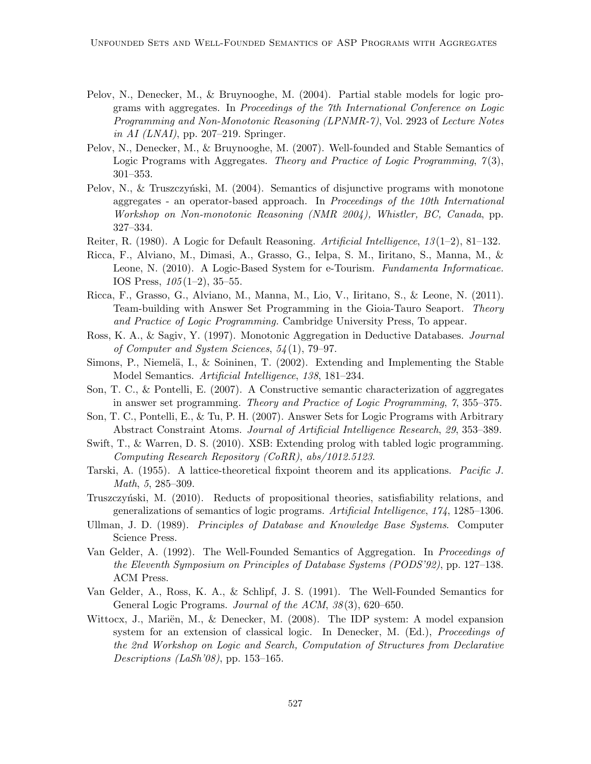Pelov, N., Denecker, M., & Bruynooghe, M. (2004). Partial stable models for logic programs with aggregates. In *Proceedings of the 7th International Conference on Logic Programming and Non-Monotonic Reasoning (LPNMR-7)*, Vol. 2923 of *Lecture Notes in AI (LNAI)*, pp. 207–219. Springer.

Pelov, N., Denecker, M., & Bruynooghe, M. (2007). Well-founded and Stable Semantics of Logic Programs with Aggregates. *Theory and Practice of Logic Programming*, *7*(3), 301–353.

Pelov, N., & Truszczyński, M. (2004). Semantics of disjunctive programs with monotone aggregates - an operator-based approach. In *Proceedings of the 10th International Workshop on Non-monotonic Reasoning (NMR 2004), Whistler, BC, Canada*, pp. 327–334.

Reiter, R. (1980). A Logic for Default Reasoning. *Artificial Intelligence*, *13*(1–2), 81–132.

Ricca, F., Alviano, M., Dimasi, A., Grasso, G., Ielpa, S. M., Iiritano, S., Manna, M., & Leone, N. (2010). A Logic-Based System for e-Tourism. *Fundamenta Informaticae.* IOS Press, *105*(1–2), 35–55.

Ricca, F., Grasso, G., Alviano, M., Manna, M., Lio, V., Iiritano, S., & Leone, N. (2011). Team-building with Answer Set Programming in the Gioia-Tauro Seaport. *Theory and Practice of Logic Programming.* Cambridge University Press, To appear.

Ross, K. A., & Sagiv, Y. (1997). Monotonic Aggregation in Deductive Databases. *Journal of Computer and System Sciences*, *54*(1), 79–97.

Simons, P., Niemelä, I., & Soininen, T. (2002). Extending and Implementing the Stable Model Semantics. *Artificial Intelligence*, *138*, 181–234.

Son, T. C., & Pontelli, E. (2007). A Constructive semantic characterization of aggregates in answer set programming. *Theory and Practice of Logic Programming*, *7*, 355–375.

Son, T. C., Pontelli, E., & Tu, P. H. (2007). Answer Sets for Logic Programs with Arbitrary Abstract Constraint Atoms. *Journal of Artificial Intelligence Research*, *29*, 353–389.

Swift, T., & Warren, D. S. (2010). XSB: Extending prolog with tabled logic programming. *Computing Research Repository (CoRR)*, *abs/1012.5123*.

Tarski, A. (1955). A lattice-theoretical fixpoint theorem and its applications. *Pacific J. Math*, *5*, 285–309.

Truszczyński, M. (2010). Reducts of propositional theories, satisfiability relations, and generalizations of semantics of logic programs. *Artificial Intelligence*, *174*, 1285–1306.

Ullman, J. D. (1989). *Principles of Database and Knowledge Base Systems*. Computer Science Press.

Van Gelder, A. (1992). The Well-Founded Semantics of Aggregation. In *Proceedings of the Eleventh Symposium on Principles of Database Systems (PODS'92)*, pp. 127–138. ACM Press.

Van Gelder, A., Ross, K. A., & Schlipf, J. S. (1991). The Well-Founded Semantics for General Logic Programs. *Journal of the ACM*, *38*(3), 620–650.

Wittocx, J., Mariën, M., & Denecker, M. (2008). The IDP system: A model expansion system for an extension of classical logic. In Denecker, M. (Ed.), *Proceedings of the 2nd Workshop on Logic and Search, Computation of Structures from Declarative Descriptions (LaSh'08)*, pp. 153–165.